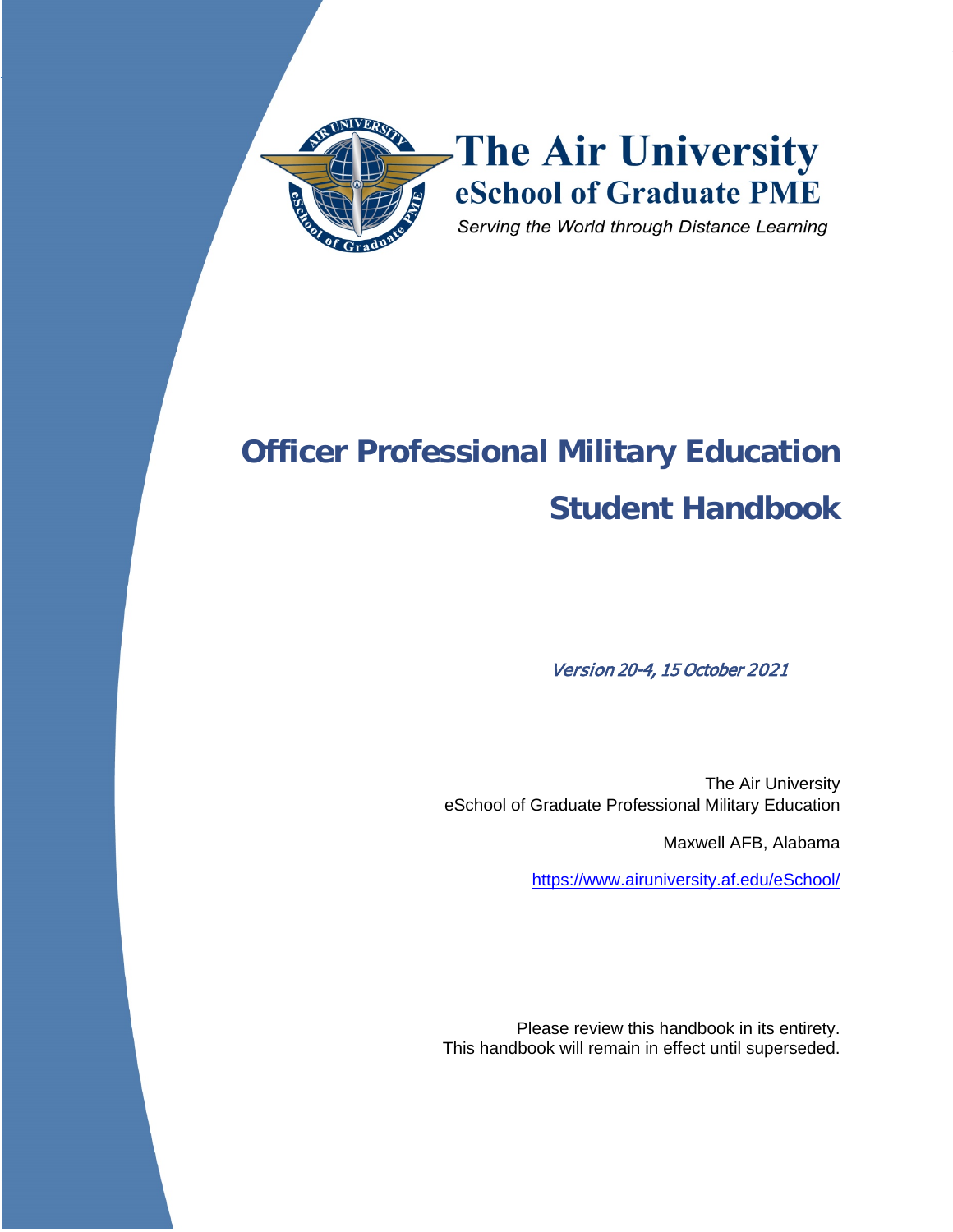The Air University
eSchool of Graduate PME
*Serving the World through Distance Learning*

# Officer Professional Military Education Student Handbook

*Version 20-4, 15 October 2021*

The Air University
eSchool of Graduate Professional Military Education

Maxwell AFB, Alabama

https://www.airuniversity.af.edu/eSchool/

Please review this handbook in its entirety.
This handbook will remain in effect until superseded.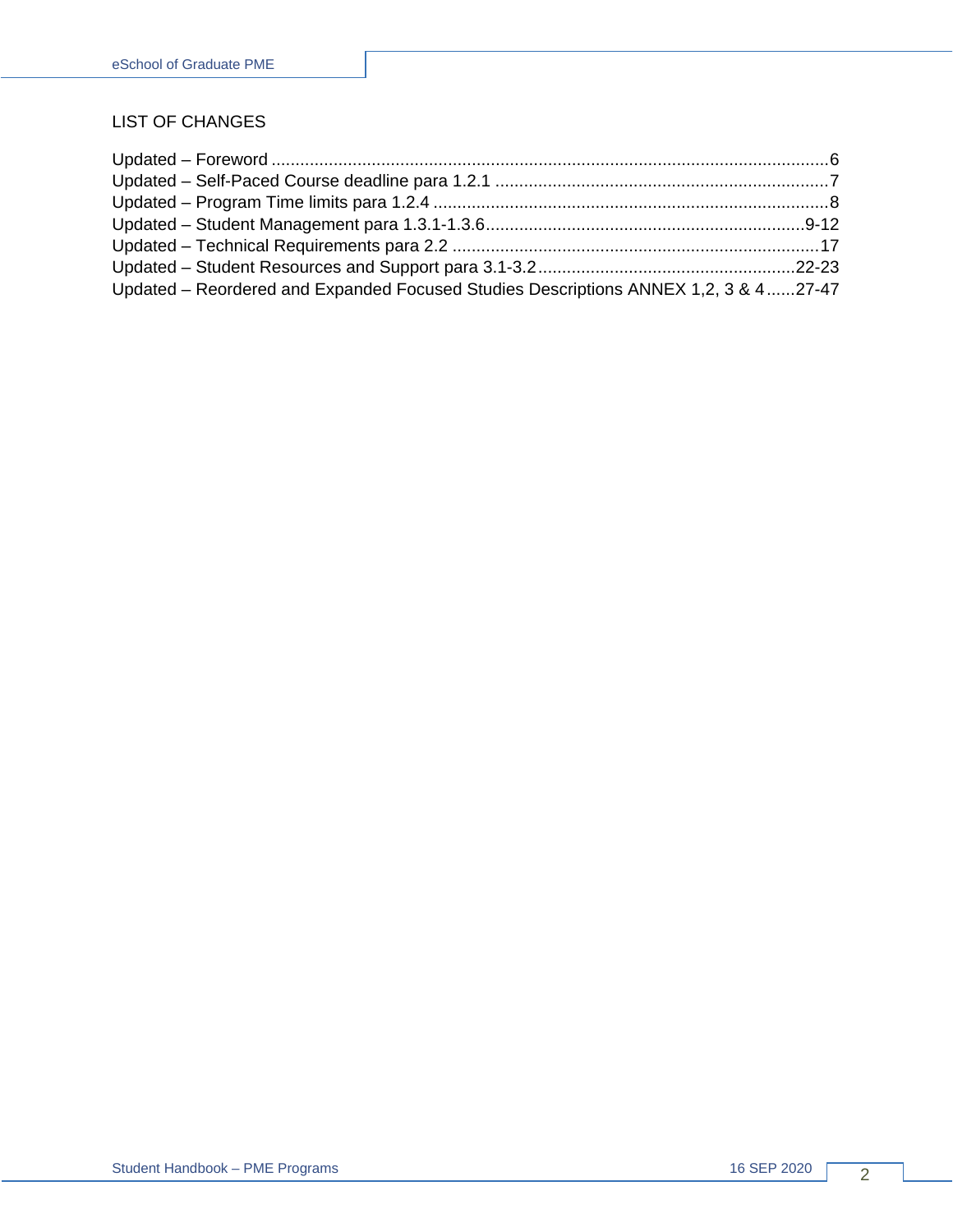# LIST OF CHANGES

Updated – Foreword .......................................................................................................................6
Updated – Self-Paced Course deadline para 1.2.1 ......................................................................7
Updated – Program Time limits para 1.2.4 ...................................................................................8
Updated – Student Management para 1.3.1-1.3.6...................................................................9-12
Updated – Technical Requirements para 2.2 .............................................................................17
Updated – Student Resources and Support para 3.1-3.2......................................................22-23
Updated – Reordered and Expanded Focused Studies Descriptions ANNEX 1,2, 3 & 4......27-47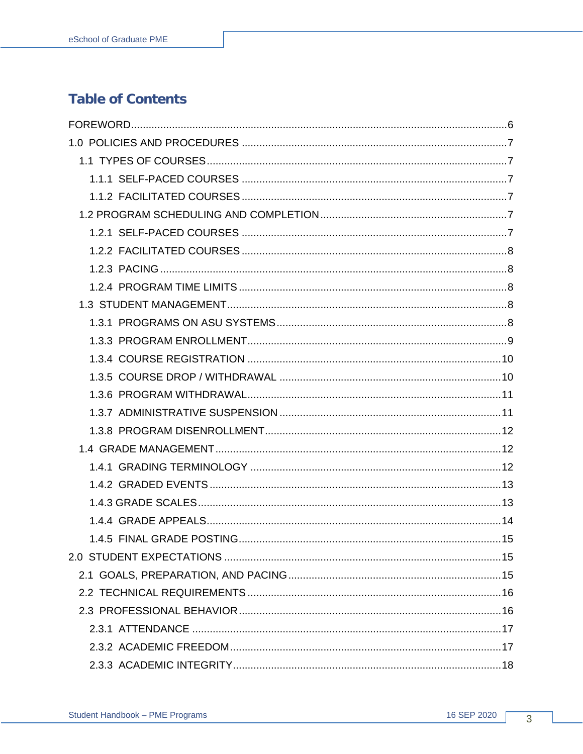# Table of Contents

FOREWORD ........................................................................................................................ 6

1.0 POLICIES AND PROCEDURES ..................................................................................... 7

- 1.1 TYPES OF COURSES ................................................................................................ 7
  - 1.1.1 SELF-PACED COURSES ....................................................................................... 7
  - 1.1.2 FACILITATED COURSES ...................................................................................... 7
- 1.2 PROGRAM SCHEDULING AND COMPLETION ............................................................ 7
  - 1.2.1 SELF-PACED COURSES ....................................................................................... 7
  - 1.2.2 FACILITATED COURSES ...................................................................................... 8
  - 1.2.3 PACING ............................................................................................................ 8
  - 1.2.4 PROGRAM TIME LIMITS ...................................................................................... 8
- 1.3 STUDENT MANAGEMENT ......................................................................................... 8
  - 1.3.1 PROGRAMS ON ASU SYSTEMS ............................................................................ 8
  - 1.3.3 PROGRAM ENROLLMENT ..................................................................................... 9
  - 1.3.4 COURSE REGISTRATION .................................................................................... 10
  - 1.3.5 COURSE DROP / WITHDRAWAL .......................................................................... 10
  - 1.3.6 PROGRAM WITHDRAWAL ................................................................................... 11
  - 1.3.7 ADMINISTRATIVE SUSPENSION ......................................................................... 11
  - 1.3.8 PROGRAM DISENROLLMENT .............................................................................. 12
- 1.4 GRADE MANAGEMENT ............................................................................................ 12
  - 1.4.1 GRADING TERMINOLOGY .................................................................................. 12
  - 1.4.2 GRADED EVENTS ............................................................................................. 13
  - 1.4.3 GRADE SCALES ................................................................................................ 13
  - 1.4.4 GRADE APPEALS .............................................................................................. 14
  - 1.4.5 FINAL GRADE POSTING .................................................................................... 15

2.0 STUDENT EXPECTATIONS ........................................................................................ 15

- 2.1 GOALS, PREPARATION, AND PACING ....................................................................... 15
- 2.2 TECHNICAL REQUIREMENTS ................................................................................... 16
- 2.3 PROFESSIONAL BEHAVIOR ...................................................................................... 16
  - 2.3.1 ATTENDANCE .................................................................................................. 17
  - 2.3.2 ACADEMIC FREEDOM ........................................................................................ 17
  - 2.3.3 ACADEMIC INTEGRITY ...................................................................................... 18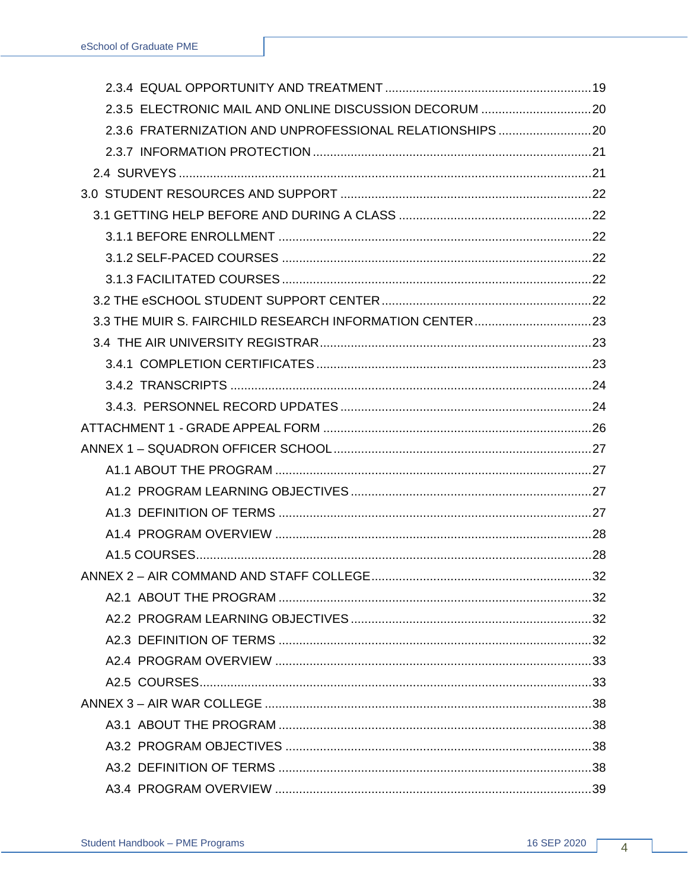2.3.4 EQUAL OPPORTUNITY AND TREATMENT ............................................................ 19
2.3.5 ELECTRONIC MAIL AND ONLINE DISCUSSION DECORUM ................................ 20
2.3.6 FRATERNIZATION AND UNPROFESSIONAL RELATIONSHIPS ........................... 20
2.3.7 INFORMATION PROTECTION ................................................................................ 21
2.4 SURVEYS ....................................................................................................................... 21
3.0 STUDENT RESOURCES AND SUPPORT ......................................................................... 22
3.1 GETTING HELP BEFORE AND DURING A CLASS ........................................................ 22
3.1.1 BEFORE ENROLLMENT ........................................................................................... 22
3.1.2 SELF-PACED COURSES ......................................................................................... 22
3.1.3 FACILITATED COURSES ......................................................................................... 22
3.2 THE eSCHOOL STUDENT SUPPORT CENTER ............................................................. 22
3.3 THE MUIR S. FAIRCHILD RESEARCH INFORMATION CENTER .................................. 23
3.4 THE AIR UNIVERSITY REGISTRAR .............................................................................. 23
3.4.1 COMPLETION CERTIFICATES ............................................................................... 23
3.4.2 TRANSCRIPTS ......................................................................................................... 24
3.4.3. PERSONNEL RECORD UPDATES ........................................................................ 24
ATTACHMENT 1 - GRADE APPEAL FORM ............................................................................. 26
ANNEX 1 – SQUADRON OFFICER SCHOOL .......................................................................... 27
A1.1 ABOUT THE PROGRAM ........................................................................................... 27
A1.2 PROGRAM LEARNING OBJECTIVES ..................................................................... 27
A1.3 DEFINITION OF TERMS .......................................................................................... 27
A1.4 PROGRAM OVERVIEW ........................................................................................... 28
A1.5 COURSES .................................................................................................................. 28
ANNEX 2 – AIR COMMAND AND STAFF COLLEGE ................................................................ 32
A2.1 ABOUT THE PROGRAM .......................................................................................... 32
A2.2 PROGRAM LEARNING OBJECTIVES ..................................................................... 32
A2.3 DEFINITION OF TERMS .......................................................................................... 32
A2.4 PROGRAM OVERVIEW ........................................................................................... 33
A2.5 COURSES .................................................................................................................. 33
ANNEX 3 – AIR WAR COLLEGE .............................................................................................. 38
A3.1 ABOUT THE PROGRAM .......................................................................................... 38
A3.2 PROGRAM OBJECTIVES ........................................................................................ 38
A3.2 DEFINITION OF TERMS .......................................................................................... 38
A3.4 PROGRAM OVERVIEW ........................................................................................... 39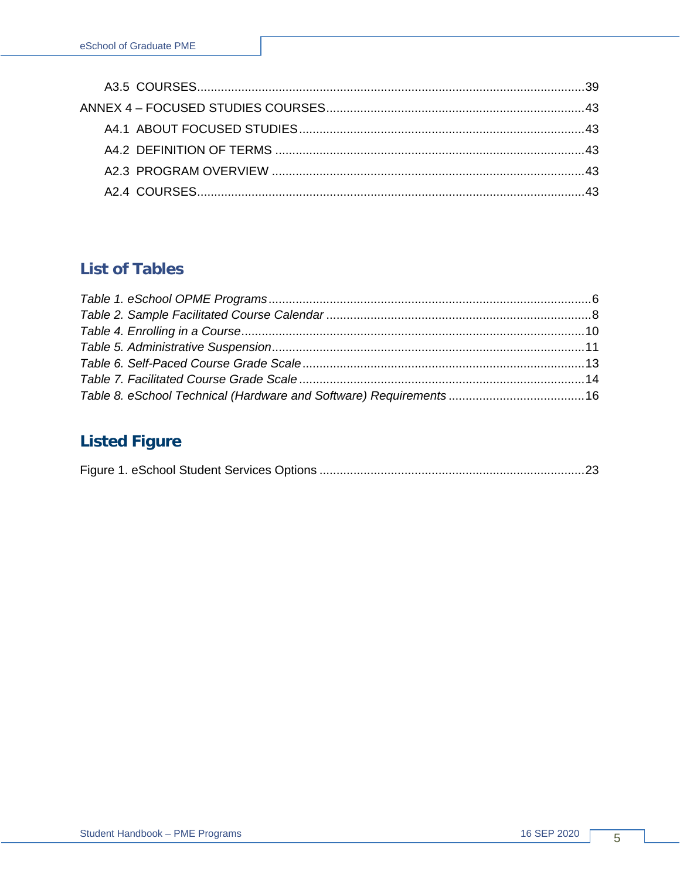A3.5 COURSES.....39

ANNEX 4 – FOCUSED STUDIES COURSES.....43

A4.1 ABOUT FOCUSED STUDIES.....43

A4.2 DEFINITION OF TERMS.....43

A2.3 PROGRAM OVERVIEW.....43

A2.4 COURSES.....43

## List of Tables

*Table 1. eSchool OPME Programs*.....6

*Table 2. Sample Facilitated Course Calendar*.....8

*Table 4. Enrolling in a Course*.....10

*Table 5. Administrative Suspension*.....11

*Table 6. Self-Paced Course Grade Scale*.....13

*Table 7. Facilitated Course Grade Scale*.....14

*Table 8. eSchool Technical (Hardware and Software) Requirements*.....16

## Listed Figure

Figure 1. eSchool Student Services Options.....23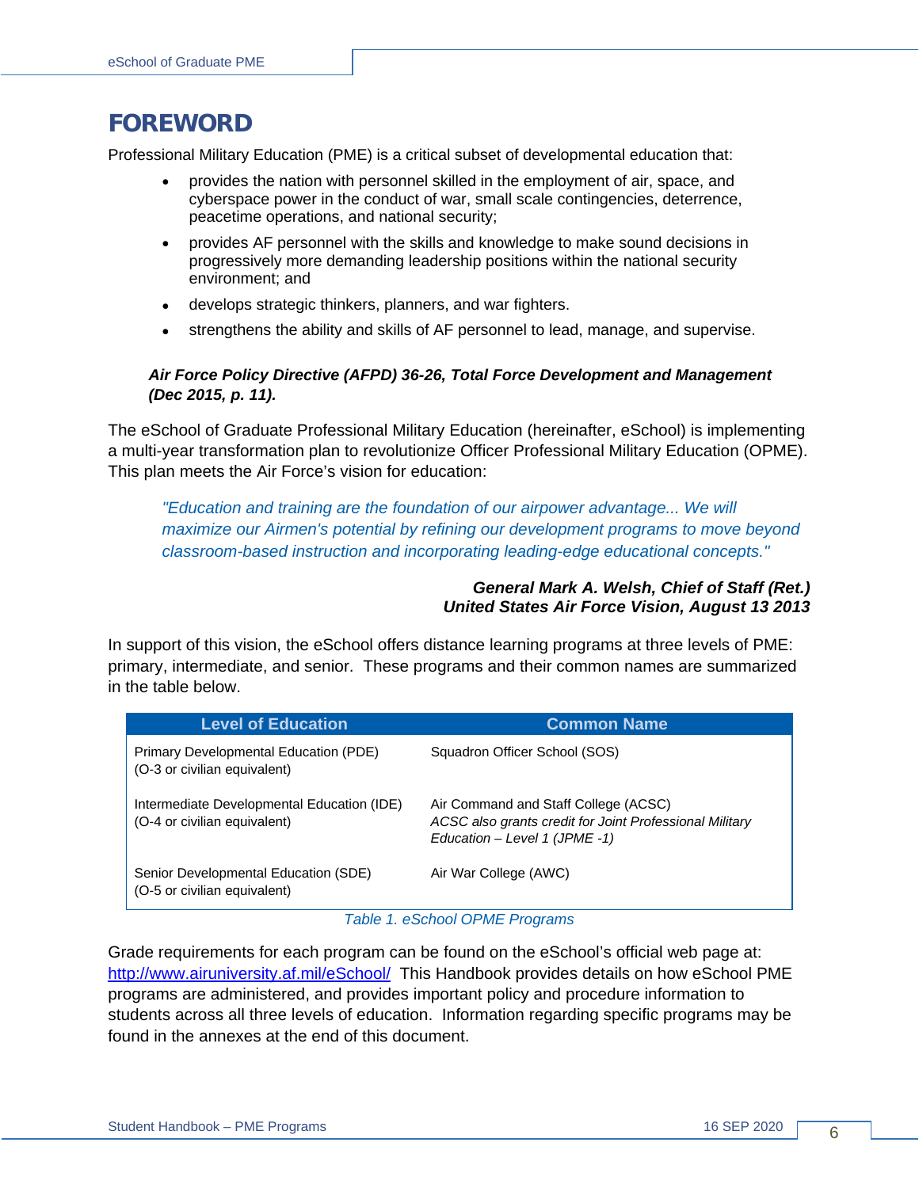# FOREWORD

Professional Military Education (PME) is a critical subset of developmental education that:

- provides the nation with personnel skilled in the employment of air, space, and cyberspace power in the conduct of war, small scale contingencies, deterrence, peacetime operations, and national security;
- provides AF personnel with the skills and knowledge to make sound decisions in progressively more demanding leadership positions within the national security environment; and
- develops strategic thinkers, planners, and war fighters.
- strengthens the ability and skills of AF personnel to lead, manage, and supervise.

***Air Force Policy Directive (AFPD) 36-26, Total Force Development and Management (Dec 2015, p. 11).***

The eSchool of Graduate Professional Military Education (hereinafter, eSchool) is implementing a multi-year transformation plan to revolutionize Officer Professional Military Education (OPME). This plan meets the Air Force's vision for education:

> *"Education and training are the foundation of our airpower advantage... We will maximize our Airmen's potential by refining our development programs to move beyond classroom-based instruction and incorporating leading-edge educational concepts."*

***General Mark A. Welsh, Chief of Staff (Ret.)***
***United States Air Force Vision, August 13 2013***

In support of this vision, the eSchool offers distance learning programs at three levels of PME: primary, intermediate, and senior. These programs and their common names are summarized in the table below.

| Level of Education | Common Name |
|---|---|
| Primary Developmental Education (PDE) (O-3 or civilian equivalent) | Squadron Officer School (SOS) |
| Intermediate Developmental Education (IDE) (O-4 or civilian equivalent) | Air Command and Staff College (ACSC) *ACSC also grants credit for Joint Professional Military Education – Level 1 (JPME -1)* |
| Senior Developmental Education (SDE) (O-5 or civilian equivalent) | Air War College (AWC) |

*Table 1. eSchool OPME Programs*

Grade requirements for each program can be found on the eSchool's official web page at: http://www.airuniversity.af.mil/eSchool/ This Handbook provides details on how eSchool PME programs are administered, and provides important policy and procedure information to students across all three levels of education. Information regarding specific programs may be found in the annexes at the end of this document.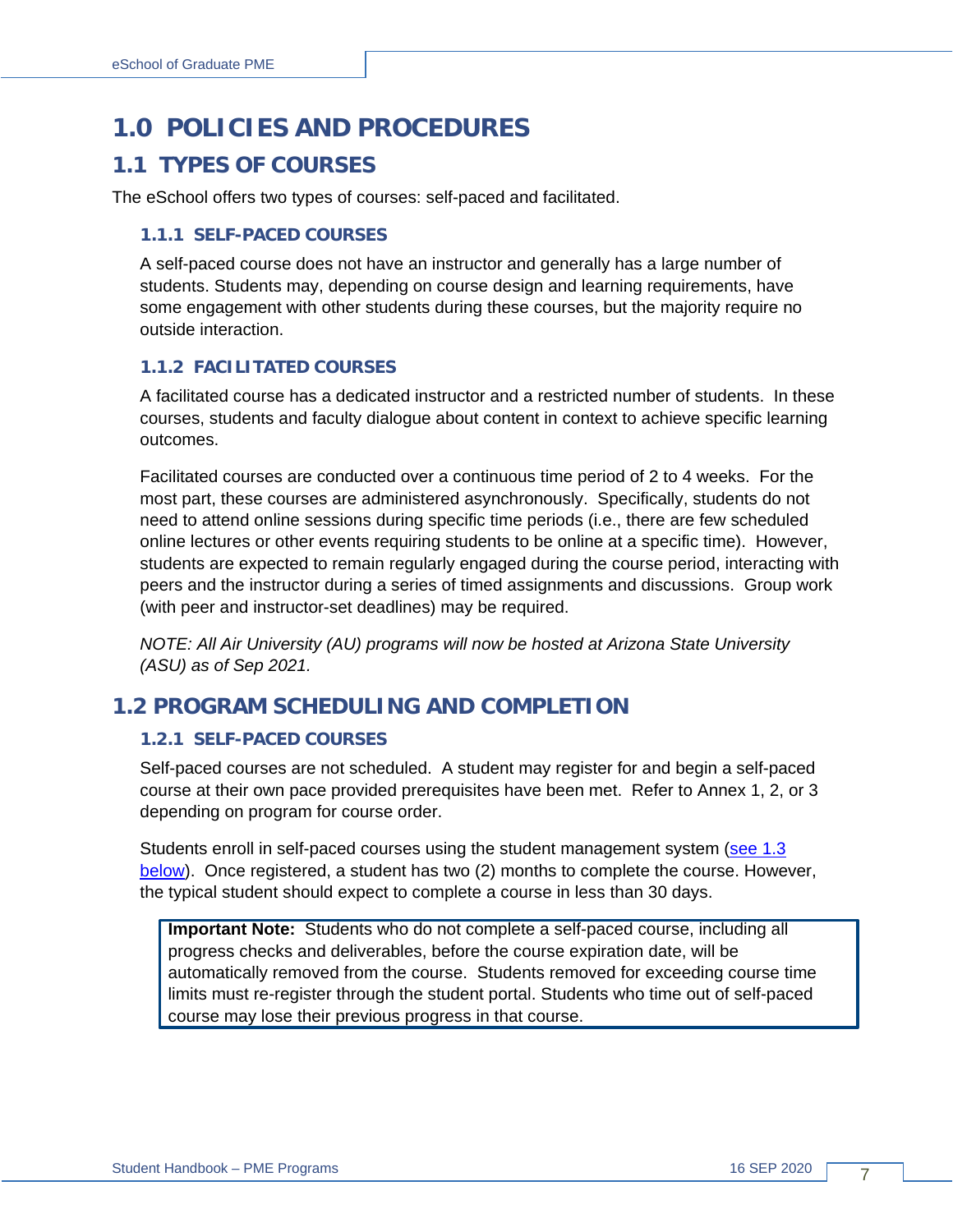# 1.0 POLICIES AND PROCEDURES

## 1.1 TYPES OF COURSES

The eSchool offers two types of courses: self-paced and facilitated.

### 1.1.1 SELF-PACED COURSES

A self-paced course does not have an instructor and generally has a large number of students. Students may, depending on course design and learning requirements, have some engagement with other students during these courses, but the majority require no outside interaction.

### 1.1.2 FACILITATED COURSES

A facilitated course has a dedicated instructor and a restricted number of students. In these courses, students and faculty dialogue about content in context to achieve specific learning outcomes.

Facilitated courses are conducted over a continuous time period of 2 to 4 weeks. For the most part, these courses are administered asynchronously. Specifically, students do not need to attend online sessions during specific time periods (i.e., there are few scheduled online lectures or other events requiring students to be online at a specific time). However, students are expected to remain regularly engaged during the course period, interacting with peers and the instructor during a series of timed assignments and discussions. Group work (with peer and instructor-set deadlines) may be required.

*NOTE: All Air University (AU) programs will now be hosted at Arizona State University (ASU) as of Sep 2021.*

## 1.2 PROGRAM SCHEDULING AND COMPLETION

### 1.2.1 SELF-PACED COURSES

Self-paced courses are not scheduled. A student may register for and begin a self-paced course at their own pace provided prerequisites have been met. Refer to Annex 1, 2, or 3 depending on program for course order.

Students enroll in self-paced courses using the student management system (see 1.3 below). Once registered, a student has two (2) months to complete the course. However, the typical student should expect to complete a course in less than 30 days.

> **Important Note:** Students who do not complete a self-paced course, including all progress checks and deliverables, before the course expiration date, will be automatically removed from the course. Students removed for exceeding course time limits must re-register through the student portal. Students who time out of self-paced course may lose their previous progress in that course.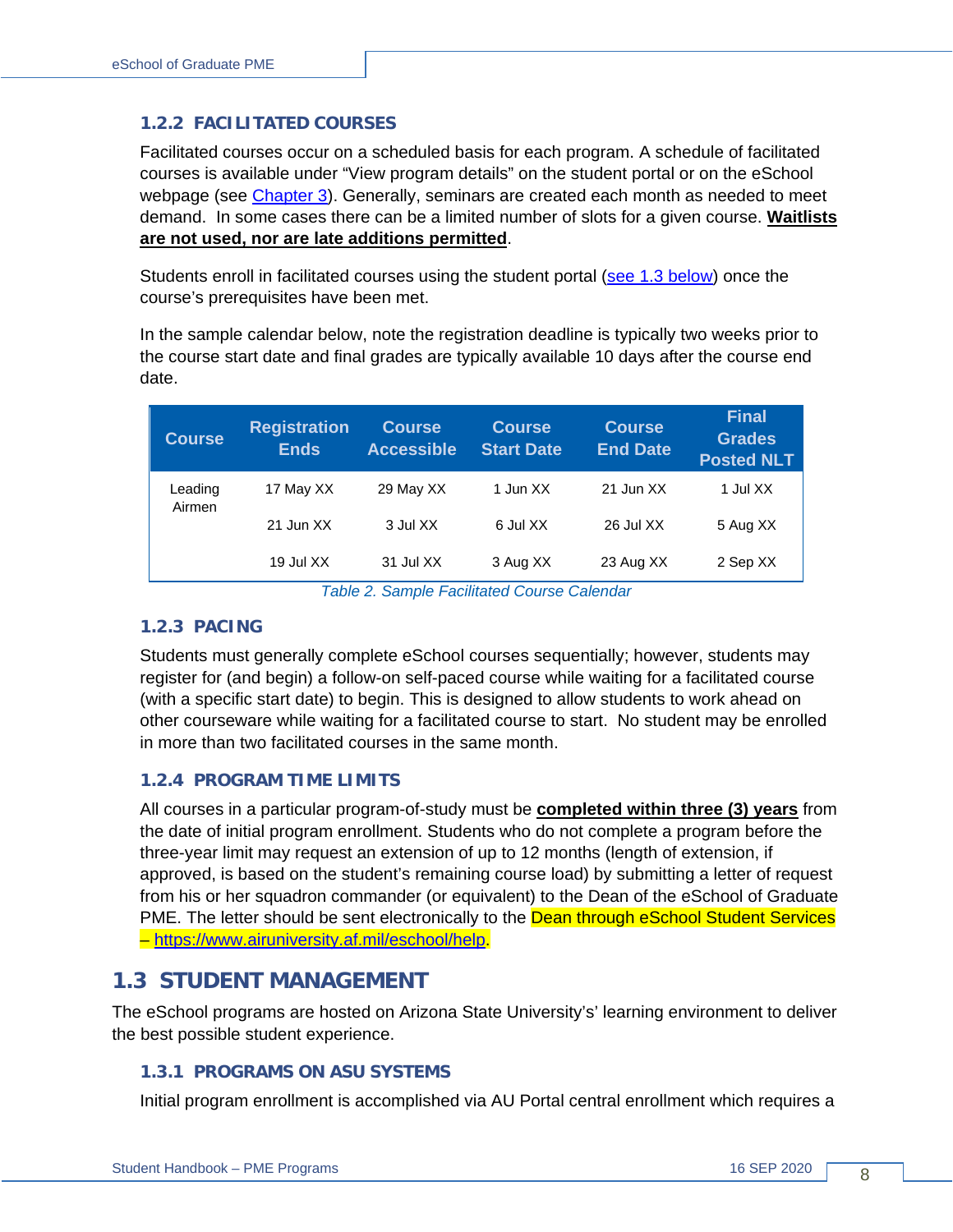### 1.2.2 FACILITATED COURSES

Facilitated courses occur on a scheduled basis for each program. A schedule of facilitated courses is available under "View program details" on the student portal or on the eSchool webpage (see Chapter 3). Generally, seminars are created each month as needed to meet demand. In some cases there can be a limited number of slots for a given course. **Waitlists are not used, nor are late additions permitted**.

Students enroll in facilitated courses using the student portal (see 1.3 below) once the course's prerequisites have been met.

In the sample calendar below, note the registration deadline is typically two weeks prior to the course start date and final grades are typically available 10 days after the course end date.

| Course | Registration Ends | Course Accessible | Course Start Date | Course End Date | Final Grades Posted NLT |
|---|---|---|---|---|---|
| Leading Airmen | 17 May XX | 29 May XX | 1 Jun XX | 21 Jun XX | 1 Jul XX |
| | 21 Jun XX | 3 Jul XX | 6 Jul XX | 26 Jul XX | 5 Aug XX |
| | 19 Jul XX | 31 Jul XX | 3 Aug XX | 23 Aug XX | 2 Sep XX |

*Table 2. Sample Facilitated Course Calendar*

### 1.2.3 PACING

Students must generally complete eSchool courses sequentially; however, students may register for (and begin) a follow-on self-paced course while waiting for a facilitated course (with a specific start date) to begin. This is designed to allow students to work ahead on other courseware while waiting for a facilitated course to start. No student may be enrolled in more than two facilitated courses in the same month.

### 1.2.4 PROGRAM TIME LIMITS

All courses in a particular program-of-study must be **completed within three (3) years** from the date of initial program enrollment. Students who do not complete a program before the three-year limit may request an extension of up to 12 months (length of extension, if approved, is based on the student's remaining course load) by submitting a letter of request from his or her squadron commander (or equivalent) to the Dean of the eSchool of Graduate PME. The letter should be sent electronically to the Dean through eSchool Student Services – https://www.airuniversity.af.mil/eschool/help.

## 1.3 STUDENT MANAGEMENT

The eSchool programs are hosted on Arizona State University's' learning environment to deliver the best possible student experience.

### 1.3.1 PROGRAMS ON ASU SYSTEMS

Initial program enrollment is accomplished via AU Portal central enrollment which requires a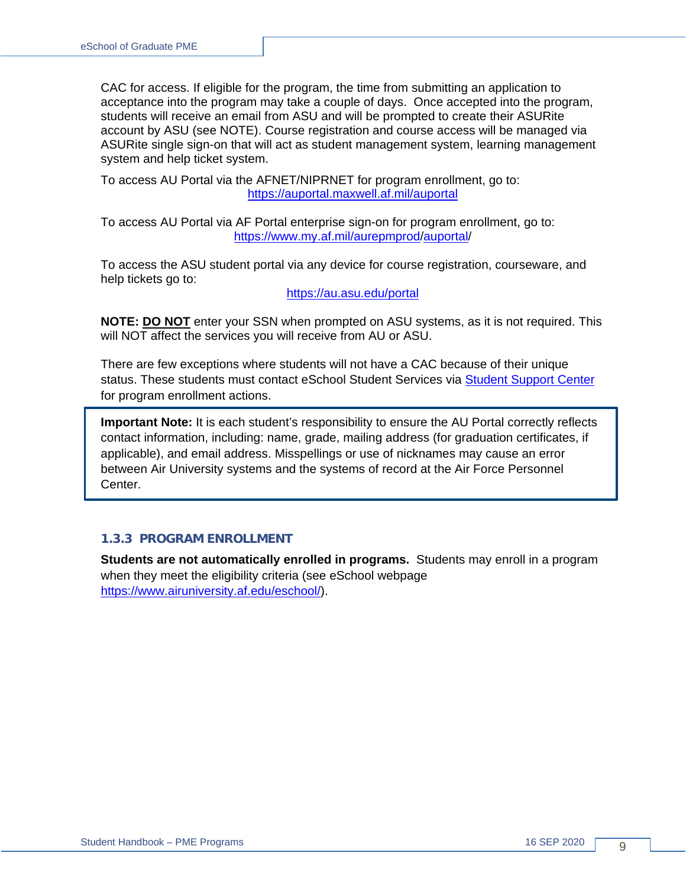CAC for access. If eligible for the program, the time from submitting an application to acceptance into the program may take a couple of days. Once accepted into the program, students will receive an email from ASU and will be prompted to create their ASURite account by ASU (see NOTE). Course registration and course access will be managed via ASURite single sign-on that will act as student management system, learning management system and help ticket system.

To access AU Portal via the AFNET/NIPRNET for program enrollment, go to:
https://auportal.maxwell.af.mil/auportal

To access AU Portal via AF Portal enterprise sign-on for program enrollment, go to:
https://www.my.af.mil/aurepmprod/auportal/

To access the ASU student portal via any device for course registration, courseware, and help tickets go to:
https://au.asu.edu/portal

**NOTE: DO NOT** enter your SSN when prompted on ASU systems, as it is not required. This will NOT affect the services you will receive from AU or ASU.

There are few exceptions where students will not have a CAC because of their unique status. These students must contact eSchool Student Services via Student Support Center for program enrollment actions.

> **Important Note:** It is each student's responsibility to ensure the AU Portal correctly reflects contact information, including: name, grade, mailing address (for graduation certificates, if applicable), and email address. Misspellings or use of nicknames may cause an error between Air University systems and the systems of record at the Air Force Personnel Center.

### 1.3.3 PROGRAM ENROLLMENT

**Students are not automatically enrolled in programs.** Students may enroll in a program when they meet the eligibility criteria (see eSchool webpage https://www.airuniversity.af.edu/eschool/).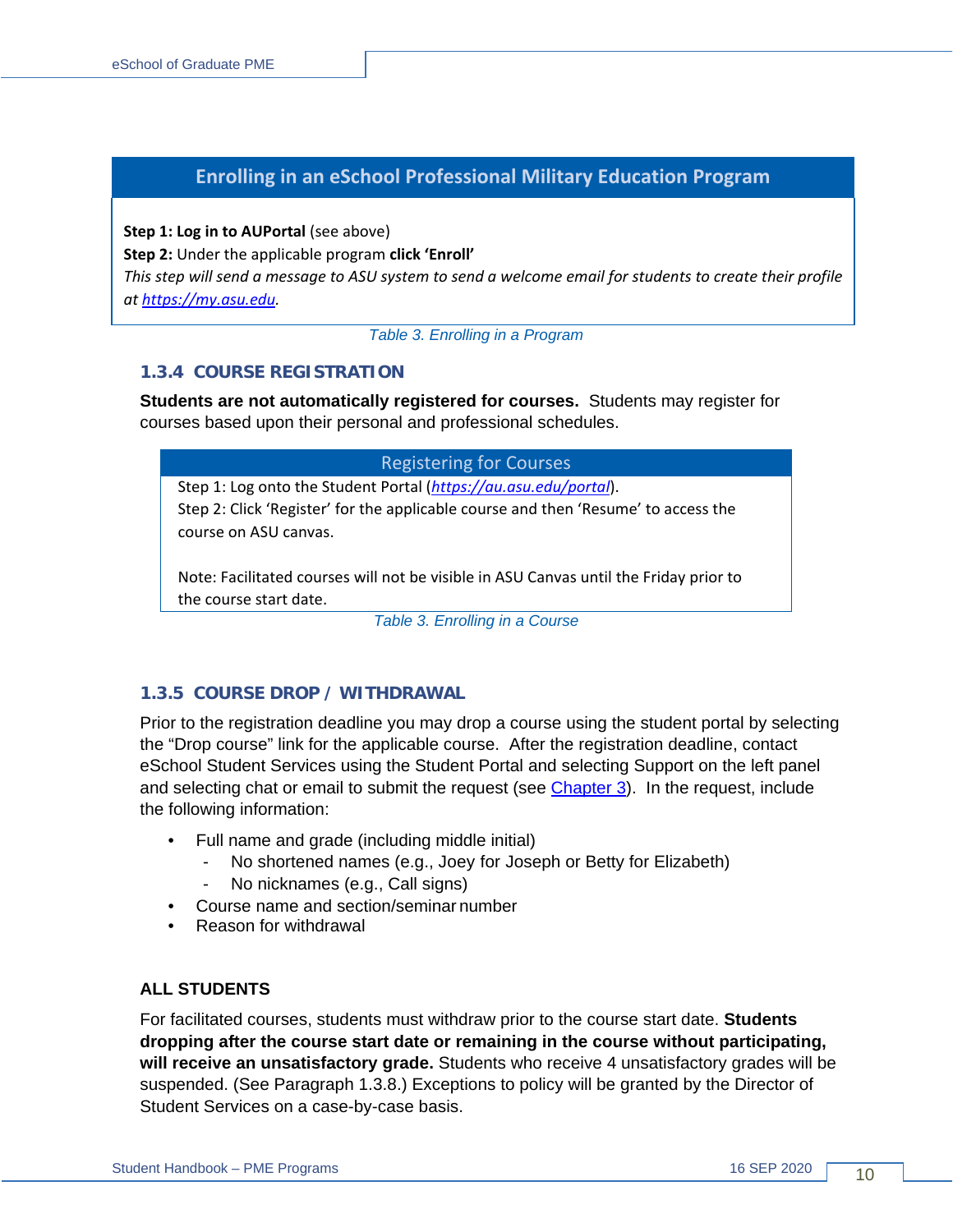| Enrolling in an eSchool Professional Military Education Program |
| --- |
| **Step 1: Log in to AUPortal** (see above)<br>**Step 2:** Under the applicable program **click 'Enroll'**<br>*This step will send a message to ASU system to send a welcome email for students to create their profile at [https://my.asu.edu](https://my.asu.edu).* |

*Table 3. Enrolling in a Program*

### 1.3.4 COURSE REGISTRATION

**Students are not automatically registered for courses.** Students may register for courses based upon their personal and professional schedules.

| Registering for Courses |
| --- |
| Step 1: Log onto the Student Portal (*[https://au.asu.edu/portal](https://au.asu.edu/portal)*).<br>Step 2: Click 'Register' for the applicable course and then 'Resume' to access the course on ASU canvas.<br><br>Note: Facilitated courses will not be visible in ASU Canvas until the Friday prior to the course start date. |

*Table 3. Enrolling in a Course*

### 1.3.5 COURSE DROP / WITHDRAWAL

Prior to the registration deadline you may drop a course using the student portal by selecting the "Drop course" link for the applicable course. After the registration deadline, contact eSchool Student Services using the Student Portal and selecting Support on the left panel and selecting chat or email to submit the request (see Chapter 3). In the request, include the following information:

- Full name and grade (including middle initial)
  - No shortened names (e.g., Joey for Joseph or Betty for Elizabeth)
  - No nicknames (e.g., Call signs)
- Course name and section/seminar number
- Reason for withdrawal

**ALL STUDENTS**

For facilitated courses, students must withdraw prior to the course start date. **Students dropping after the course start date or remaining in the course without participating, will receive an unsatisfactory grade.** Students who receive 4 unsatisfactory grades will be suspended. (See Paragraph 1.3.8.) Exceptions to policy will be granted by the Director of Student Services on a case-by-case basis.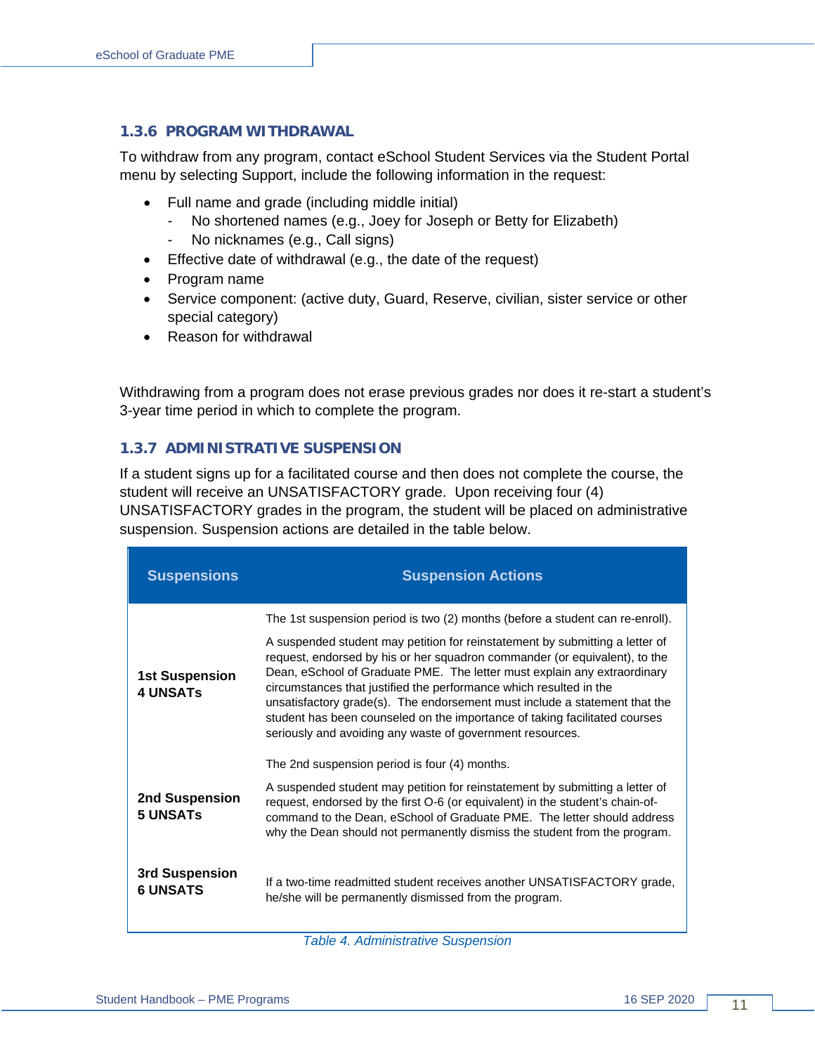### 1.3.6 PROGRAM WITHDRAWAL

To withdraw from any program, contact eSchool Student Services via the Student Portal menu by selecting Support, include the following information in the request:

- Full name and grade (including middle initial)
  - No shortened names (e.g., Joey for Joseph or Betty for Elizabeth)
  - No nicknames (e.g., Call signs)
- Effective date of withdrawal (e.g., the date of the request)
- Program name
- Service component: (active duty, Guard, Reserve, civilian, sister service or other special category)
- Reason for withdrawal

Withdrawing from a program does not erase previous grades nor does it re-start a student's 3-year time period in which to complete the program.

### 1.3.7 ADMINISTRATIVE SUSPENSION

If a student signs up for a facilitated course and then does not complete the course, the student will receive an UNSATISFACTORY grade. Upon receiving four (4) UNSATISFACTORY grades in the program, the student will be placed on administrative suspension. Suspension actions are detailed in the table below.

| Suspensions | Suspension Actions |
|---|---|
| **1st Suspension 4 UNSATs** | The 1st suspension period is two (2) months (before a student can re-enroll).<br><br>A suspended student may petition for reinstatement by submitting a letter of request, endorsed by his or her squadron commander (or equivalent), to the Dean, eSchool of Graduate PME. The letter must explain any extraordinary circumstances that justified the performance which resulted in the unsatisfactory grade(s). The endorsement must include a statement that the student has been counseled on the importance of taking facilitated courses seriously and avoiding any waste of government resources. |
| **2nd Suspension 5 UNSATs** | The 2nd suspension period is four (4) months.<br><br>A suspended student may petition for reinstatement by submitting a letter of request, endorsed by the first O-6 (or equivalent) in the student's chain-of-command to the Dean, eSchool of Graduate PME. The letter should address why the Dean should not permanently dismiss the student from the program. |
| **3rd Suspension 6 UNSATS** | If a two-time readmitted student receives another UNSATISFACTORY grade, he/she will be permanently dismissed from the program. |

*Table 4. Administrative Suspension*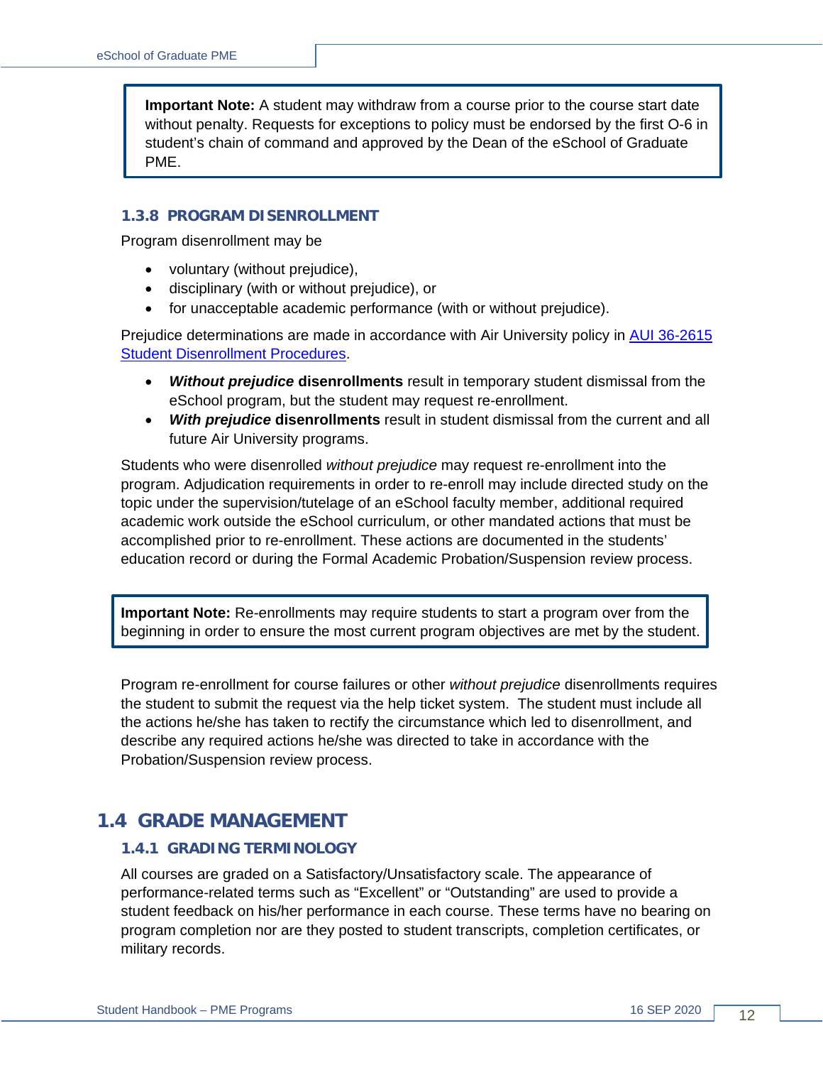> **Important Note:** A student may withdraw from a course prior to the course start date without penalty. Requests for exceptions to policy must be endorsed by the first O-6 in student's chain of command and approved by the Dean of the eSchool of Graduate PME.

### 1.3.8 PROGRAM DISENROLLMENT

Program disenrollment may be

- voluntary (without prejudice),
- disciplinary (with or without prejudice), or
- for unacceptable academic performance (with or without prejudice).

Prejudice determinations are made in accordance with Air University policy in [AUI 36-2615 Student Disenrollment Procedures](#).

- ***Without prejudice*** **disenrollments** result in temporary student dismissal from the eSchool program, but the student may request re-enrollment.
- ***With prejudice*** **disenrollments** result in student dismissal from the current and all future Air University programs.

Students who were disenrolled *without prejudice* may request re-enrollment into the program. Adjudication requirements in order to re-enroll may include directed study on the topic under the supervision/tutelage of an eSchool faculty member, additional required academic work outside the eSchool curriculum, or other mandated actions that must be accomplished prior to re-enrollment. These actions are documented in the students' education record or during the Formal Academic Probation/Suspension review process.

> **Important Note:** Re-enrollments may require students to start a program over from the beginning in order to ensure the most current program objectives are met by the student.

Program re-enrollment for course failures or other *without prejudice* disenrollments requires the student to submit the request via the help ticket system. The student must include all the actions he/she has taken to rectify the circumstance which led to disenrollment, and describe any required actions he/she was directed to take in accordance with the Probation/Suspension review process.

## 1.4 GRADE MANAGEMENT

### 1.4.1 GRADING TERMINOLOGY

All courses are graded on a Satisfactory/Unsatisfactory scale. The appearance of performance-related terms such as "Excellent" or "Outstanding" are used to provide a student feedback on his/her performance in each course. These terms have no bearing on program completion nor are they posted to student transcripts, completion certificates, or military records.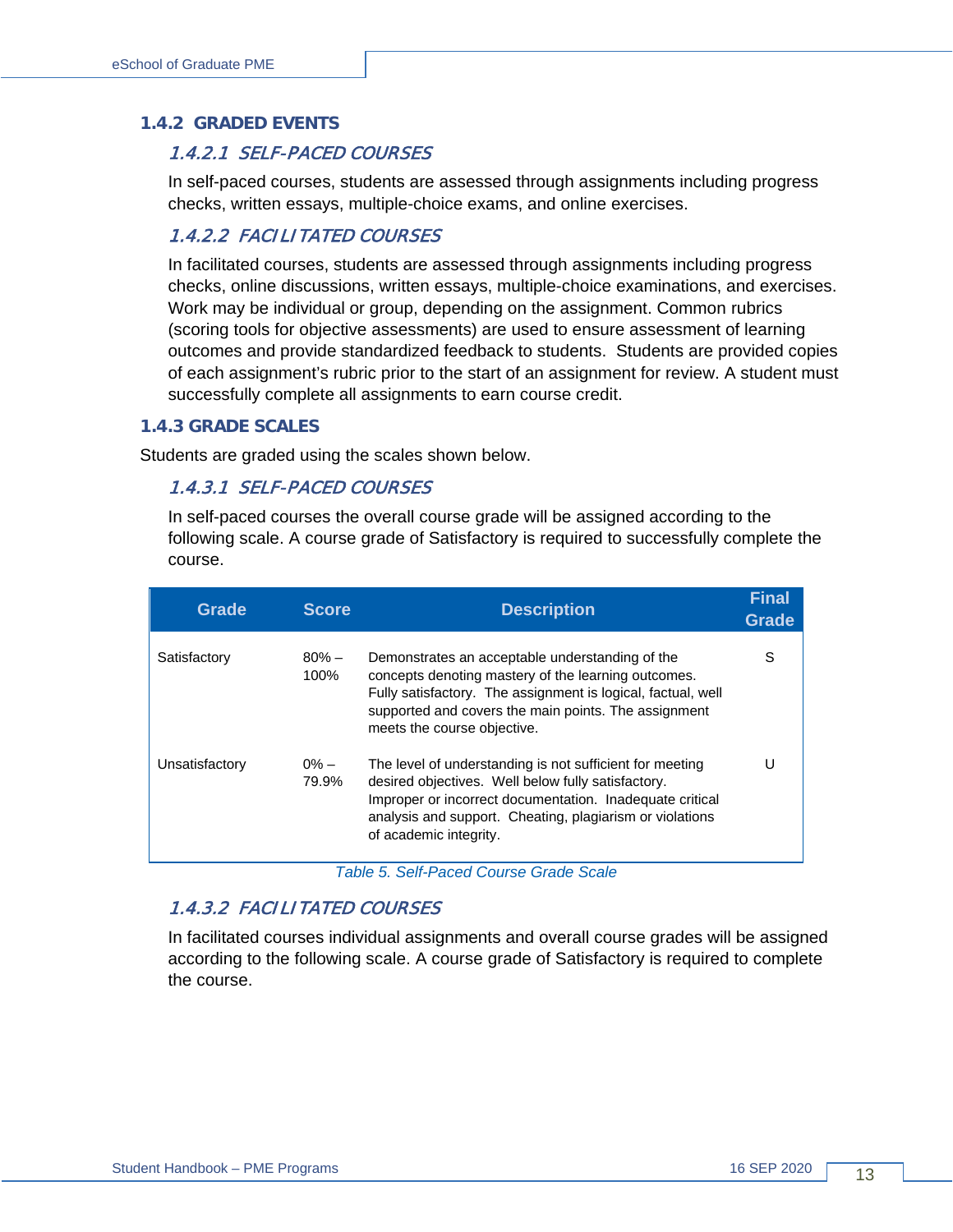### 1.4.2 GRADED EVENTS

#### *1.4.2.1 SELF-PACED COURSES*

In self-paced courses, students are assessed through assignments including progress checks, written essays, multiple-choice exams, and online exercises.

#### *1.4.2.2 FACILITATED COURSES*

In facilitated courses, students are assessed through assignments including progress checks, online discussions, written essays, multiple-choice examinations, and exercises. Work may be individual or group, depending on the assignment. Common rubrics (scoring tools for objective assessments) are used to ensure assessment of learning outcomes and provide standardized feedback to students. Students are provided copies of each assignment's rubric prior to the start of an assignment for review. A student must successfully complete all assignments to earn course credit.

### 1.4.3 GRADE SCALES

Students are graded using the scales shown below.

#### *1.4.3.1 SELF-PACED COURSES*

In self-paced courses the overall course grade will be assigned according to the following scale. A course grade of Satisfactory is required to successfully complete the course.

| Grade | Score | Description | Final Grade |
|---|---|---|---|
| Satisfactory | 80% – 100% | Demonstrates an acceptable understanding of the concepts denoting mastery of the learning outcomes. Fully satisfactory. The assignment is logical, factual, well supported and covers the main points. The assignment meets the course objective. | S |
| Unsatisfactory | 0% – 79.9% | The level of understanding is not sufficient for meeting desired objectives. Well below fully satisfactory. Improper or incorrect documentation. Inadequate critical analysis and support. Cheating, plagiarism or violations of academic integrity. | U |

*Table 5. Self-Paced Course Grade Scale*

#### *1.4.3.2 FACILITATED COURSES*

In facilitated courses individual assignments and overall course grades will be assigned according to the following scale. A course grade of Satisfactory is required to complete the course.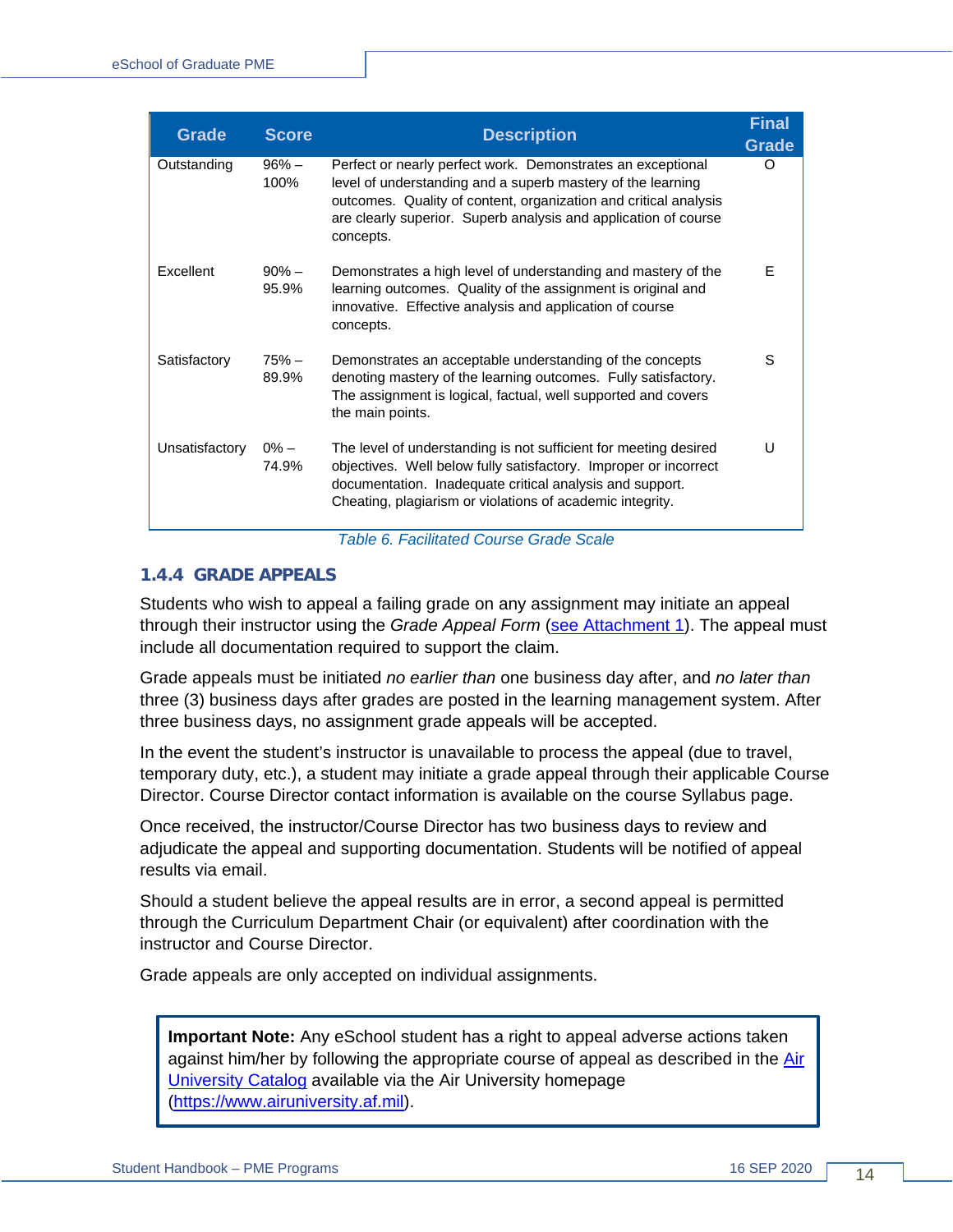| Grade | Score | Description | Final Grade |
|---|---|---|---|
| Outstanding | 96% – 100% | Perfect or nearly perfect work. Demonstrates an exceptional level of understanding and a superb mastery of the learning outcomes. Quality of content, organization and critical analysis are clearly superior. Superb analysis and application of course concepts. | O |
| Excellent | 90% – 95.9% | Demonstrates a high level of understanding and mastery of the learning outcomes. Quality of the assignment is original and innovative. Effective analysis and application of course concepts. | E |
| Satisfactory | 75% – 89.9% | Demonstrates an acceptable understanding of the concepts denoting mastery of the learning outcomes. Fully satisfactory. The assignment is logical, factual, well supported and covers the main points. | S |
| Unsatisfactory | 0% – 74.9% | The level of understanding is not sufficient for meeting desired objectives. Well below fully satisfactory. Improper or incorrect documentation. Inadequate critical analysis and support. Cheating, plagiarism or violations of academic integrity. | U |

*Table 6. Facilitated Course Grade Scale*

### 1.4.4 GRADE APPEALS

Students who wish to appeal a failing grade on any assignment may initiate an appeal through their instructor using the *Grade Appeal Form* (see Attachment 1). The appeal must include all documentation required to support the claim.

Grade appeals must be initiated *no earlier than* one business day after, and *no later than* three (3) business days after grades are posted in the learning management system. After three business days, no assignment grade appeals will be accepted.

In the event the student's instructor is unavailable to process the appeal (due to travel, temporary duty, etc.), a student may initiate a grade appeal through their applicable Course Director. Course Director contact information is available on the course Syllabus page.

Once received, the instructor/Course Director has two business days to review and adjudicate the appeal and supporting documentation. Students will be notified of appeal results via email.

Should a student believe the appeal results are in error, a second appeal is permitted through the Curriculum Department Chair (or equivalent) after coordination with the instructor and Course Director.

Grade appeals are only accepted on individual assignments.

> **Important Note:** Any eSchool student has a right to appeal adverse actions taken against him/her by following the appropriate course of appeal as described in the Air University Catalog available via the Air University homepage (https://www.airuniversity.af.mil).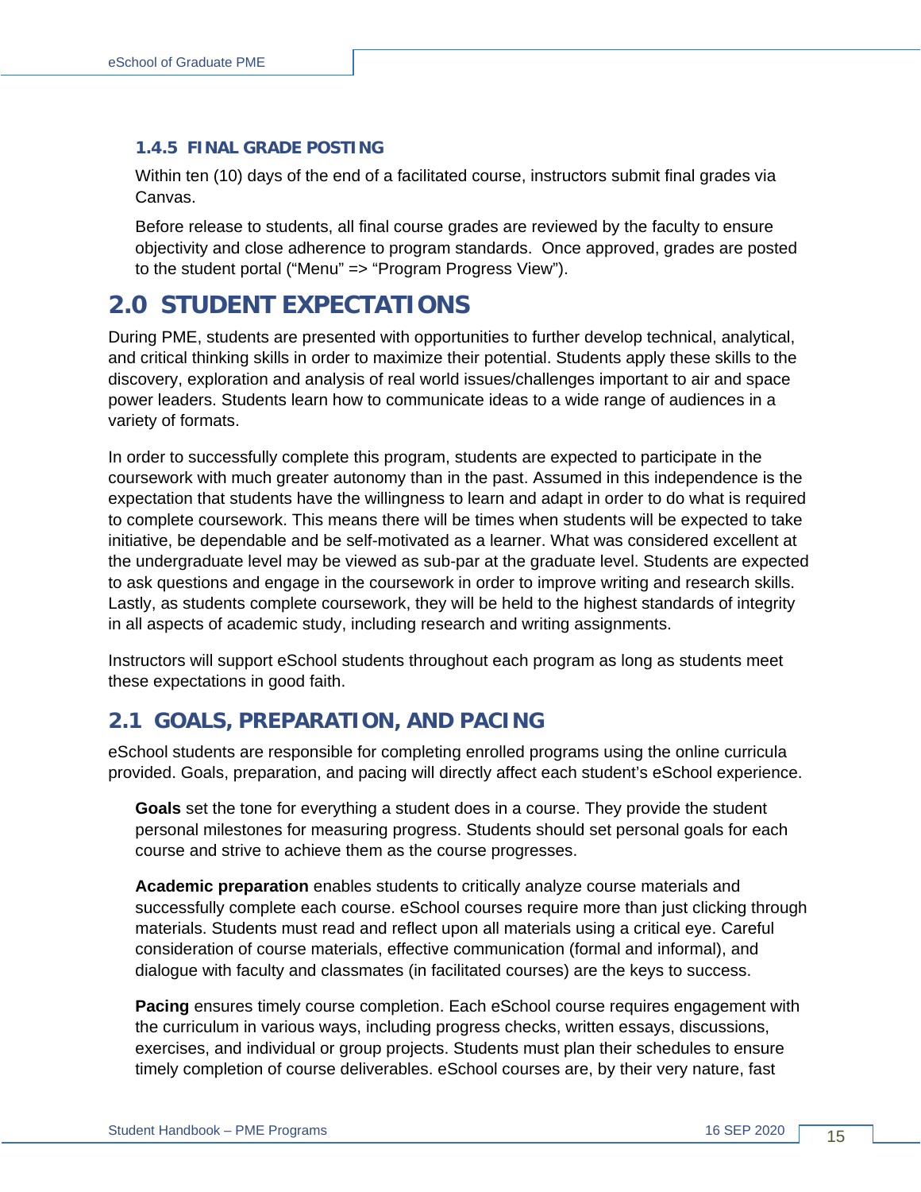### 1.4.5 FINAL GRADE POSTING

Within ten (10) days of the end of a facilitated course, instructors submit final grades via Canvas.

Before release to students, all final course grades are reviewed by the faculty to ensure objectivity and close adherence to program standards. Once approved, grades are posted to the student portal ("Menu" => "Program Progress View").

# 2.0 STUDENT EXPECTATIONS

During PME, students are presented with opportunities to further develop technical, analytical, and critical thinking skills in order to maximize their potential. Students apply these skills to the discovery, exploration and analysis of real world issues/challenges important to air and space power leaders. Students learn how to communicate ideas to a wide range of audiences in a variety of formats.

In order to successfully complete this program, students are expected to participate in the coursework with much greater autonomy than in the past. Assumed in this independence is the expectation that students have the willingness to learn and adapt in order to do what is required to complete coursework. This means there will be times when students will be expected to take initiative, be dependable and be self-motivated as a learner. What was considered excellent at the undergraduate level may be viewed as sub-par at the graduate level. Students are expected to ask questions and engage in the coursework in order to improve writing and research skills. Lastly, as students complete coursework, they will be held to the highest standards of integrity in all aspects of academic study, including research and writing assignments.

Instructors will support eSchool students throughout each program as long as students meet these expectations in good faith.

## 2.1 GOALS, PREPARATION, AND PACING

eSchool students are responsible for completing enrolled programs using the online curricula provided. Goals, preparation, and pacing will directly affect each student's eSchool experience.

**Goals** set the tone for everything a student does in a course. They provide the student personal milestones for measuring progress. Students should set personal goals for each course and strive to achieve them as the course progresses.

**Academic preparation** enables students to critically analyze course materials and successfully complete each course. eSchool courses require more than just clicking through materials. Students must read and reflect upon all materials using a critical eye. Careful consideration of course materials, effective communication (formal and informal), and dialogue with faculty and classmates (in facilitated courses) are the keys to success.

**Pacing** ensures timely course completion. Each eSchool course requires engagement with the curriculum in various ways, including progress checks, written essays, discussions, exercises, and individual or group projects. Students must plan their schedules to ensure timely completion of course deliverables. eSchool courses are, by their very nature, fast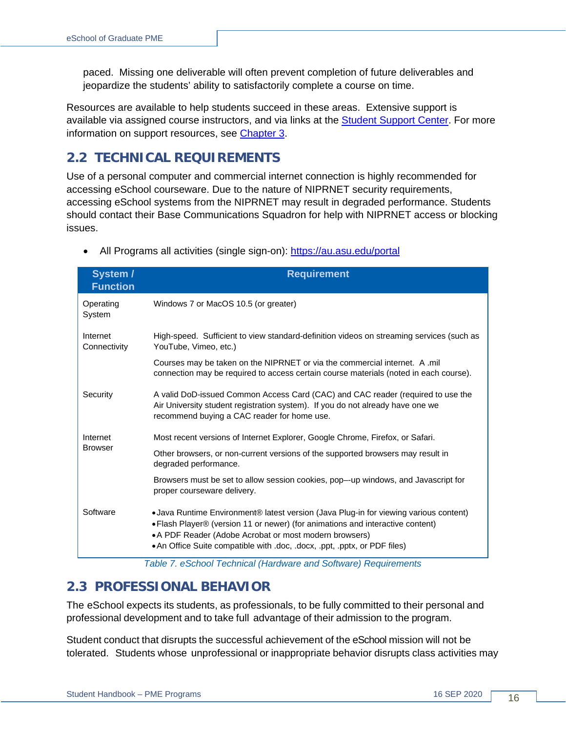paced. Missing one deliverable will often prevent completion of future deliverables and jeopardize the students' ability to satisfactorily complete a course on time.

Resources are available to help students succeed in these areas. Extensive support is available via assigned course instructors, and via links at the Student Support Center. For more information on support resources, see Chapter 3.

## 2.2 TECHNICAL REQUIREMENTS

Use of a personal computer and commercial internet connection is highly recommended for accessing eSchool courseware. Due to the nature of NIPRNET security requirements, accessing eSchool systems from the NIPRNET may result in degraded performance. Students should contact their Base Communications Squadron for help with NIPRNET access or blocking issues.

- All Programs all activities (single sign-on): https://au.asu.edu/portal

| System / Function | Requirement |
|---|---|
| Operating System | Windows 7 or MacOS 10.5 (or greater) |
| Internet Connectivity | High-speed. Sufficient to view standard-definition videos on streaming services (such as YouTube, Vimeo, etc.)<br><br>Courses may be taken on the NIPRNET or via the commercial internet. A .mil connection may be required to access certain course materials (noted in each course). |
| Security | A valid DoD-issued Common Access Card (CAC) and CAC reader (required to use the Air University student registration system). If you do not already have one we recommend buying a CAC reader for home use. |
| Internet Browser | Most recent versions of Internet Explorer, Google Chrome, Firefox, or Safari.<br><br>Other browsers, or non-current versions of the supported browsers may result in degraded performance.<br><br>Browsers must be set to allow session cookies, pop–-up windows, and Javascript for proper courseware delivery. |
| Software | • Java Runtime Environment® latest version (Java Plug-in for viewing various content)<br>• Flash Player® (version 11 or newer) (for animations and interactive content)<br>• A PDF Reader (Adobe Acrobat or most modern browsers)<br>• An Office Suite compatible with .doc, .docx, .ppt, .pptx, or PDF files) |

*Table 7. eSchool Technical (Hardware and Software) Requirements*

## 2.3 PROFESSIONAL BEHAVIOR

The eSchool expects its students, as professionals, to be fully committed to their personal and professional development and to take full advantage of their admission to the program.

Student conduct that disrupts the successful achievement of the eSchool mission will not be tolerated. Students whose unprofessional or inappropriate behavior disrupts class activities may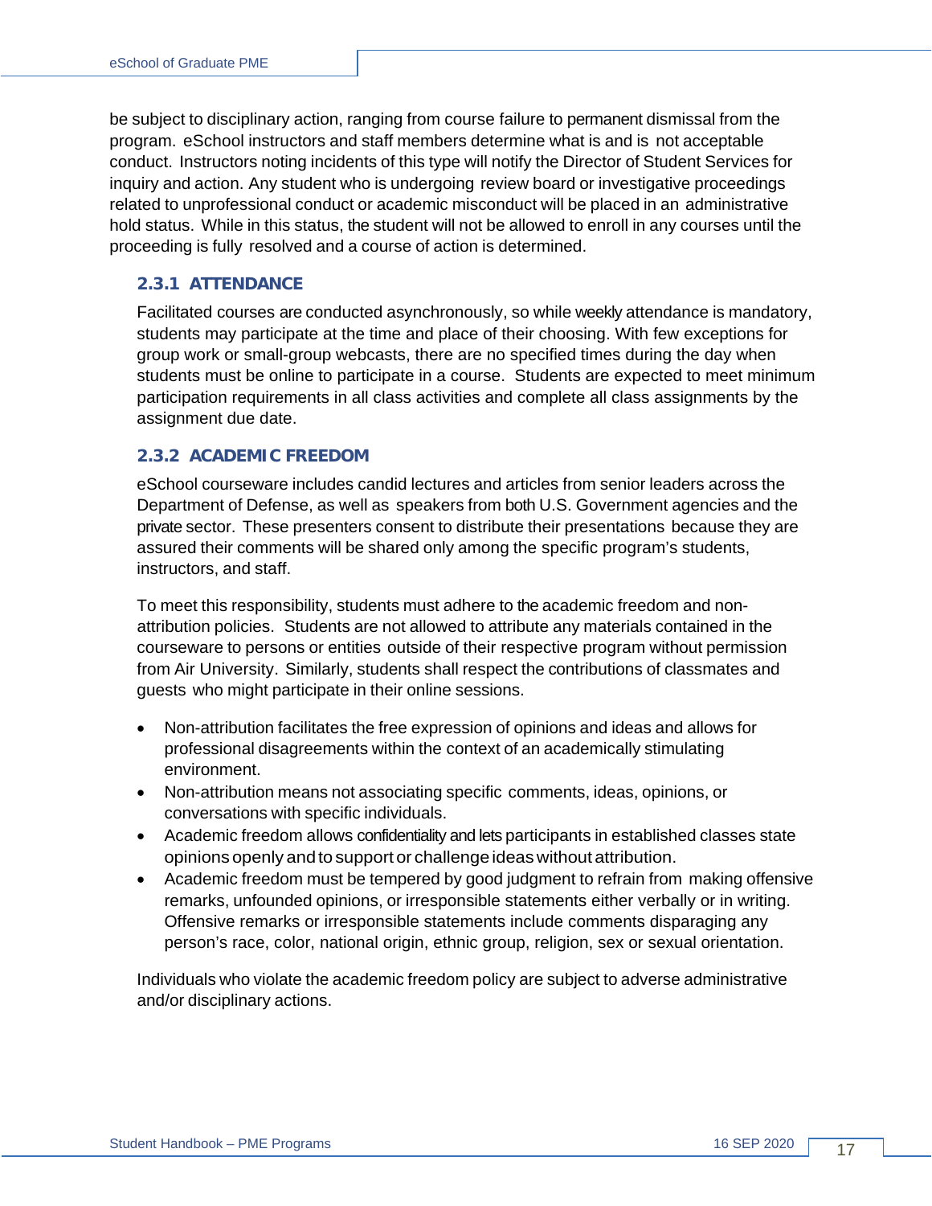be subject to disciplinary action, ranging from course failure to permanent dismissal from the program. eSchool instructors and staff members determine what is and is not acceptable conduct. Instructors noting incidents of this type will notify the Director of Student Services for inquiry and action. Any student who is undergoing review board or investigative proceedings related to unprofessional conduct or academic misconduct will be placed in an administrative hold status. While in this status, the student will not be allowed to enroll in any courses until the proceeding is fully resolved and a course of action is determined.

### 2.3.1 ATTENDANCE

Facilitated courses are conducted asynchronously, so while weekly attendance is mandatory, students may participate at the time and place of their choosing. With few exceptions for group work or small-group webcasts, there are no specified times during the day when students must be online to participate in a course. Students are expected to meet minimum participation requirements in all class activities and complete all class assignments by the assignment due date.

### 2.3.2 ACADEMIC FREEDOM

eSchool courseware includes candid lectures and articles from senior leaders across the Department of Defense, as well as speakers from both U.S. Government agencies and the private sector. These presenters consent to distribute their presentations because they are assured their comments will be shared only among the specific program's students, instructors, and staff.

To meet this responsibility, students must adhere to the academic freedom and non-attribution policies. Students are not allowed to attribute any materials contained in the courseware to persons or entities outside of their respective program without permission from Air University. Similarly, students shall respect the contributions of classmates and guests who might participate in their online sessions.

- Non-attribution facilitates the free expression of opinions and ideas and allows for professional disagreements within the context of an academically stimulating environment.
- Non-attribution means not associating specific comments, ideas, opinions, or conversations with specific individuals.
- Academic freedom allows confidentiality and lets participants in established classes state opinions openly and to support or challenge ideas without attribution.
- Academic freedom must be tempered by good judgment to refrain from making offensive remarks, unfounded opinions, or irresponsible statements either verbally or in writing. Offensive remarks or irresponsible statements include comments disparaging any person's race, color, national origin, ethnic group, religion, sex or sexual orientation.

Individuals who violate the academic freedom policy are subject to adverse administrative and/or disciplinary actions.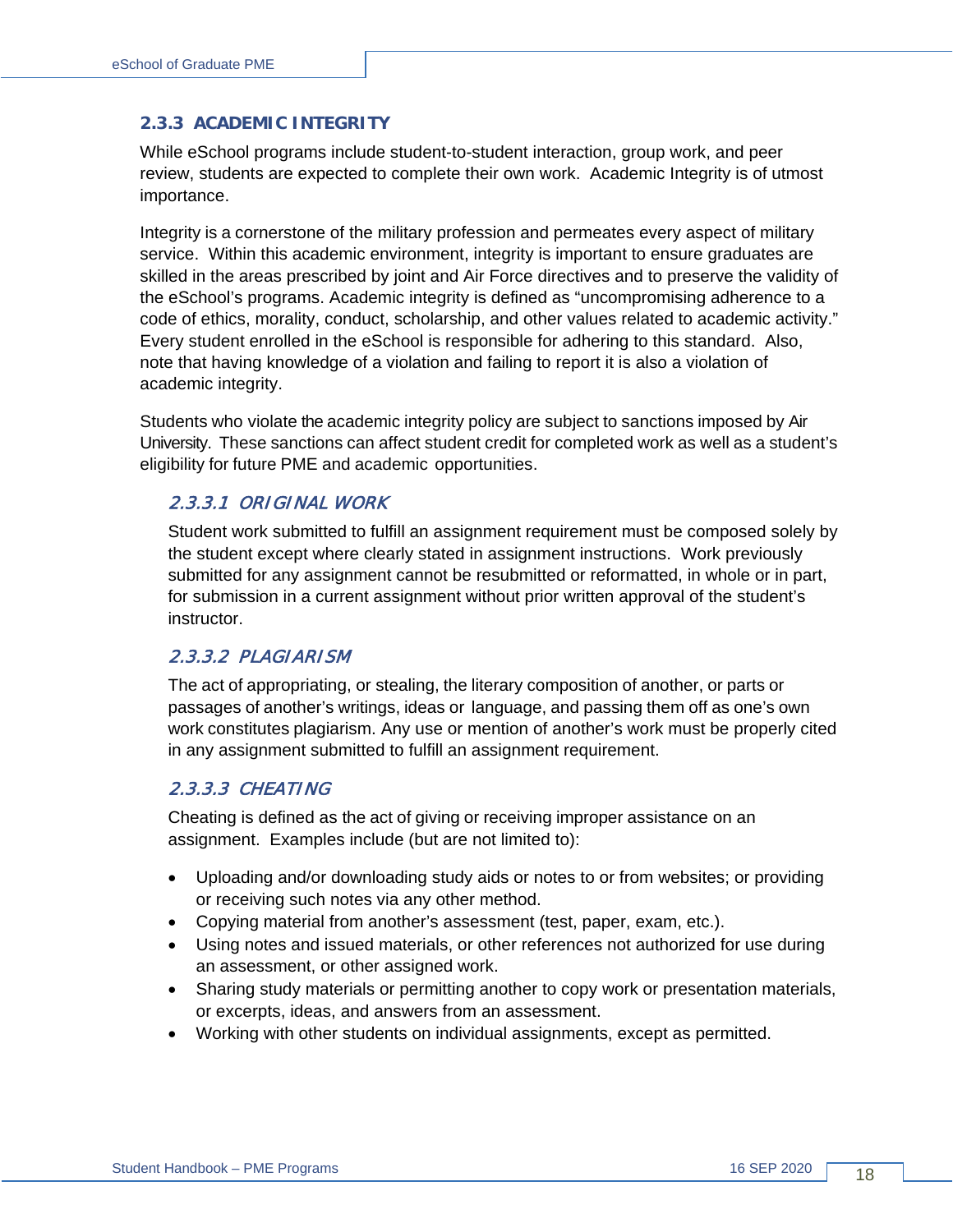### 2.3.3 ACADEMIC INTEGRITY

While eSchool programs include student-to-student interaction, group work, and peer review, students are expected to complete their own work. Academic Integrity is of utmost importance.

Integrity is a cornerstone of the military profession and permeates every aspect of military service. Within this academic environment, integrity is important to ensure graduates are skilled in the areas prescribed by joint and Air Force directives and to preserve the validity of the eSchool's programs. Academic integrity is defined as "uncompromising adherence to a code of ethics, morality, conduct, scholarship, and other values related to academic activity." Every student enrolled in the eSchool is responsible for adhering to this standard. Also, note that having knowledge of a violation and failing to report it is also a violation of academic integrity.

Students who violate the academic integrity policy are subject to sanctions imposed by Air University. These sanctions can affect student credit for completed work as well as a student's eligibility for future PME and academic opportunities.

#### *2.3.3.1 ORIGINAL WORK*

Student work submitted to fulfill an assignment requirement must be composed solely by the student except where clearly stated in assignment instructions. Work previously submitted for any assignment cannot be resubmitted or reformatted, in whole or in part, for submission in a current assignment without prior written approval of the student's instructor.

#### *2.3.3.2 PLAGIARISM*

The act of appropriating, or stealing, the literary composition of another, or parts or passages of another's writings, ideas or language, and passing them off as one's own work constitutes plagiarism. Any use or mention of another's work must be properly cited in any assignment submitted to fulfill an assignment requirement.

#### *2.3.3.3 CHEATING*

Cheating is defined as the act of giving or receiving improper assistance on an assignment. Examples include (but are not limited to):

- Uploading and/or downloading study aids or notes to or from websites; or providing or receiving such notes via any other method.
- Copying material from another's assessment (test, paper, exam, etc.).
- Using notes and issued materials, or other references not authorized for use during an assessment, or other assigned work.
- Sharing study materials or permitting another to copy work or presentation materials, or excerpts, ideas, and answers from an assessment.
- Working with other students on individual assignments, except as permitted.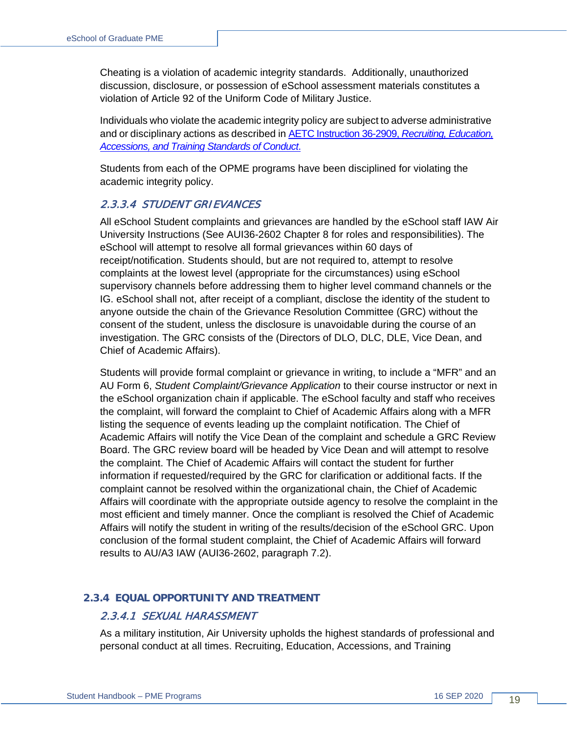Cheating is a violation of academic integrity standards. Additionally, unauthorized discussion, disclosure, or possession of eSchool assessment materials constitutes a violation of Article 92 of the Uniform Code of Military Justice.

Individuals who violate the academic integrity policy are subject to adverse administrative and or disciplinary actions as described in [AETC Instruction 36-2909, *Recruiting, Education, Accessions, and Training Standards of Conduct*.]()

Students from each of the OPME programs have been disciplined for violating the academic integrity policy.

#### *2.3.3.4 STUDENT GRIEVANCES*

All eSchool Student complaints and grievances are handled by the eSchool staff IAW Air University Instructions (See AUI36-2602 Chapter 8 for roles and responsibilities). The eSchool will attempt to resolve all formal grievances within 60 days of receipt/notification. Students should, but are not required to, attempt to resolve complaints at the lowest level (appropriate for the circumstances) using eSchool supervisory channels before addressing them to higher level command channels or the IG. eSchool shall not, after receipt of a compliant, disclose the identity of the student to anyone outside the chain of the Grievance Resolution Committee (GRC) without the consent of the student, unless the disclosure is unavoidable during the course of an investigation. The GRC consists of the (Directors of DLO, DLC, DLE, Vice Dean, and Chief of Academic Affairs).

Students will provide formal complaint or grievance in writing, to include a "MFR" and an AU Form 6, *Student Complaint/Grievance Application* to their course instructor or next in the eSchool organization chain if applicable. The eSchool faculty and staff who receives the complaint, will forward the complaint to Chief of Academic Affairs along with a MFR listing the sequence of events leading up the complaint notification. The Chief of Academic Affairs will notify the Vice Dean of the complaint and schedule a GRC Review Board. The GRC review board will be headed by Vice Dean and will attempt to resolve the complaint. The Chief of Academic Affairs will contact the student for further information if requested/required by the GRC for clarification or additional facts. If the complaint cannot be resolved within the organizational chain, the Chief of Academic Affairs will coordinate with the appropriate outside agency to resolve the complaint in the most efficient and timely manner. Once the compliant is resolved the Chief of Academic Affairs will notify the student in writing of the results/decision of the eSchool GRC. Upon conclusion of the formal student complaint, the Chief of Academic Affairs will forward results to AU/A3 IAW (AUI36-2602, paragraph 7.2).

### 2.3.4 EQUAL OPPORTUNITY AND TREATMENT

#### *2.3.4.1 SEXUAL HARASSMENT*

As a military institution, Air University upholds the highest standards of professional and personal conduct at all times. Recruiting, Education, Accessions, and Training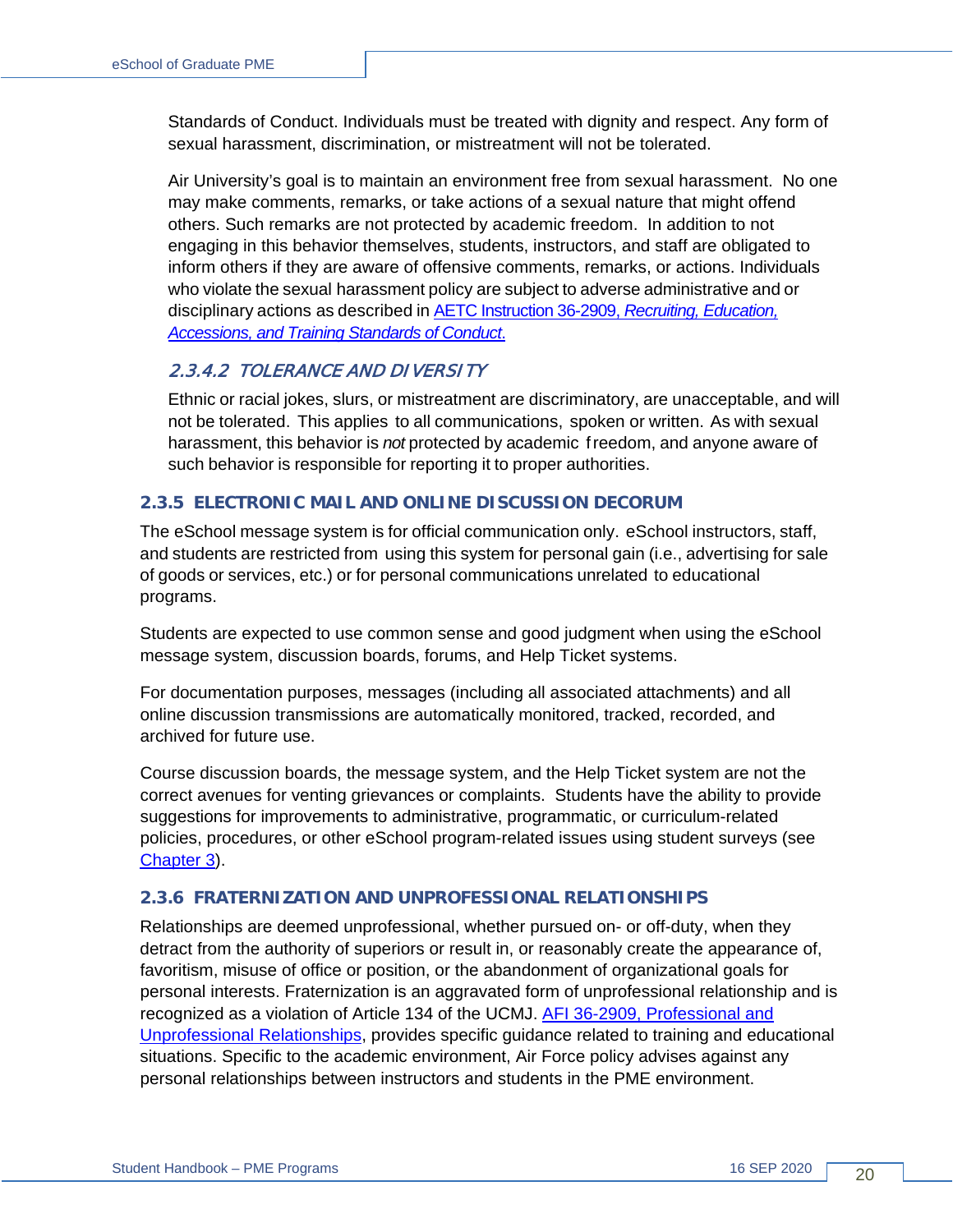Standards of Conduct. Individuals must be treated with dignity and respect. Any form of sexual harassment, discrimination, or mistreatment will not be tolerated.

Air University's goal is to maintain an environment free from sexual harassment. No one may make comments, remarks, or take actions of a sexual nature that might offend others. Such remarks are not protected by academic freedom. In addition to not engaging in this behavior themselves, students, instructors, and staff are obligated to inform others if they are aware of offensive comments, remarks, or actions. Individuals who violate the sexual harassment policy are subject to adverse administrative and or disciplinary actions as described in [AETC Instruction 36-2909, *Recruiting, Education, Accessions, and Training Standards of Conduct.*]

#### *2.3.4.2 TOLERANCE AND DIVERSITY*

Ethnic or racial jokes, slurs, or mistreatment are discriminatory, are unacceptable, and will not be tolerated. This applies to all communications, spoken or written. As with sexual harassment, this behavior is *not* protected by academic freedom, and anyone aware of such behavior is responsible for reporting it to proper authorities.

### 2.3.5 ELECTRONIC MAIL AND ONLINE DISCUSSION DECORUM

The eSchool message system is for official communication only. eSchool instructors, staff, and students are restricted from using this system for personal gain (i.e., advertising for sale of goods or services, etc.) or for personal communications unrelated to educational programs.

Students are expected to use common sense and good judgment when using the eSchool message system, discussion boards, forums, and Help Ticket systems.

For documentation purposes, messages (including all associated attachments) and all online discussion transmissions are automatically monitored, tracked, recorded, and archived for future use.

Course discussion boards, the message system, and the Help Ticket system are not the correct avenues for venting grievances or complaints. Students have the ability to provide suggestions for improvements to administrative, programmatic, or curriculum-related policies, procedures, or other eSchool program-related issues using student surveys (see Chapter 3).

### 2.3.6 FRATERNIZATION AND UNPROFESSIONAL RELATIONSHIPS

Relationships are deemed unprofessional, whether pursued on- or off-duty, when they detract from the authority of superiors or result in, or reasonably create the appearance of, favoritism, misuse of office or position, or the abandonment of organizational goals for personal interests. Fraternization is an aggravated form of unprofessional relationship and is recognized as a violation of Article 134 of the UCMJ. AFI 36-2909, Professional and Unprofessional Relationships, provides specific guidance related to training and educational situations. Specific to the academic environment, Air Force policy advises against any personal relationships between instructors and students in the PME environment.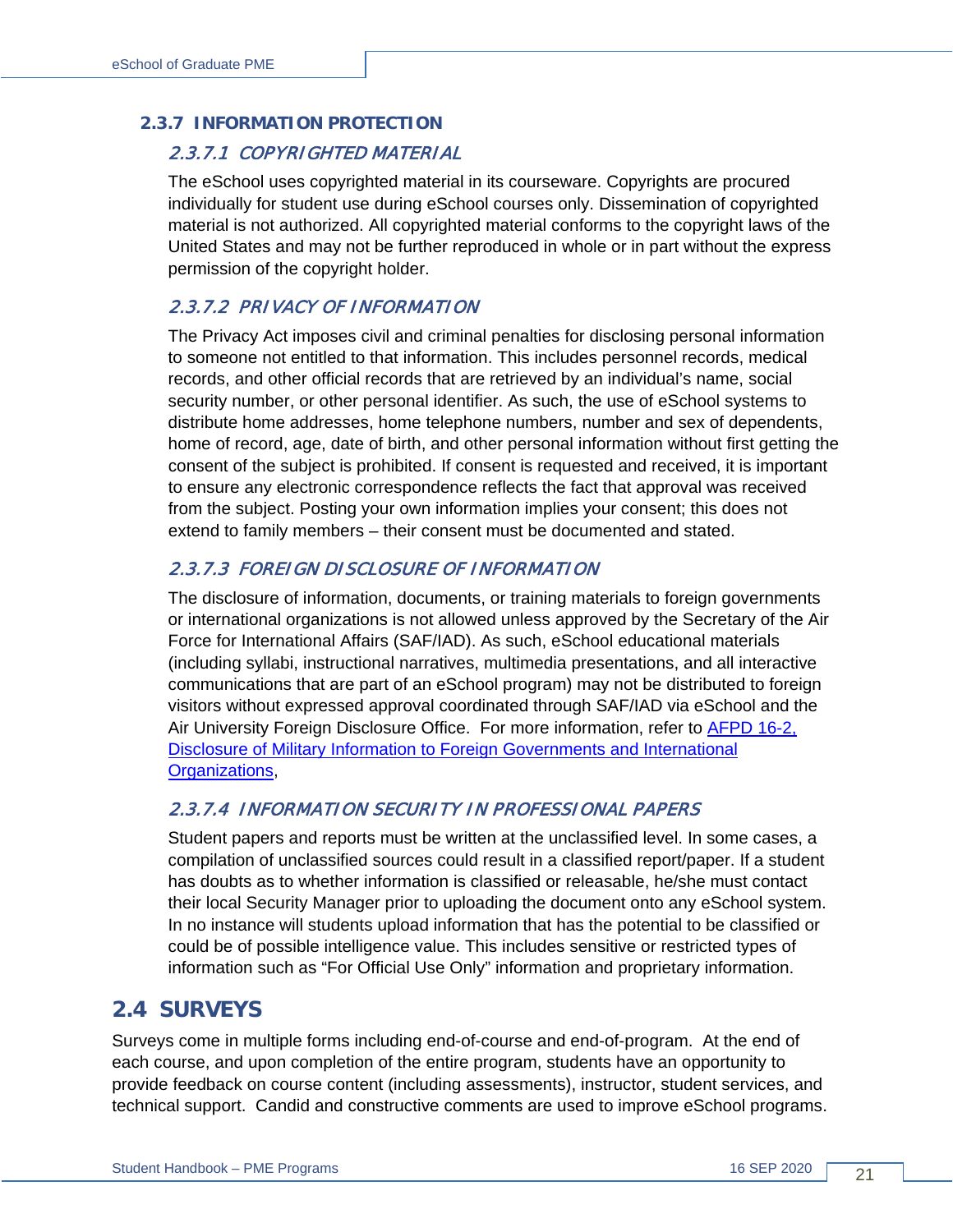### 2.3.7 INFORMATION PROTECTION

#### *2.3.7.1 COPYRIGHTED MATERIAL*

The eSchool uses copyrighted material in its courseware. Copyrights are procured individually for student use during eSchool courses only. Dissemination of copyrighted material is not authorized. All copyrighted material conforms to the copyright laws of the United States and may not be further reproduced in whole or in part without the express permission of the copyright holder.

#### *2.3.7.2 PRIVACY OF INFORMATION*

The Privacy Act imposes civil and criminal penalties for disclosing personal information to someone not entitled to that information. This includes personnel records, medical records, and other official records that are retrieved by an individual's name, social security number, or other personal identifier. As such, the use of eSchool systems to distribute home addresses, home telephone numbers, number and sex of dependents, home of record, age, date of birth, and other personal information without first getting the consent of the subject is prohibited. If consent is requested and received, it is important to ensure any electronic correspondence reflects the fact that approval was received from the subject. Posting your own information implies your consent; this does not extend to family members – their consent must be documented and stated.

#### *2.3.7.3 FOREIGN DISCLOSURE OF INFORMATION*

The disclosure of information, documents, or training materials to foreign governments or international organizations is not allowed unless approved by the Secretary of the Air Force for International Affairs (SAF/IAD). As such, eSchool educational materials (including syllabi, instructional narratives, multimedia presentations, and all interactive communications that are part of an eSchool program) may not be distributed to foreign visitors without expressed approval coordinated through SAF/IAD via eSchool and the Air University Foreign Disclosure Office. For more information, refer to AFPD 16-2, Disclosure of Military Information to Foreign Governments and International Organizations,

#### *2.3.7.4 INFORMATION SECURITY IN PROFESSIONAL PAPERS*

Student papers and reports must be written at the unclassified level. In some cases, a compilation of unclassified sources could result in a classified report/paper. If a student has doubts as to whether information is classified or releasable, he/she must contact their local Security Manager prior to uploading the document onto any eSchool system. In no instance will students upload information that has the potential to be classified or could be of possible intelligence value. This includes sensitive or restricted types of information such as "For Official Use Only" information and proprietary information.

## 2.4 SURVEYS

Surveys come in multiple forms including end-of-course and end-of-program. At the end of each course, and upon completion of the entire program, students have an opportunity to provide feedback on course content (including assessments), instructor, student services, and technical support. Candid and constructive comments are used to improve eSchool programs.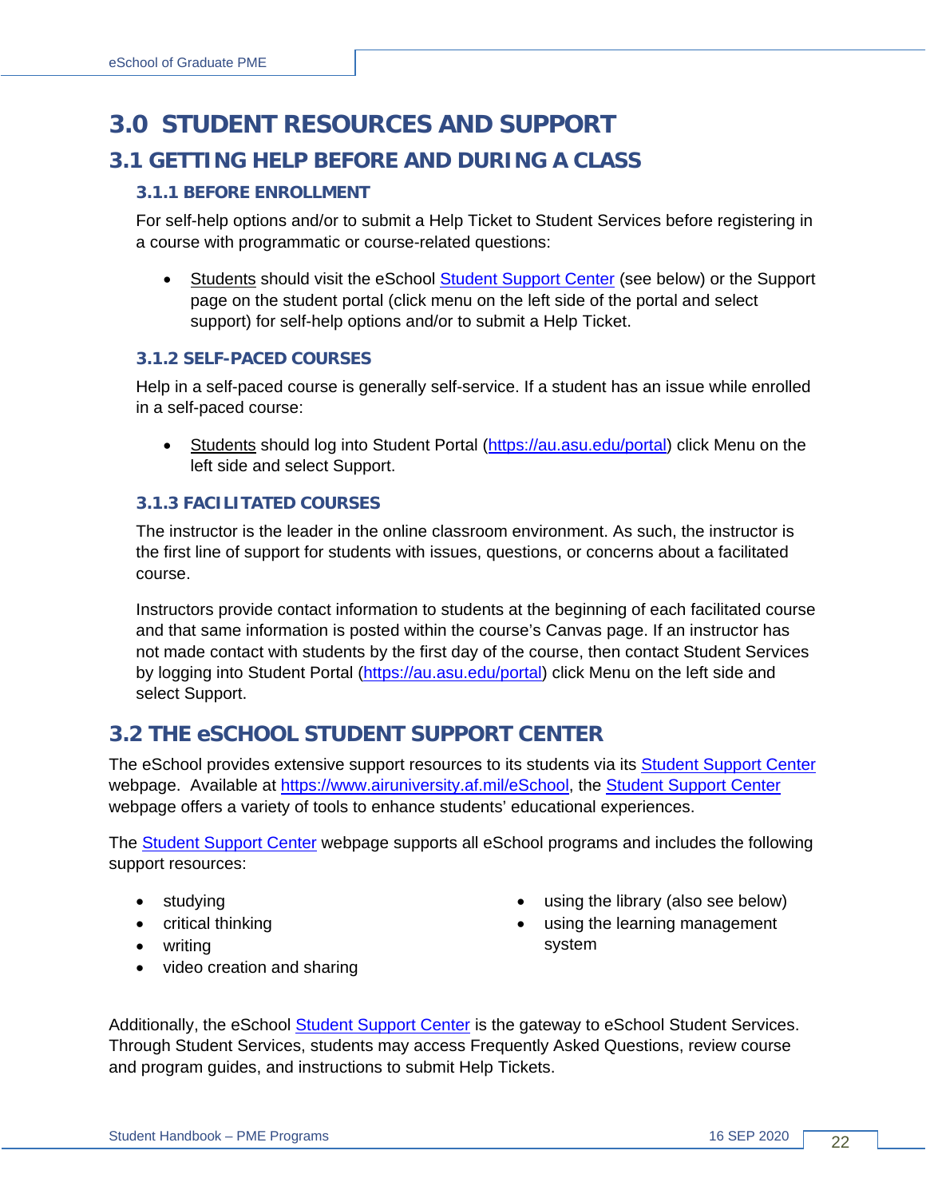# 3.0 STUDENT RESOURCES AND SUPPORT

## 3.1 GETTING HELP BEFORE AND DURING A CLASS

### 3.1.1 BEFORE ENROLLMENT

For self-help options and/or to submit a Help Ticket to Student Services before registering in a course with programmatic or course-related questions:

- Students should visit the eSchool [Student Support Center](https://www.airuniversity.af.mil/eSchool) (see below) or the Support page on the student portal (click menu on the left side of the portal and select support) for self-help options and/or to submit a Help Ticket.

### 3.1.2 SELF-PACED COURSES

Help in a self-paced course is generally self-service. If a student has an issue while enrolled in a self-paced course:

- Students should log into Student Portal (https://au.asu.edu/portal) click Menu on the left side and select Support.

### 3.1.3 FACILITATED COURSES

The instructor is the leader in the online classroom environment. As such, the instructor is the first line of support for students with issues, questions, or concerns about a facilitated course.

Instructors provide contact information to students at the beginning of each facilitated course and that same information is posted within the course's Canvas page. If an instructor has not made contact with students by the first day of the course, then contact Student Services by logging into Student Portal (https://au.asu.edu/portal) click Menu on the left side and select Support.

## 3.2 THE eSCHOOL STUDENT SUPPORT CENTER

The eSchool provides extensive support resources to its students via its Student Support Center webpage. Available at https://www.airuniversity.af.mil/eSchool, the Student Support Center webpage offers a variety of tools to enhance students' educational experiences.

The Student Support Center webpage supports all eSchool programs and includes the following support resources:

- studying
- critical thinking
- writing
- video creation and sharing
- using the library (also see below)
- using the learning management system

Additionally, the eSchool Student Support Center is the gateway to eSchool Student Services. Through Student Services, students may access Frequently Asked Questions, review course and program guides, and instructions to submit Help Tickets.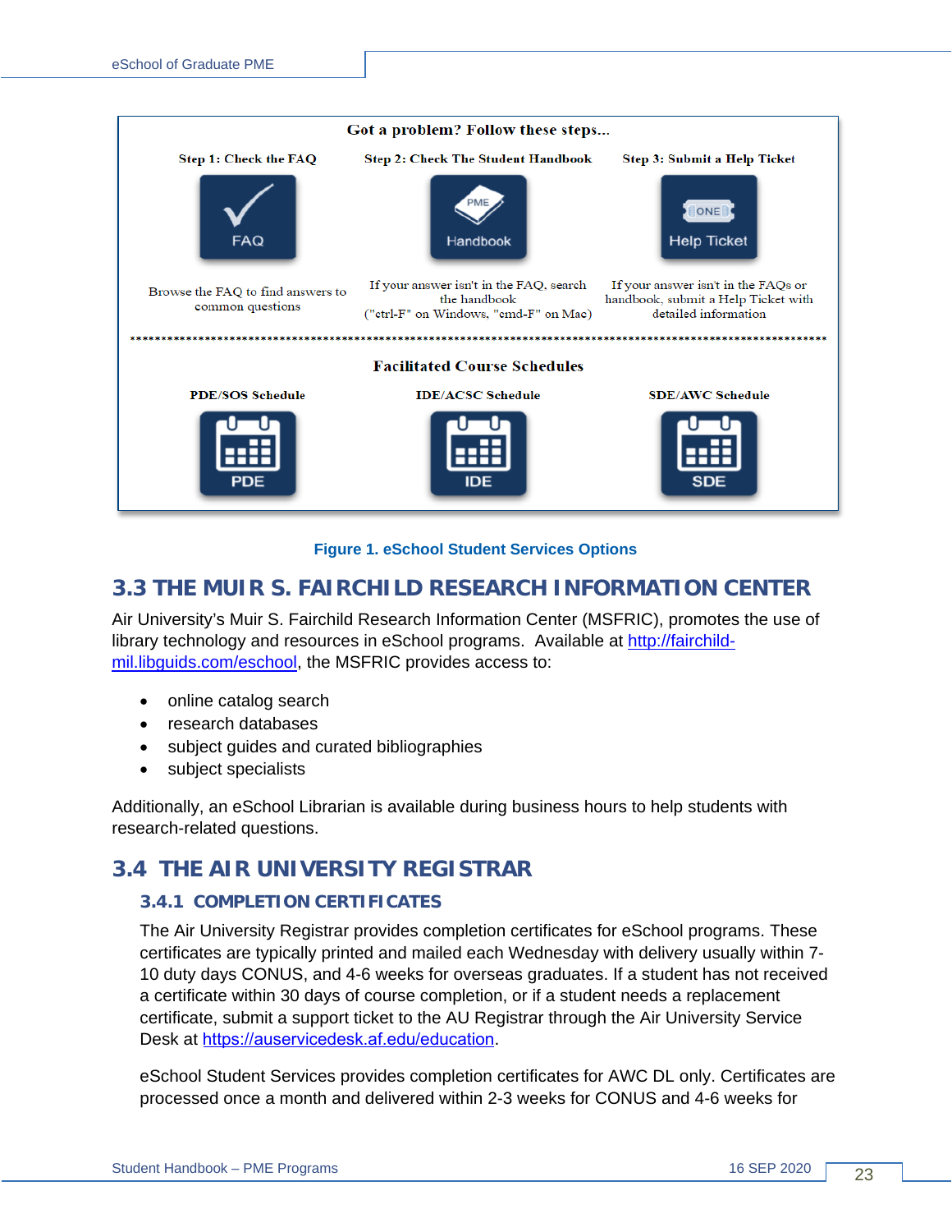Got a problem? Follow these steps...

| Step 1: Check the FAQ | Step 2: Check The Student Handbook | Step 3: Submit a Help Ticket |
|---|---|---|
| FAQ | Handbook | Help Ticket |
| Browse the FAQ to find answers to common questions | If your answer isn't in the FAQ, search the handbook ("ctrl-F" on Windows, "cmd-F" on Mac) | If your answer isn't in the FAQs or handbook, submit a Help Ticket with detailed information |

Facilitated Course Schedules

| PDE/SOS Schedule | IDE/ACSC Schedule | SDE/AWC Schedule |
|---|---|---|
| PDE | IDE | SDE |

**Figure 1. eSchool Student Services Options**

## 3.3 THE MUIR S. FAIRCHILD RESEARCH INFORMATION CENTER

Air University's Muir S. Fairchild Research Information Center (MSFRIC), promotes the use of library technology and resources in eSchool programs. Available at http://fairchild-mil.libguids.com/eschool, the MSFRIC provides access to:

- online catalog search
- research databases
- subject guides and curated bibliographies
- subject specialists

Additionally, an eSchool Librarian is available during business hours to help students with research-related questions.

## 3.4 THE AIR UNIVERSITY REGISTRAR

### 3.4.1 COMPLETION CERTIFICATES

The Air University Registrar provides completion certificates for eSchool programs. These certificates are typically printed and mailed each Wednesday with delivery usually within 7-10 duty days CONUS, and 4-6 weeks for overseas graduates. If a student has not received a certificate within 30 days of course completion, or if a student needs a replacement certificate, submit a support ticket to the AU Registrar through the Air University Service Desk at https://auservicedesk.af.edu/education.

eSchool Student Services provides completion certificates for AWC DL only. Certificates are processed once a month and delivered within 2-3 weeks for CONUS and 4-6 weeks for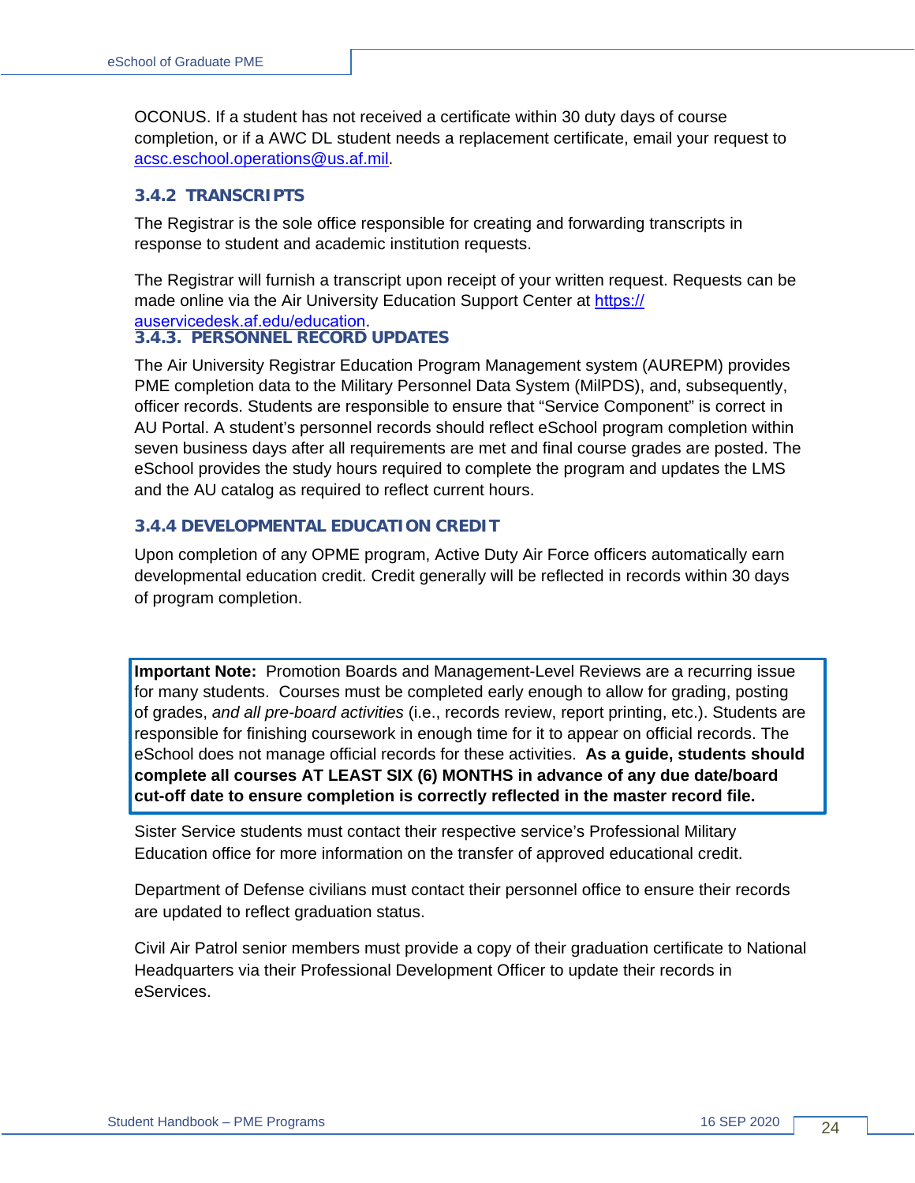OCONUS. If a student has not received a certificate within 30 duty days of course completion, or if a AWC DL student needs a replacement certificate, email your request to acsc.eschool.operations@us.af.mil.

### 3.4.2 TRANSCRIPTS

The Registrar is the sole office responsible for creating and forwarding transcripts in response to student and academic institution requests.

The Registrar will furnish a transcript upon receipt of your written request. Requests can be made online via the Air University Education Support Center at https://auservicedesk.af.edu/education.

### 3.4.3. PERSONNEL RECORD UPDATES

The Air University Registrar Education Program Management system (AUREPM) provides PME completion data to the Military Personnel Data System (MilPDS), and, subsequently, officer records. Students are responsible to ensure that "Service Component" is correct in AU Portal. A student's personnel records should reflect eSchool program completion within seven business days after all requirements are met and final course grades are posted. The eSchool provides the study hours required to complete the program and updates the LMS and the AU catalog as required to reflect current hours.

### 3.4.4 DEVELOPMENTAL EDUCATION CREDIT

Upon completion of any OPME program, Active Duty Air Force officers automatically earn developmental education credit. Credit generally will be reflected in records within 30 days of program completion.

**Important Note:** Promotion Boards and Management-Level Reviews are a recurring issue for many students. Courses must be completed early enough to allow for grading, posting of grades, *and all pre-board activities* (i.e., records review, report printing, etc.). Students are responsible for finishing coursework in enough time for it to appear on official records. The eSchool does not manage official records for these activities. **As a guide, students should complete all courses AT LEAST SIX (6) MONTHS in advance of any due date/board cut-off date to ensure completion is correctly reflected in the master record file.**

Sister Service students must contact their respective service's Professional Military Education office for more information on the transfer of approved educational credit.

Department of Defense civilians must contact their personnel office to ensure their records are updated to reflect graduation status.

Civil Air Patrol senior members must provide a copy of their graduation certificate to National Headquarters via their Professional Development Officer to update their records in eServices.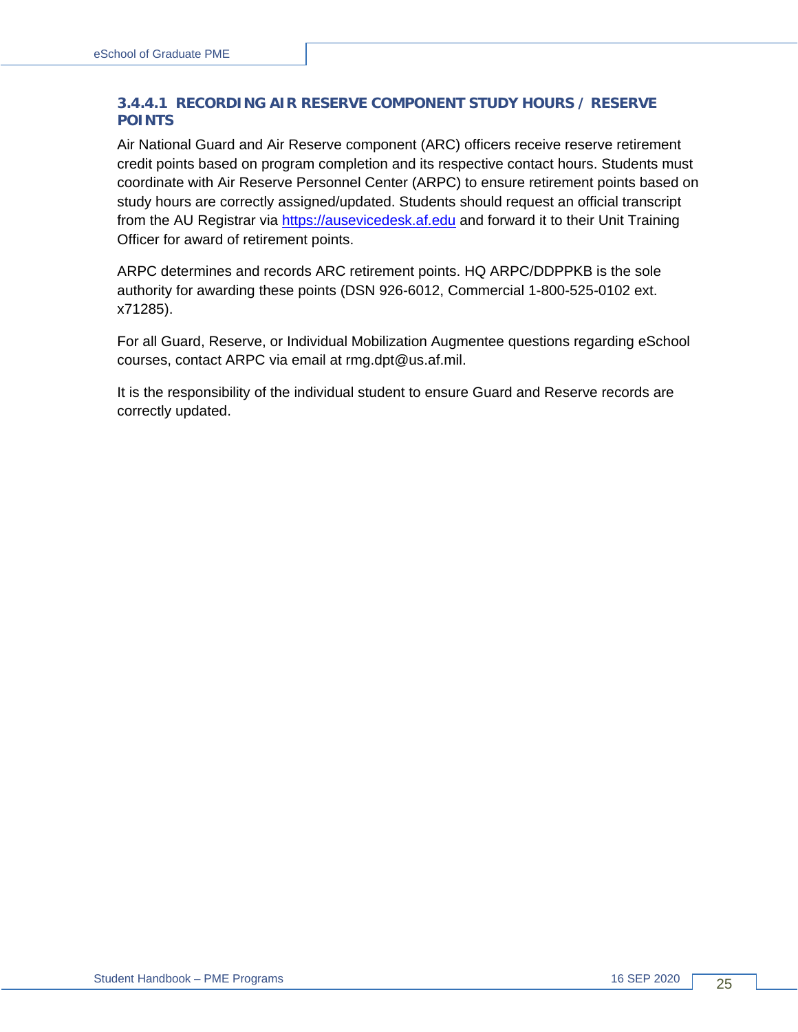#### 3.4.4.1 RECORDING AIR RESERVE COMPONENT STUDY HOURS / RESERVE POINTS

Air National Guard and Air Reserve component (ARC) officers receive reserve retirement credit points based on program completion and its respective contact hours. Students must coordinate with Air Reserve Personnel Center (ARPC) to ensure retirement points based on study hours are correctly assigned/updated. Students should request an official transcript from the AU Registrar via [https://ausevicedesk.af.edu](https://ausevicedesk.af.edu) and forward it to their Unit Training Officer for award of retirement points.

ARPC determines and records ARC retirement points. HQ ARPC/DDPPKB is the sole authority for awarding these points (DSN 926-6012, Commercial 1-800-525-0102 ext. x71285).

For all Guard, Reserve, or Individual Mobilization Augmentee questions regarding eSchool courses, contact ARPC via email at rmg.dpt@us.af.mil.

It is the responsibility of the individual student to ensure Guard and Reserve records are correctly updated.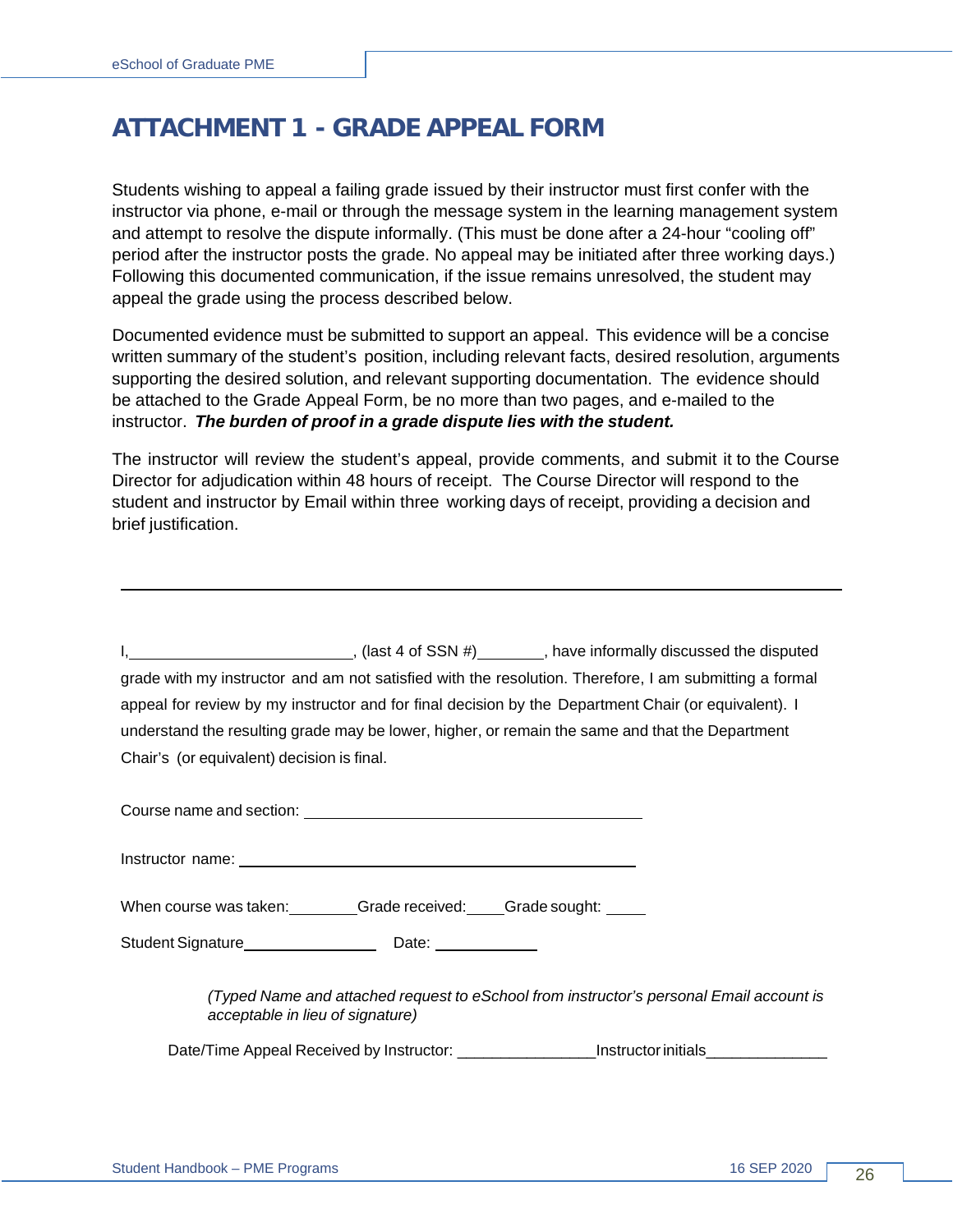# ATTACHMENT 1 - GRADE APPEAL FORM

Students wishing to appeal a failing grade issued by their instructor must first confer with the instructor via phone, e-mail or through the message system in the learning management system and attempt to resolve the dispute informally. (This must be done after a 24-hour "cooling off" period after the instructor posts the grade. No appeal may be initiated after three working days.) Following this documented communication, if the issue remains unresolved, the student may appeal the grade using the process described below.

Documented evidence must be submitted to support an appeal. This evidence will be a concise written summary of the student's position, including relevant facts, desired resolution, arguments supporting the desired solution, and relevant supporting documentation. The evidence should be attached to the Grade Appeal Form, be no more than two pages, and e-mailed to the instructor. ***The burden of proof in a grade dispute lies with the student.***

The instructor will review the student's appeal, provide comments, and submit it to the Course Director for adjudication within 48 hours of receipt. The Course Director will respond to the student and instructor by Email within three working days of receipt, providing a decision and brief justification.

---

I,___________________________, (last 4 of SSN #)________, have informally discussed the disputed grade with my instructor and am not satisfied with the resolution. Therefore, I am submitting a formal appeal for review by my instructor and for final decision by the Department Chair (or equivalent). I understand the resulting grade may be lower, higher, or remain the same and that the Department Chair's (or equivalent) decision is final.

Course name and section: ____________________________________________

Instructor name: ____________________________________________________

When course was taken:_________Grade received:_____Grade sought: _____

Student Signature_________________ Date: _____________

*(Typed Name and attached request to eSchool from instructor's personal Email account is acceptable in lieu of signature)*

Date/Time Appeal Received by Instructor: _______________Instructor initials______________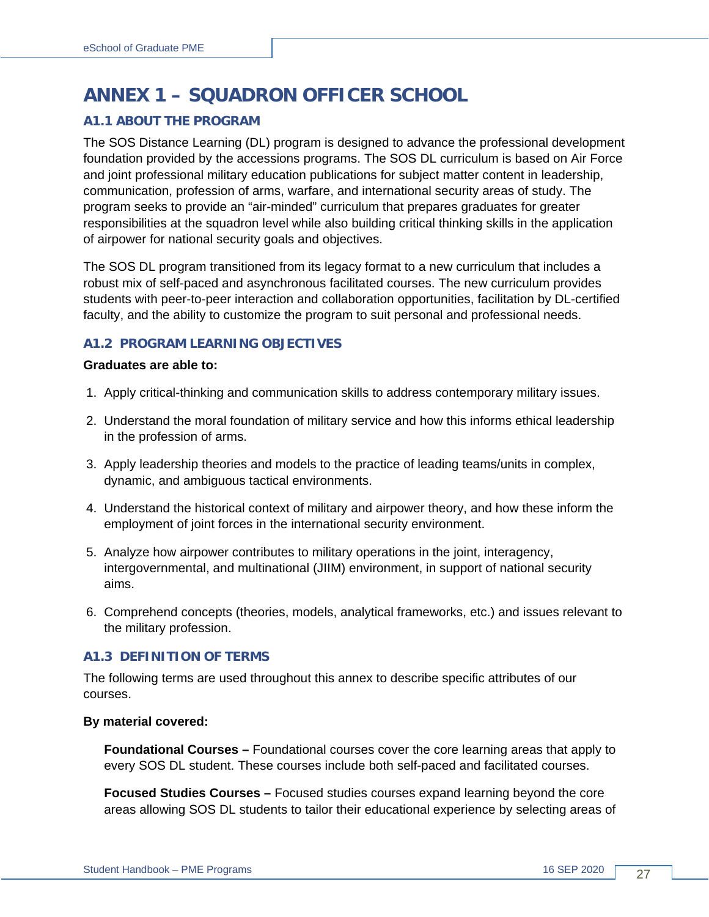# ANNEX 1 – SQUADRON OFFICER SCHOOL

## A1.1 ABOUT THE PROGRAM

The SOS Distance Learning (DL) program is designed to advance the professional development foundation provided by the accessions programs. The SOS DL curriculum is based on Air Force and joint professional military education publications for subject matter content in leadership, communication, profession of arms, warfare, and international security areas of study. The program seeks to provide an "air-minded" curriculum that prepares graduates for greater responsibilities at the squadron level while also building critical thinking skills in the application of airpower for national security goals and objectives.

The SOS DL program transitioned from its legacy format to a new curriculum that includes a robust mix of self-paced and asynchronous facilitated courses. The new curriculum provides students with peer-to-peer interaction and collaboration opportunities, facilitation by DL-certified faculty, and the ability to customize the program to suit personal and professional needs.

## A1.2 PROGRAM LEARNING OBJECTIVES

**Graduates are able to:**

1. Apply critical-thinking and communication skills to address contemporary military issues.
2. Understand the moral foundation of military service and how this informs ethical leadership in the profession of arms.
3. Apply leadership theories and models to the practice of leading teams/units in complex, dynamic, and ambiguous tactical environments.
4. Understand the historical context of military and airpower theory, and how these inform the employment of joint forces in the international security environment.
5. Analyze how airpower contributes to military operations in the joint, interagency, intergovernmental, and multinational (JIIM) environment, in support of national security aims.
6. Comprehend concepts (theories, models, analytical frameworks, etc.) and issues relevant to the military profession.

## A1.3 DEFINITION OF TERMS

The following terms are used throughout this annex to describe specific attributes of our courses.

**By material covered:**

**Foundational Courses –** Foundational courses cover the core learning areas that apply to every SOS DL student. These courses include both self-paced and facilitated courses.

**Focused Studies Courses –** Focused studies courses expand learning beyond the core areas allowing SOS DL students to tailor their educational experience by selecting areas of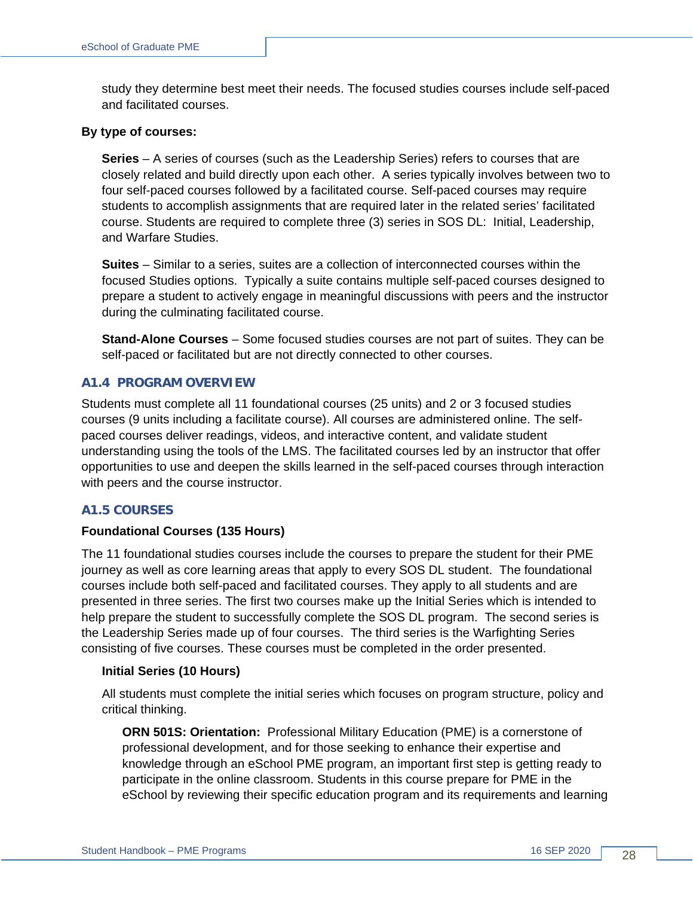study they determine best meet their needs. The focused studies courses include self-paced and facilitated courses.

**By type of courses:**

**Series** – A series of courses (such as the Leadership Series) refers to courses that are closely related and build directly upon each other. A series typically involves between two to four self-paced courses followed by a facilitated course. Self-paced courses may require students to accomplish assignments that are required later in the related series' facilitated course. Students are required to complete three (3) series in SOS DL: Initial, Leadership, and Warfare Studies.

**Suites** – Similar to a series, suites are a collection of interconnected courses within the focused Studies options. Typically a suite contains multiple self-paced courses designed to prepare a student to actively engage in meaningful discussions with peers and the instructor during the culminating facilitated course.

**Stand-Alone Courses** – Some focused studies courses are not part of suites. They can be self-paced or facilitated but are not directly connected to other courses.

## A1.4 PROGRAM OVERVIEW

Students must complete all 11 foundational courses (25 units) and 2 or 3 focused studies courses (9 units including a facilitate course). All courses are administered online. The self-paced courses deliver readings, videos, and interactive content, and validate student understanding using the tools of the LMS. The facilitated courses led by an instructor that offer opportunities to use and deepen the skills learned in the self-paced courses through interaction with peers and the course instructor.

## A1.5 COURSES

### Foundational Courses (135 Hours)

The 11 foundational studies courses include the courses to prepare the student for their PME journey as well as core learning areas that apply to every SOS DL student. The foundational courses include both self-paced and facilitated courses. They apply to all students and are presented in three series. The first two courses make up the Initial Series which is intended to help prepare the student to successfully complete the SOS DL program. The second series is the Leadership Series made up of four courses. The third series is the Warfighting Series consisting of five courses. These courses must be completed in the order presented.

#### Initial Series (10 Hours)

All students must complete the initial series which focuses on program structure, policy and critical thinking.

**ORN 501S: Orientation:** Professional Military Education (PME) is a cornerstone of professional development, and for those seeking to enhance their expertise and knowledge through an eSchool PME program, an important first step is getting ready to participate in the online classroom. Students in this course prepare for PME in the eSchool by reviewing their specific education program and its requirements and learning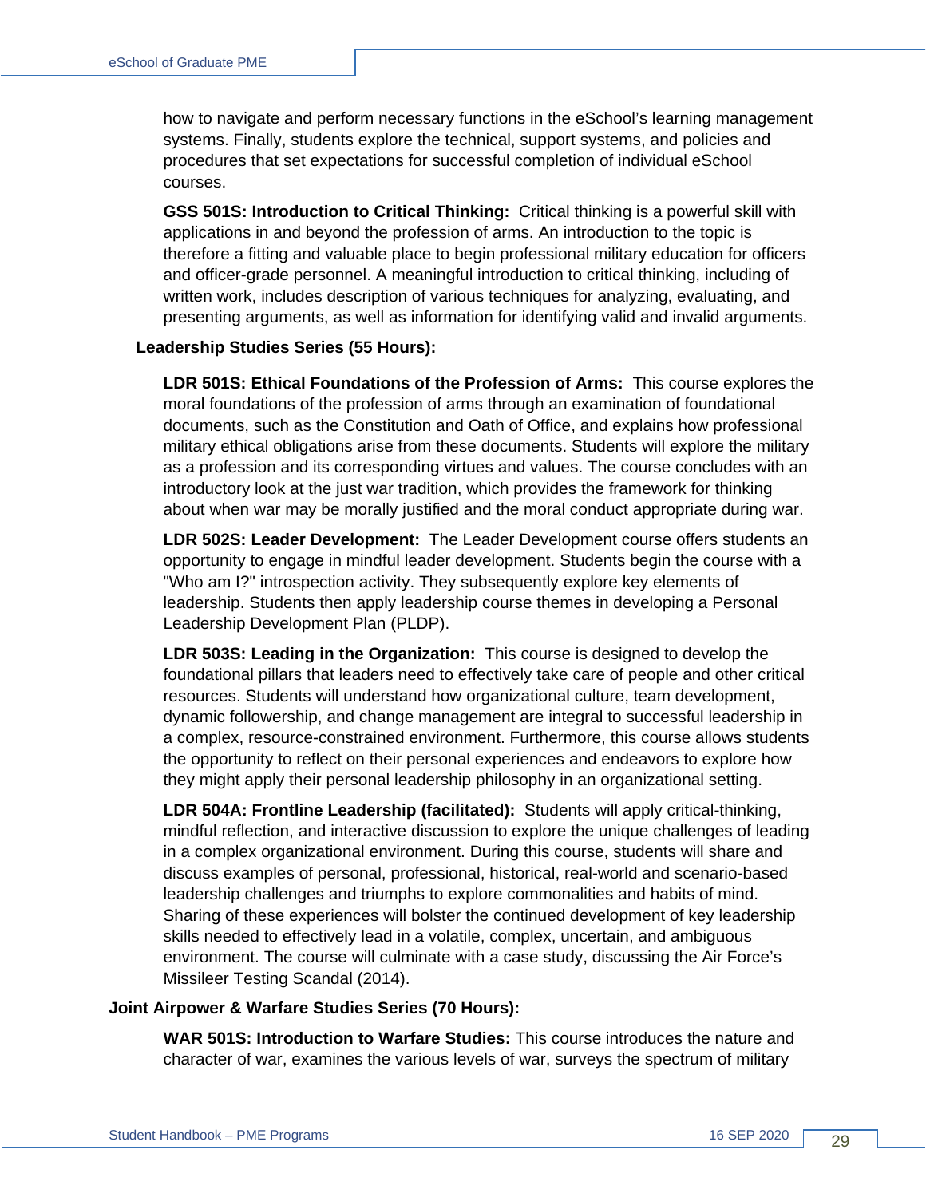how to navigate and perform necessary functions in the eSchool's learning management systems. Finally, students explore the technical, support systems, and policies and procedures that set expectations for successful completion of individual eSchool courses.

**GSS 501S: Introduction to Critical Thinking:** Critical thinking is a powerful skill with applications in and beyond the profession of arms. An introduction to the topic is therefore a fitting and valuable place to begin professional military education for officers and officer-grade personnel. A meaningful introduction to critical thinking, including of written work, includes description of various techniques for analyzing, evaluating, and presenting arguments, as well as information for identifying valid and invalid arguments.

**Leadership Studies Series (55 Hours):**

**LDR 501S: Ethical Foundations of the Profession of Arms:** This course explores the moral foundations of the profession of arms through an examination of foundational documents, such as the Constitution and Oath of Office, and explains how professional military ethical obligations arise from these documents. Students will explore the military as a profession and its corresponding virtues and values. The course concludes with an introductory look at the just war tradition, which provides the framework for thinking about when war may be morally justified and the moral conduct appropriate during war.

**LDR 502S: Leader Development:** The Leader Development course offers students an opportunity to engage in mindful leader development. Students begin the course with a "Who am I?" introspection activity. They subsequently explore key elements of leadership. Students then apply leadership course themes in developing a Personal Leadership Development Plan (PLDP).

**LDR 503S: Leading in the Organization:** This course is designed to develop the foundational pillars that leaders need to effectively take care of people and other critical resources. Students will understand how organizational culture, team development, dynamic followership, and change management are integral to successful leadership in a complex, resource-constrained environment. Furthermore, this course allows students the opportunity to reflect on their personal experiences and endeavors to explore how they might apply their personal leadership philosophy in an organizational setting.

**LDR 504A: Frontline Leadership (facilitated):** Students will apply critical-thinking, mindful reflection, and interactive discussion to explore the unique challenges of leading in a complex organizational environment. During this course, students will share and discuss examples of personal, professional, historical, real-world and scenario-based leadership challenges and triumphs to explore commonalities and habits of mind. Sharing of these experiences will bolster the continued development of key leadership skills needed to effectively lead in a volatile, complex, uncertain, and ambiguous environment. The course will culminate with a case study, discussing the Air Force's Missileer Testing Scandal (2014).

**Joint Airpower & Warfare Studies Series (70 Hours):**

**WAR 501S: Introduction to Warfare Studies:** This course introduces the nature and character of war, examines the various levels of war, surveys the spectrum of military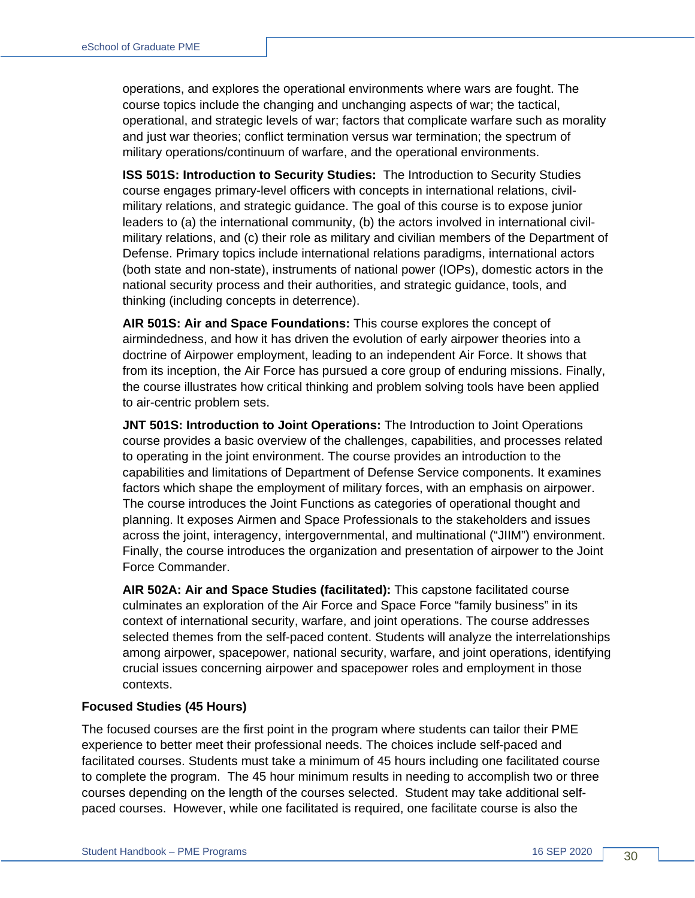operations, and explores the operational environments where wars are fought. The course topics include the changing and unchanging aspects of war; the tactical, operational, and strategic levels of war; factors that complicate warfare such as morality and just war theories; conflict termination versus war termination; the spectrum of military operations/continuum of warfare, and the operational environments.

**ISS 501S: Introduction to Security Studies:** The Introduction to Security Studies course engages primary-level officers with concepts in international relations, civil-military relations, and strategic guidance. The goal of this course is to expose junior leaders to (a) the international community, (b) the actors involved in international civil-military relations, and (c) their role as military and civilian members of the Department of Defense. Primary topics include international relations paradigms, international actors (both state and non-state), instruments of national power (IOPs), domestic actors in the national security process and their authorities, and strategic guidance, tools, and thinking (including concepts in deterrence).

**AIR 501S: Air and Space Foundations:** This course explores the concept of airmindedness, and how it has driven the evolution of early airpower theories into a doctrine of Airpower employment, leading to an independent Air Force. It shows that from its inception, the Air Force has pursued a core group of enduring missions. Finally, the course illustrates how critical thinking and problem solving tools have been applied to air-centric problem sets.

**JNT 501S: Introduction to Joint Operations:** The Introduction to Joint Operations course provides a basic overview of the challenges, capabilities, and processes related to operating in the joint environment. The course provides an introduction to the capabilities and limitations of Department of Defense Service components. It examines factors which shape the employment of military forces, with an emphasis on airpower. The course introduces the Joint Functions as categories of operational thought and planning. It exposes Airmen and Space Professionals to the stakeholders and issues across the joint, interagency, intergovernmental, and multinational ("JIIM") environment. Finally, the course introduces the organization and presentation of airpower to the Joint Force Commander.

**AIR 502A: Air and Space Studies (facilitated):** This capstone facilitated course culminates an exploration of the Air Force and Space Force "family business" in its context of international security, warfare, and joint operations. The course addresses selected themes from the self-paced content. Students will analyze the interrelationships among airpower, spacepower, national security, warfare, and joint operations, identifying crucial issues concerning airpower and spacepower roles and employment in those contexts.

**Focused Studies (45 Hours)**

The focused courses are the first point in the program where students can tailor their PME experience to better meet their professional needs. The choices include self-paced and facilitated courses. Students must take a minimum of 45 hours including one facilitated course to complete the program. The 45 hour minimum results in needing to accomplish two or three courses depending on the length of the courses selected. Student may take additional self-paced courses. However, while one facilitated is required, one facilitate course is also the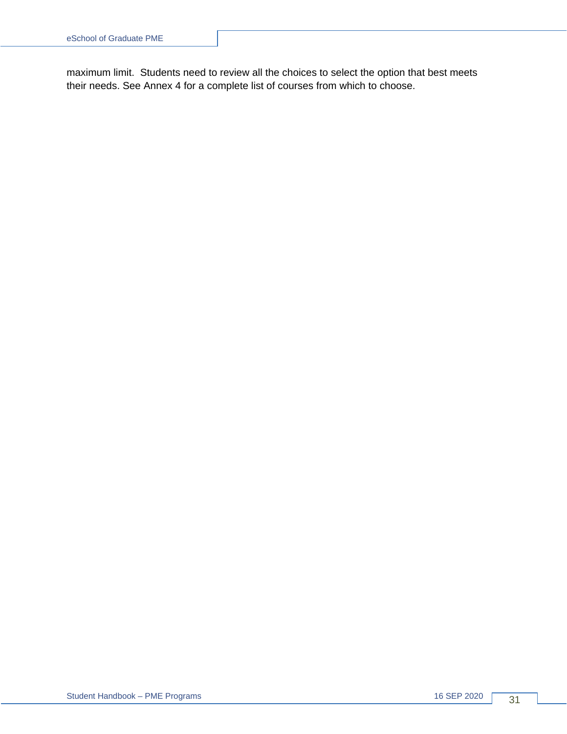maximum limit.  Students need to review all the choices to select the option that best meets their needs. See Annex 4 for a complete list of courses from which to choose.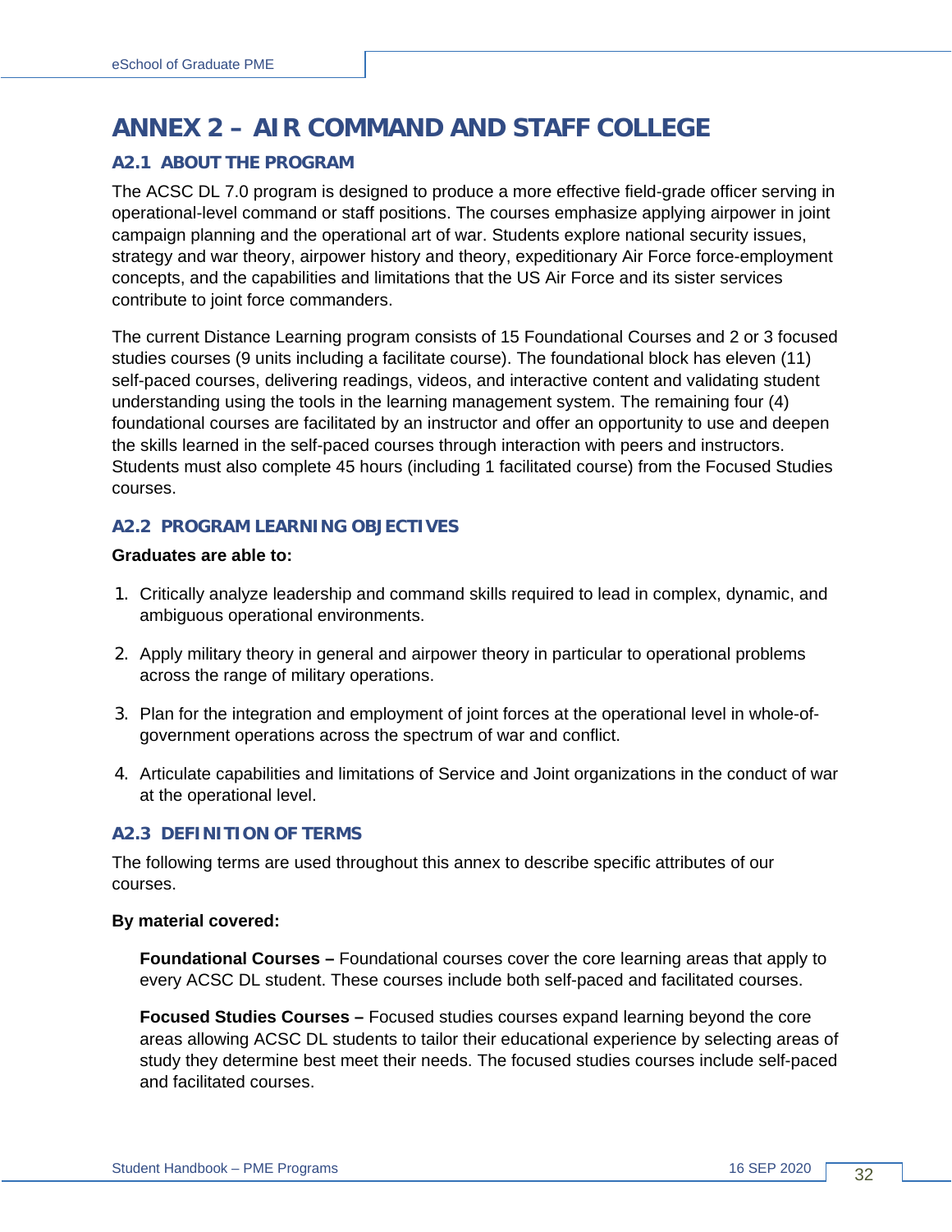# ANNEX 2 – AIR COMMAND AND STAFF COLLEGE

## A2.1 ABOUT THE PROGRAM

The ACSC DL 7.0 program is designed to produce a more effective field-grade officer serving in operational-level command or staff positions. The courses emphasize applying airpower in joint campaign planning and the operational art of war. Students explore national security issues, strategy and war theory, airpower history and theory, expeditionary Air Force force-employment concepts, and the capabilities and limitations that the US Air Force and its sister services contribute to joint force commanders.

The current Distance Learning program consists of 15 Foundational Courses and 2 or 3 focused studies courses (9 units including a facilitate course). The foundational block has eleven (11) self-paced courses, delivering readings, videos, and interactive content and validating student understanding using the tools in the learning management system. The remaining four (4) foundational courses are facilitated by an instructor and offer an opportunity to use and deepen the skills learned in the self-paced courses through interaction with peers and instructors. Students must also complete 45 hours (including 1 facilitated course) from the Focused Studies courses.

## A2.2 PROGRAM LEARNING OBJECTIVES

**Graduates are able to:**

1. Critically analyze leadership and command skills required to lead in complex, dynamic, and ambiguous operational environments.

2. Apply military theory in general and airpower theory in particular to operational problems across the range of military operations.

3. Plan for the integration and employment of joint forces at the operational level in whole-of-government operations across the spectrum of war and conflict.

4. Articulate capabilities and limitations of Service and Joint organizations in the conduct of war at the operational level.

## A2.3 DEFINITION OF TERMS

The following terms are used throughout this annex to describe specific attributes of our courses.

**By material covered:**

**Foundational Courses –** Foundational courses cover the core learning areas that apply to every ACSC DL student. These courses include both self-paced and facilitated courses.

**Focused Studies Courses –** Focused studies courses expand learning beyond the core areas allowing ACSC DL students to tailor their educational experience by selecting areas of study they determine best meet their needs. The focused studies courses include self-paced and facilitated courses.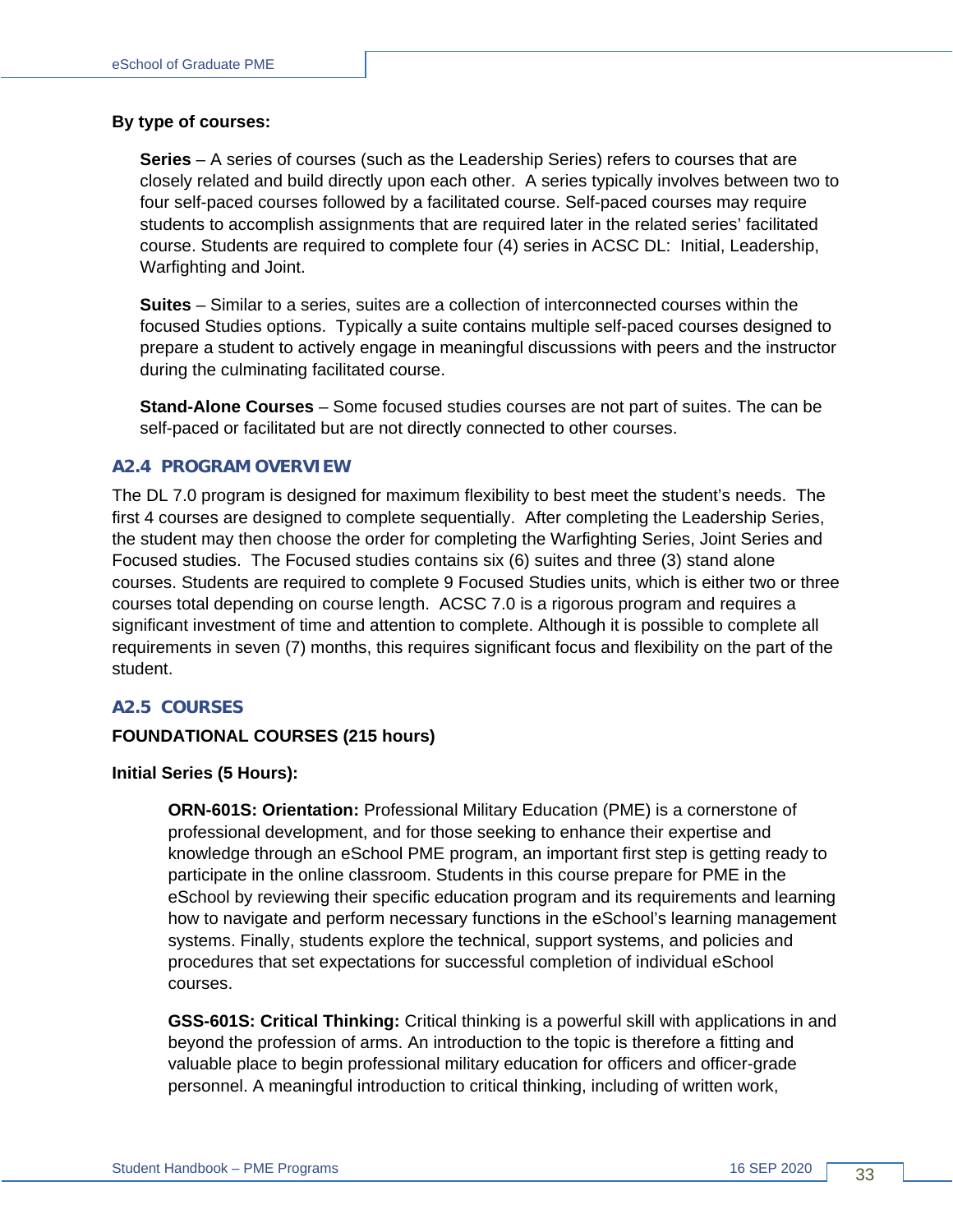**By type of courses:**

**Series** – A series of courses (such as the Leadership Series) refers to courses that are closely related and build directly upon each other. A series typically involves between two to four self-paced courses followed by a facilitated course. Self-paced courses may require students to accomplish assignments that are required later in the related series' facilitated course. Students are required to complete four (4) series in ACSC DL: Initial, Leadership, Warfighting and Joint.

**Suites** – Similar to a series, suites are a collection of interconnected courses within the focused Studies options. Typically a suite contains multiple self-paced courses designed to prepare a student to actively engage in meaningful discussions with peers and the instructor during the culminating facilitated course.

**Stand-Alone Courses** – Some focused studies courses are not part of suites. The can be self-paced or facilitated but are not directly connected to other courses.

## A2.4 PROGRAM OVERVIEW

The DL 7.0 program is designed for maximum flexibility to best meet the student's needs. The first 4 courses are designed to complete sequentially. After completing the Leadership Series, the student may then choose the order for completing the Warfighting Series, Joint Series and Focused studies. The Focused studies contains six (6) suites and three (3) stand alone courses. Students are required to complete 9 Focused Studies units, which is either two or three courses total depending on course length. ACSC 7.0 is a rigorous program and requires a significant investment of time and attention to complete. Although it is possible to complete all requirements in seven (7) months, this requires significant focus and flexibility on the part of the student.

## A2.5 COURSES

**FOUNDATIONAL COURSES (215 hours)**

**Initial Series (5 Hours):**

**ORN-601S: Orientation:** Professional Military Education (PME) is a cornerstone of professional development, and for those seeking to enhance their expertise and knowledge through an eSchool PME program, an important first step is getting ready to participate in the online classroom. Students in this course prepare for PME in the eSchool by reviewing their specific education program and its requirements and learning how to navigate and perform necessary functions in the eSchool's learning management systems. Finally, students explore the technical, support systems, and policies and procedures that set expectations for successful completion of individual eSchool courses.

**GSS-601S: Critical Thinking:** Critical thinking is a powerful skill with applications in and beyond the profession of arms. An introduction to the topic is therefore a fitting and valuable place to begin professional military education for officers and officer-grade personnel. A meaningful introduction to critical thinking, including of written work,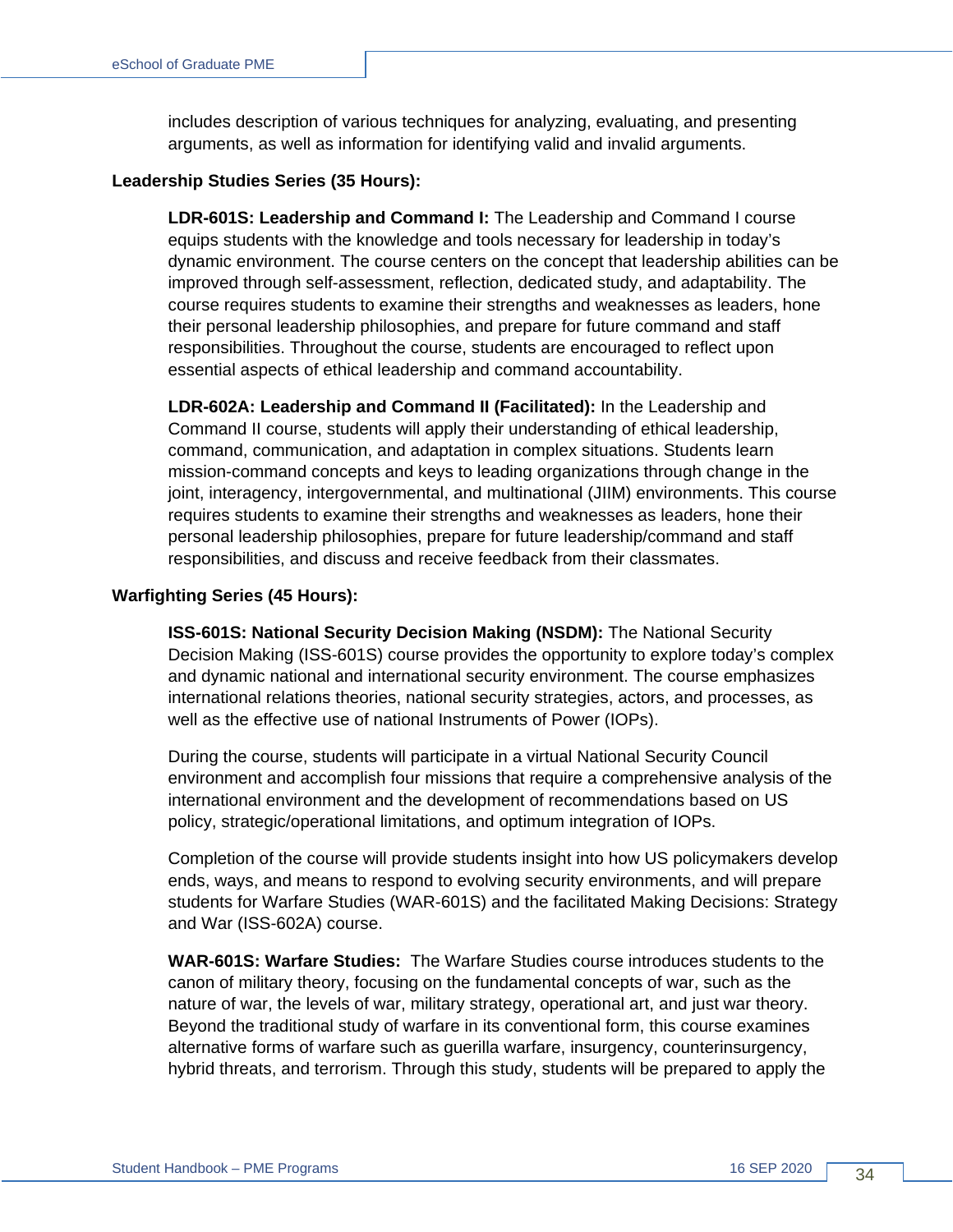includes description of various techniques for analyzing, evaluating, and presenting arguments, as well as information for identifying valid and invalid arguments.

**Leadership Studies Series (35 Hours):**

**LDR-601S: Leadership and Command I:** The Leadership and Command I course equips students with the knowledge and tools necessary for leadership in today's dynamic environment. The course centers on the concept that leadership abilities can be improved through self-assessment, reflection, dedicated study, and adaptability. The course requires students to examine their strengths and weaknesses as leaders, hone their personal leadership philosophies, and prepare for future command and staff responsibilities. Throughout the course, students are encouraged to reflect upon essential aspects of ethical leadership and command accountability.

**LDR-602A: Leadership and Command II (Facilitated):** In the Leadership and Command II course, students will apply their understanding of ethical leadership, command, communication, and adaptation in complex situations. Students learn mission-command concepts and keys to leading organizations through change in the joint, interagency, intergovernmental, and multinational (JIIM) environments. This course requires students to examine their strengths and weaknesses as leaders, hone their personal leadership philosophies, prepare for future leadership/command and staff responsibilities, and discuss and receive feedback from their classmates.

**Warfighting Series (45 Hours):**

**ISS-601S: National Security Decision Making (NSDM):** The National Security Decision Making (ISS-601S) course provides the opportunity to explore today's complex and dynamic national and international security environment. The course emphasizes international relations theories, national security strategies, actors, and processes, as well as the effective use of national Instruments of Power (IOPs).

During the course, students will participate in a virtual National Security Council environment and accomplish four missions that require a comprehensive analysis of the international environment and the development of recommendations based on US policy, strategic/operational limitations, and optimum integration of IOPs.

Completion of the course will provide students insight into how US policymakers develop ends, ways, and means to respond to evolving security environments, and will prepare students for Warfare Studies (WAR-601S) and the facilitated Making Decisions: Strategy and War (ISS-602A) course.

**WAR-601S: Warfare Studies:** The Warfare Studies course introduces students to the canon of military theory, focusing on the fundamental concepts of war, such as the nature of war, the levels of war, military strategy, operational art, and just war theory. Beyond the traditional study of warfare in its conventional form, this course examines alternative forms of warfare such as guerilla warfare, insurgency, counterinsurgency, hybrid threats, and terrorism. Through this study, students will be prepared to apply the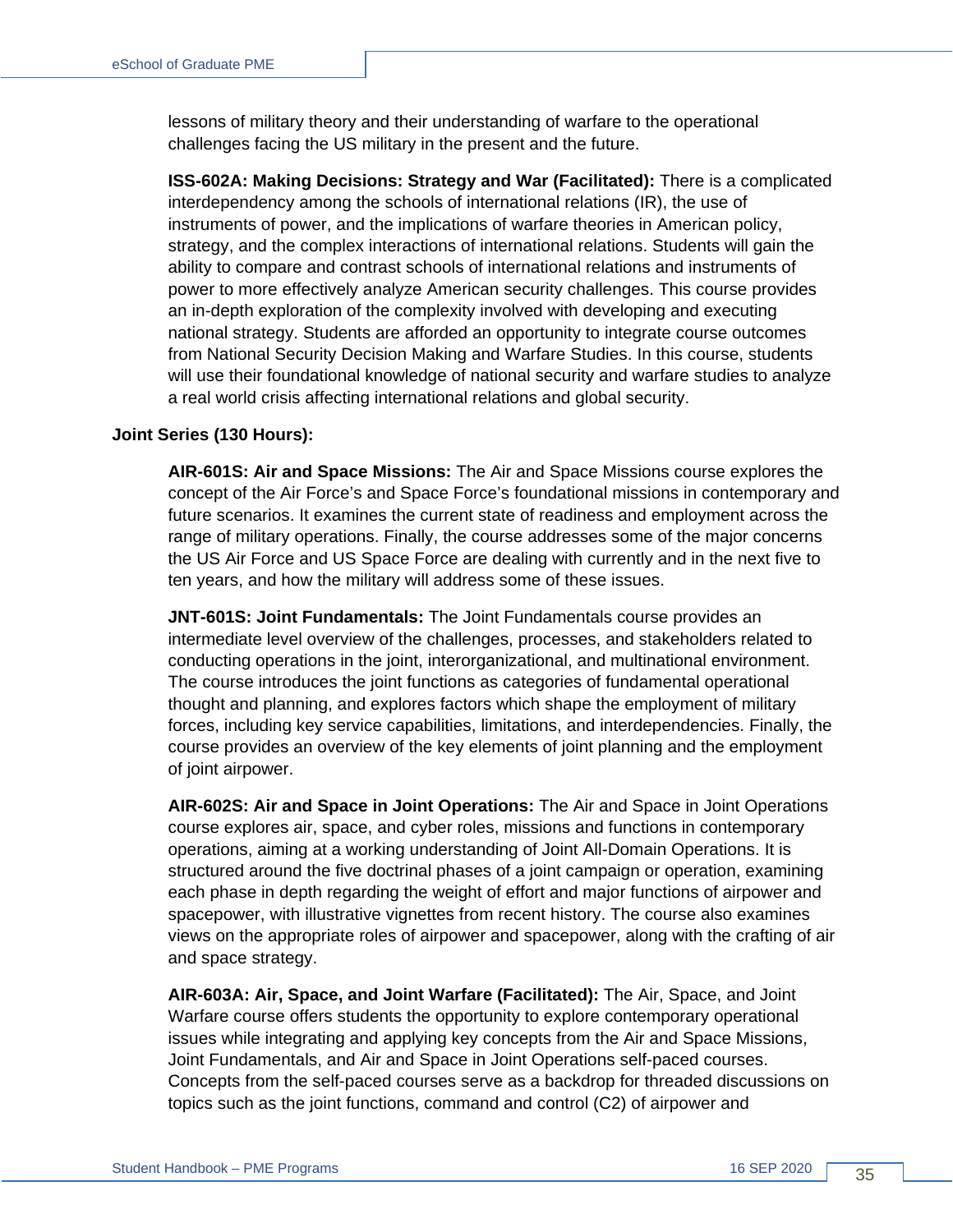lessons of military theory and their understanding of warfare to the operational challenges facing the US military in the present and the future.

**ISS-602A: Making Decisions: Strategy and War (Facilitated):** There is a complicated interdependency among the schools of international relations (IR), the use of instruments of power, and the implications of warfare theories in American policy, strategy, and the complex interactions of international relations. Students will gain the ability to compare and contrast schools of international relations and instruments of power to more effectively analyze American security challenges. This course provides an in-depth exploration of the complexity involved with developing and executing national strategy. Students are afforded an opportunity to integrate course outcomes from National Security Decision Making and Warfare Studies. In this course, students will use their foundational knowledge of national security and warfare studies to analyze a real world crisis affecting international relations and global security.

**Joint Series (130 Hours):**

**AIR-601S: Air and Space Missions:** The Air and Space Missions course explores the concept of the Air Force's and Space Force's foundational missions in contemporary and future scenarios. It examines the current state of readiness and employment across the range of military operations. Finally, the course addresses some of the major concerns the US Air Force and US Space Force are dealing with currently and in the next five to ten years, and how the military will address some of these issues.

**JNT-601S: Joint Fundamentals:** The Joint Fundamentals course provides an intermediate level overview of the challenges, processes, and stakeholders related to conducting operations in the joint, interorganizational, and multinational environment. The course introduces the joint functions as categories of fundamental operational thought and planning, and explores factors which shape the employment of military forces, including key service capabilities, limitations, and interdependencies. Finally, the course provides an overview of the key elements of joint planning and the employment of joint airpower.

**AIR-602S: Air and Space in Joint Operations:** The Air and Space in Joint Operations course explores air, space, and cyber roles, missions and functions in contemporary operations, aiming at a working understanding of Joint All-Domain Operations. It is structured around the five doctrinal phases of a joint campaign or operation, examining each phase in depth regarding the weight of effort and major functions of airpower and spacepower, with illustrative vignettes from recent history. The course also examines views on the appropriate roles of airpower and spacepower, along with the crafting of air and space strategy.

**AIR-603A: Air, Space, and Joint Warfare (Facilitated):** The Air, Space, and Joint Warfare course offers students the opportunity to explore contemporary operational issues while integrating and applying key concepts from the Air and Space Missions, Joint Fundamentals, and Air and Space in Joint Operations self-paced courses. Concepts from the self-paced courses serve as a backdrop for threaded discussions on topics such as the joint functions, command and control (C2) of airpower and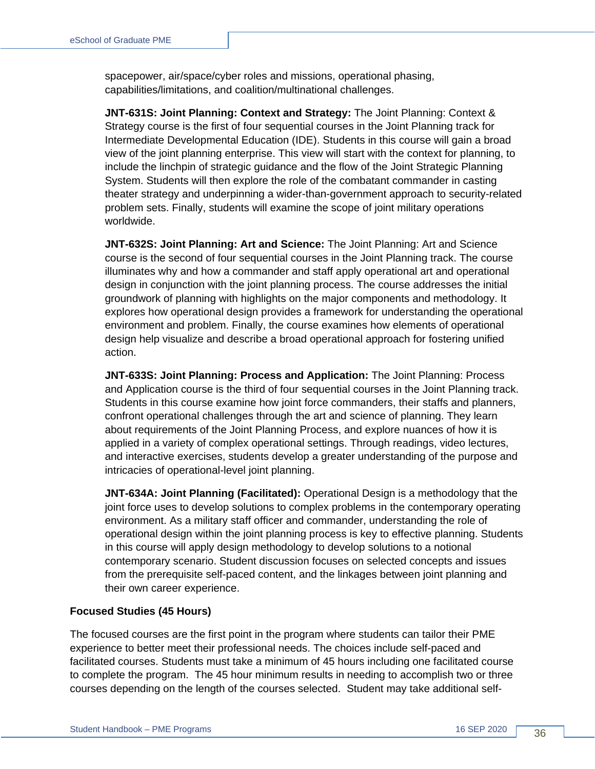spacepower, air/space/cyber roles and missions, operational phasing, capabilities/limitations, and coalition/multinational challenges.

**JNT-631S: Joint Planning: Context and Strategy:** The Joint Planning: Context & Strategy course is the first of four sequential courses in the Joint Planning track for Intermediate Developmental Education (IDE). Students in this course will gain a broad view of the joint planning enterprise. This view will start with the context for planning, to include the linchpin of strategic guidance and the flow of the Joint Strategic Planning System. Students will then explore the role of the combatant commander in casting theater strategy and underpinning a wider-than-government approach to security-related problem sets. Finally, students will examine the scope of joint military operations worldwide.

**JNT-632S: Joint Planning: Art and Science:** The Joint Planning: Art and Science course is the second of four sequential courses in the Joint Planning track. The course illuminates why and how a commander and staff apply operational art and operational design in conjunction with the joint planning process. The course addresses the initial groundwork of planning with highlights on the major components and methodology. It explores how operational design provides a framework for understanding the operational environment and problem. Finally, the course examines how elements of operational design help visualize and describe a broad operational approach for fostering unified action.

**JNT-633S: Joint Planning: Process and Application:** The Joint Planning: Process and Application course is the third of four sequential courses in the Joint Planning track. Students in this course examine how joint force commanders, their staffs and planners, confront operational challenges through the art and science of planning. They learn about requirements of the Joint Planning Process, and explore nuances of how it is applied in a variety of complex operational settings. Through readings, video lectures, and interactive exercises, students develop a greater understanding of the purpose and intricacies of operational-level joint planning.

**JNT-634A: Joint Planning (Facilitated):** Operational Design is a methodology that the joint force uses to develop solutions to complex problems in the contemporary operating environment. As a military staff officer and commander, understanding the role of operational design within the joint planning process is key to effective planning. Students in this course will apply design methodology to develop solutions to a notional contemporary scenario. Student discussion focuses on selected concepts and issues from the prerequisite self-paced content, and the linkages between joint planning and their own career experience.

**Focused Studies (45 Hours)**

The focused courses are the first point in the program where students can tailor their PME experience to better meet their professional needs. The choices include self-paced and facilitated courses. Students must take a minimum of 45 hours including one facilitated course to complete the program. The 45 hour minimum results in needing to accomplish two or three courses depending on the length of the courses selected. Student may take additional self-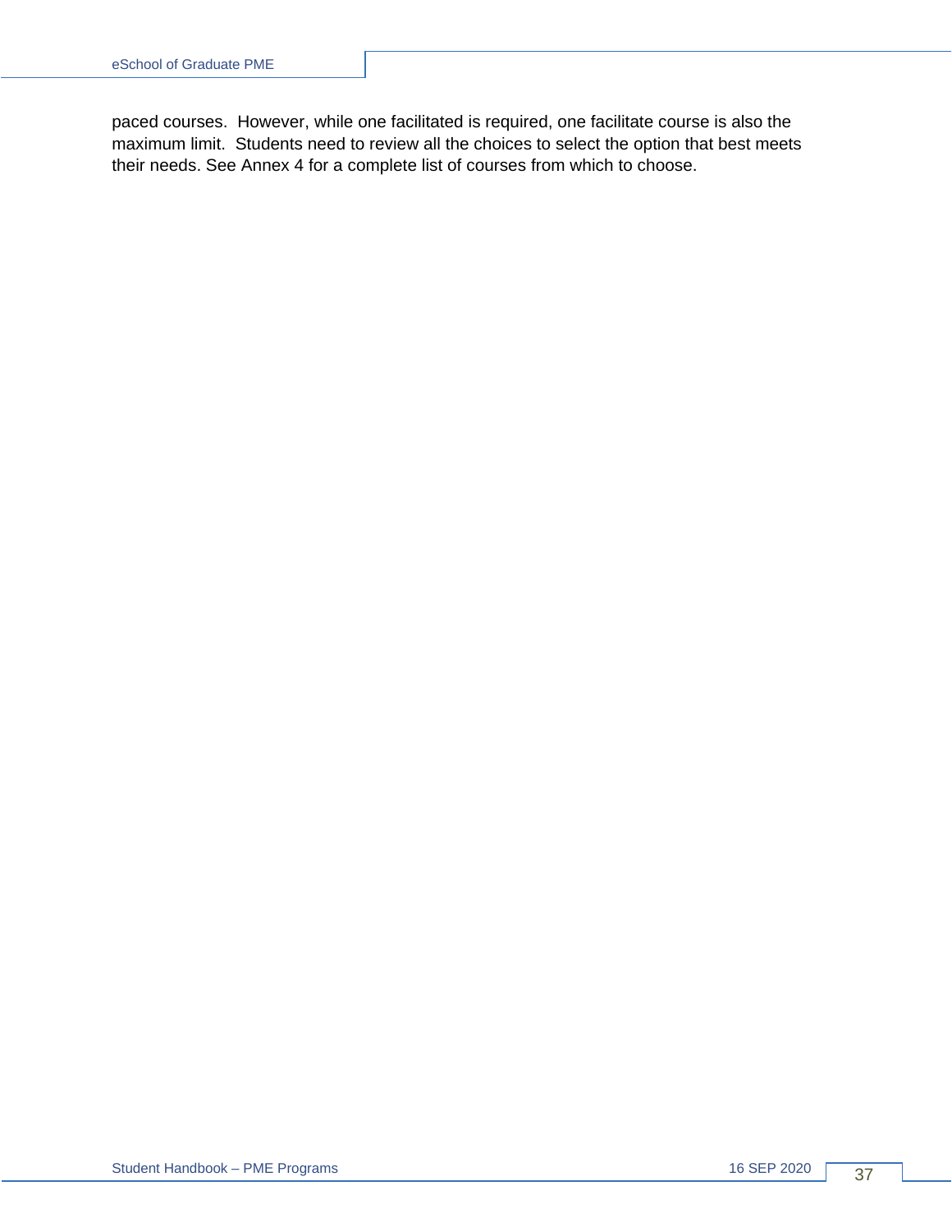paced courses.  However, while one facilitated is required, one facilitate course is also the maximum limit.  Students need to review all the choices to select the option that best meets their needs. See Annex 4 for a complete list of courses from which to choose.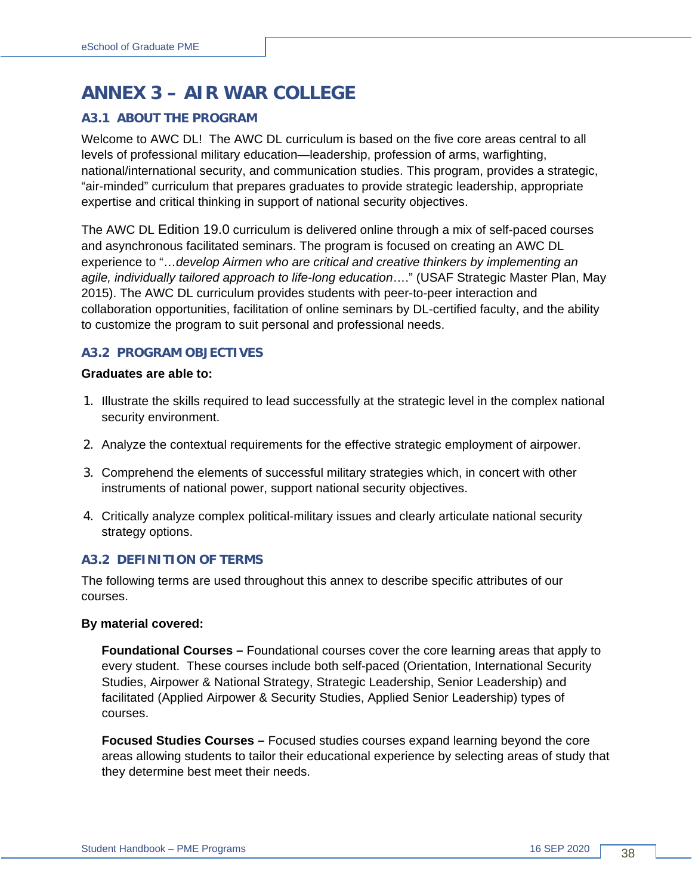# ANNEX 3 – AIR WAR COLLEGE

## A3.1 ABOUT THE PROGRAM

Welcome to AWC DL! The AWC DL curriculum is based on the five core areas central to all levels of professional military education—leadership, profession of arms, warfighting, national/international security, and communication studies. This program, provides a strategic, "air-minded" curriculum that prepares graduates to provide strategic leadership, appropriate expertise and critical thinking in support of national security objectives.

The AWC DL Edition 19.0 curriculum is delivered online through a mix of self-paced courses and asynchronous facilitated seminars. The program is focused on creating an AWC DL experience to "…*develop Airmen who are critical and creative thinkers by implementing an agile, individually tailored approach to life-long education*…." (USAF Strategic Master Plan, May 2015). The AWC DL curriculum provides students with peer-to-peer interaction and collaboration opportunities, facilitation of online seminars by DL-certified faculty, and the ability to customize the program to suit personal and professional needs.

## A3.2 PROGRAM OBJECTIVES

**Graduates are able to:**

1. Illustrate the skills required to lead successfully at the strategic level in the complex national security environment.
2. Analyze the contextual requirements for the effective strategic employment of airpower.
3. Comprehend the elements of successful military strategies which, in concert with other instruments of national power, support national security objectives.
4. Critically analyze complex political-military issues and clearly articulate national security strategy options.

## A3.2 DEFINITION OF TERMS

The following terms are used throughout this annex to describe specific attributes of our courses.

**By material covered:**

**Foundational Courses –** Foundational courses cover the core learning areas that apply to every student. These courses include both self-paced (Orientation, International Security Studies, Airpower & National Strategy, Strategic Leadership, Senior Leadership) and facilitated (Applied Airpower & Security Studies, Applied Senior Leadership) types of courses.

**Focused Studies Courses –** Focused studies courses expand learning beyond the core areas allowing students to tailor their educational experience by selecting areas of study that they determine best meet their needs.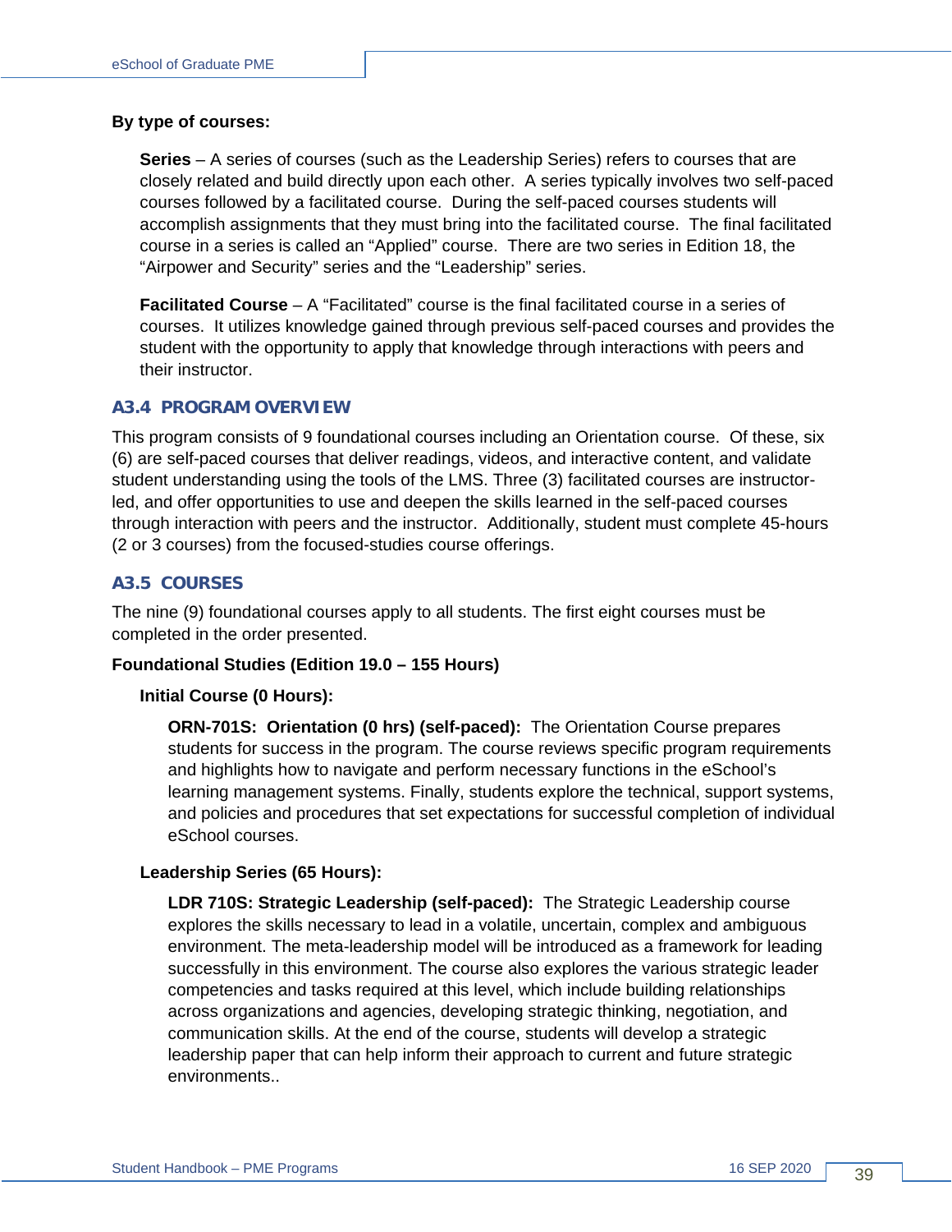**By type of courses:**

**Series** – A series of courses (such as the Leadership Series) refers to courses that are closely related and build directly upon each other. A series typically involves two self-paced courses followed by a facilitated course. During the self-paced courses students will accomplish assignments that they must bring into the facilitated course. The final facilitated course in a series is called an "Applied" course. There are two series in Edition 18, the "Airpower and Security" series and the "Leadership" series.

**Facilitated Course** – A "Facilitated" course is the final facilitated course in a series of courses. It utilizes knowledge gained through previous self-paced courses and provides the student with the opportunity to apply that knowledge through interactions with peers and their instructor.

## A3.4 PROGRAM OVERVIEW

This program consists of 9 foundational courses including an Orientation course. Of these, six (6) are self-paced courses that deliver readings, videos, and interactive content, and validate student understanding using the tools of the LMS. Three (3) facilitated courses are instructor-led, and offer opportunities to use and deepen the skills learned in the self-paced courses through interaction with peers and the instructor. Additionally, student must complete 45-hours (2 or 3 courses) from the focused-studies course offerings.

## A3.5 COURSES

The nine (9) foundational courses apply to all students. The first eight courses must be completed in the order presented.

**Foundational Studies (Edition 19.0 – 155 Hours)**

**Initial Course (0 Hours):**

**ORN-701S: Orientation (0 hrs) (self-paced):** The Orientation Course prepares students for success in the program. The course reviews specific program requirements and highlights how to navigate and perform necessary functions in the eSchool's learning management systems. Finally, students explore the technical, support systems, and policies and procedures that set expectations for successful completion of individual eSchool courses.

**Leadership Series (65 Hours):**

**LDR 710S: Strategic Leadership (self-paced):** The Strategic Leadership course explores the skills necessary to lead in a volatile, uncertain, complex and ambiguous environment. The meta-leadership model will be introduced as a framework for leading successfully in this environment. The course also explores the various strategic leader competencies and tasks required at this level, which include building relationships across organizations and agencies, developing strategic thinking, negotiation, and communication skills. At the end of the course, students will develop a strategic leadership paper that can help inform their approach to current and future strategic environments..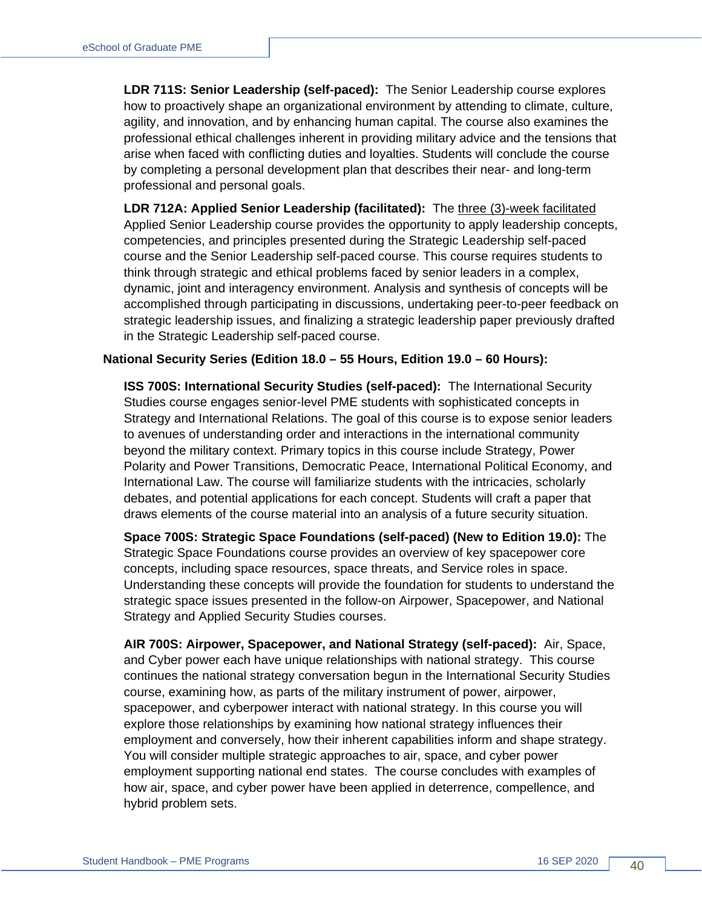**LDR 711S: Senior Leadership (self-paced):** The Senior Leadership course explores how to proactively shape an organizational environment by attending to climate, culture, agility, and innovation, and by enhancing human capital. The course also examines the professional ethical challenges inherent in providing military advice and the tensions that arise when faced with conflicting duties and loyalties. Students will conclude the course by completing a personal development plan that describes their near- and long-term professional and personal goals.

**LDR 712A: Applied Senior Leadership (facilitated):** The three (3)-week facilitated Applied Senior Leadership course provides the opportunity to apply leadership concepts, competencies, and principles presented during the Strategic Leadership self-paced course and the Senior Leadership self-paced course. This course requires students to think through strategic and ethical problems faced by senior leaders in a complex, dynamic, joint and interagency environment. Analysis and synthesis of concepts will be accomplished through participating in discussions, undertaking peer-to-peer feedback on strategic leadership issues, and finalizing a strategic leadership paper previously drafted in the Strategic Leadership self-paced course.

**National Security Series (Edition 18.0 – 55 Hours, Edition 19.0 – 60 Hours):**

**ISS 700S: International Security Studies (self-paced):** The International Security Studies course engages senior-level PME students with sophisticated concepts in Strategy and International Relations. The goal of this course is to expose senior leaders to avenues of understanding order and interactions in the international community beyond the military context. Primary topics in this course include Strategy, Power Polarity and Power Transitions, Democratic Peace, International Political Economy, and International Law. The course will familiarize students with the intricacies, scholarly debates, and potential applications for each concept. Students will craft a paper that draws elements of the course material into an analysis of a future security situation.

**Space 700S: Strategic Space Foundations (self-paced) (New to Edition 19.0):** The Strategic Space Foundations course provides an overview of key spacepower core concepts, including space resources, space threats, and Service roles in space. Understanding these concepts will provide the foundation for students to understand the strategic space issues presented in the follow-on Airpower, Spacepower, and National Strategy and Applied Security Studies courses.

**AIR 700S: Airpower, Spacepower, and National Strategy (self-paced):** Air, Space, and Cyber power each have unique relationships with national strategy. This course continues the national strategy conversation begun in the International Security Studies course, examining how, as parts of the military instrument of power, airpower, spacepower, and cyberpower interact with national strategy. In this course you will explore those relationships by examining how national strategy influences their employment and conversely, how their inherent capabilities inform and shape strategy. You will consider multiple strategic approaches to air, space, and cyber power employment supporting national end states. The course concludes with examples of how air, space, and cyber power have been applied in deterrence, compellence, and hybrid problem sets.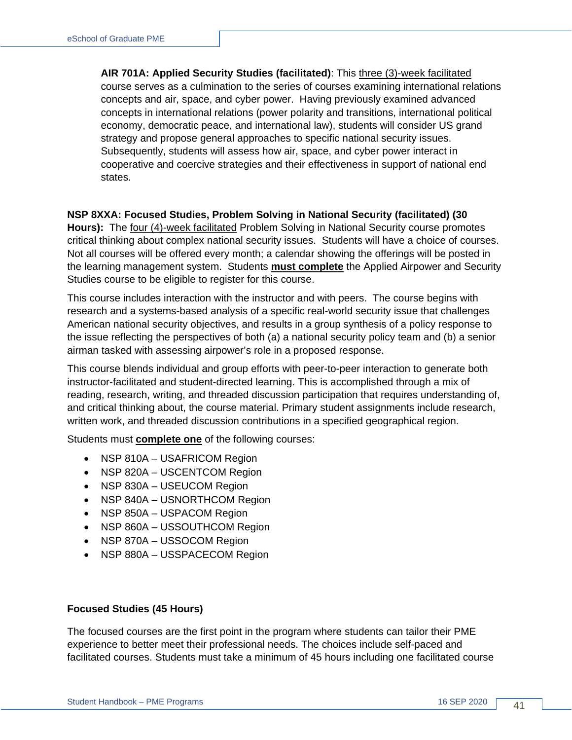**AIR 701A: Applied Security Studies (facilitated)**: This <u>three (3)-week facilitated</u> course serves as a culmination to the series of courses examining international relations concepts and air, space, and cyber power. Having previously examined advanced concepts in international relations (power polarity and transitions, international political economy, democratic peace, and international law), students will consider US grand strategy and propose general approaches to specific national security issues. Subsequently, students will assess how air, space, and cyber power interact in cooperative and coercive strategies and their effectiveness in support of national end states.

**NSP 8XXA: Focused Studies, Problem Solving in National Security (facilitated) (30 Hours):** The <u>four (4)-week facilitated</u> Problem Solving in National Security course promotes critical thinking about complex national security issues. Students will have a choice of courses. Not all courses will be offered every month; a calendar showing the offerings will be posted in the learning management system. Students **<u>must complete</u>** the Applied Airpower and Security Studies course to be eligible to register for this course.

This course includes interaction with the instructor and with peers. The course begins with research and a systems-based analysis of a specific real-world security issue that challenges American national security objectives, and results in a group synthesis of a policy response to the issue reflecting the perspectives of both (a) a national security policy team and (b) a senior airman tasked with assessing airpower's role in a proposed response.

This course blends individual and group efforts with peer-to-peer interaction to generate both instructor-facilitated and student-directed learning. This is accomplished through a mix of reading, research, writing, and threaded discussion participation that requires understanding of, and critical thinking about, the course material. Primary student assignments include research, written work, and threaded discussion contributions in a specified geographical region.

Students must **<u>complete one</u>** of the following courses:

- NSP 810A – USAFRICOM Region
- NSP 820A – USCENTCOM Region
- NSP 830A – USEUCOM Region
- NSP 840A – USNORTHCOM Region
- NSP 850A – USPACOM Region
- NSP 860A – USSOUTHCOM Region
- NSP 870A – USSOCOM Region
- NSP 880A – USSPACECOM Region

**Focused Studies (45 Hours)**

The focused courses are the first point in the program where students can tailor their PME experience to better meet their professional needs. The choices include self-paced and facilitated courses. Students must take a minimum of 45 hours including one facilitated course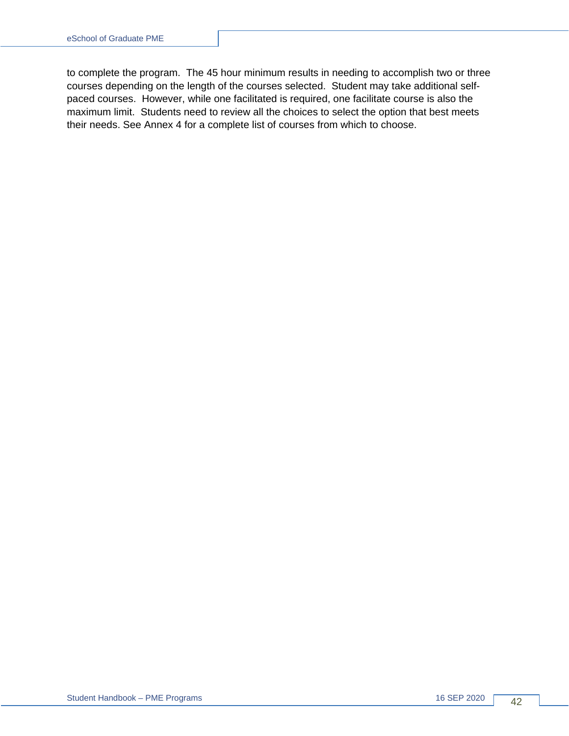to complete the program. The 45 hour minimum results in needing to accomplish two or three courses depending on the length of the courses selected. Student may take additional self-paced courses. However, while one facilitated is required, one facilitate course is also the maximum limit. Students need to review all the choices to select the option that best meets their needs. See Annex 4 for a complete list of courses from which to choose.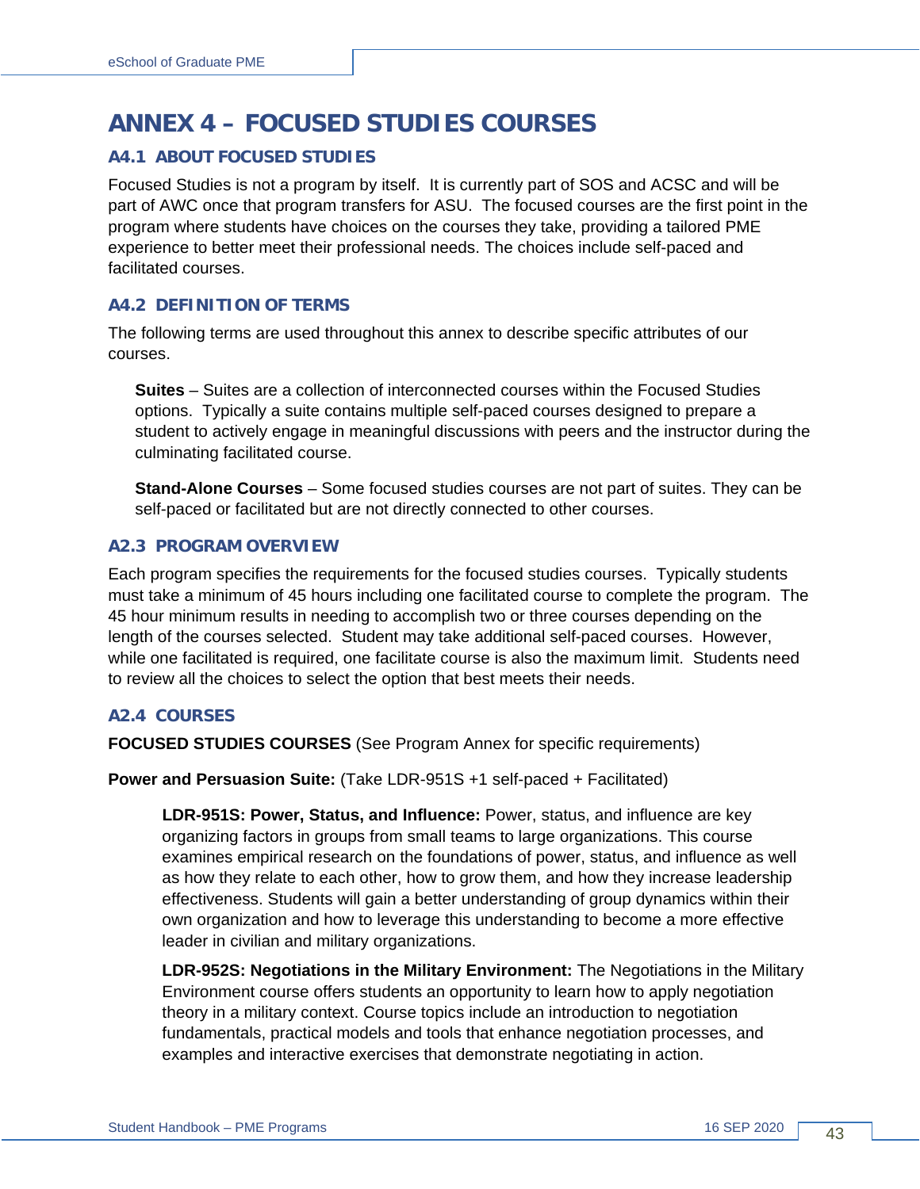# ANNEX 4 – FOCUSED STUDIES COURSES

## A4.1 ABOUT FOCUSED STUDIES

Focused Studies is not a program by itself. It is currently part of SOS and ACSC and will be part of AWC once that program transfers for ASU. The focused courses are the first point in the program where students have choices on the courses they take, providing a tailored PME experience to better meet their professional needs. The choices include self-paced and facilitated courses.

## A4.2 DEFINITION OF TERMS

The following terms are used throughout this annex to describe specific attributes of our courses.

**Suites** – Suites are a collection of interconnected courses within the Focused Studies options. Typically a suite contains multiple self-paced courses designed to prepare a student to actively engage in meaningful discussions with peers and the instructor during the culminating facilitated course.

**Stand-Alone Courses** – Some focused studies courses are not part of suites. They can be self-paced or facilitated but are not directly connected to other courses.

## A2.3 PROGRAM OVERVIEW

Each program specifies the requirements for the focused studies courses. Typically students must take a minimum of 45 hours including one facilitated course to complete the program. The 45 hour minimum results in needing to accomplish two or three courses depending on the length of the courses selected. Student may take additional self-paced courses. However, while one facilitated is required, one facilitate course is also the maximum limit. Students need to review all the choices to select the option that best meets their needs.

## A2.4 COURSES

**FOCUSED STUDIES COURSES** (See Program Annex for specific requirements)

**Power and Persuasion Suite:** (Take LDR-951S +1 self-paced + Facilitated)

**LDR-951S: Power, Status, and Influence:** Power, status, and influence are key organizing factors in groups from small teams to large organizations. This course examines empirical research on the foundations of power, status, and influence as well as how they relate to each other, how to grow them, and how they increase leadership effectiveness. Students will gain a better understanding of group dynamics within their own organization and how to leverage this understanding to become a more effective leader in civilian and military organizations.

**LDR-952S: Negotiations in the Military Environment:** The Negotiations in the Military Environment course offers students an opportunity to learn how to apply negotiation theory in a military context. Course topics include an introduction to negotiation fundamentals, practical models and tools that enhance negotiation processes, and examples and interactive exercises that demonstrate negotiating in action.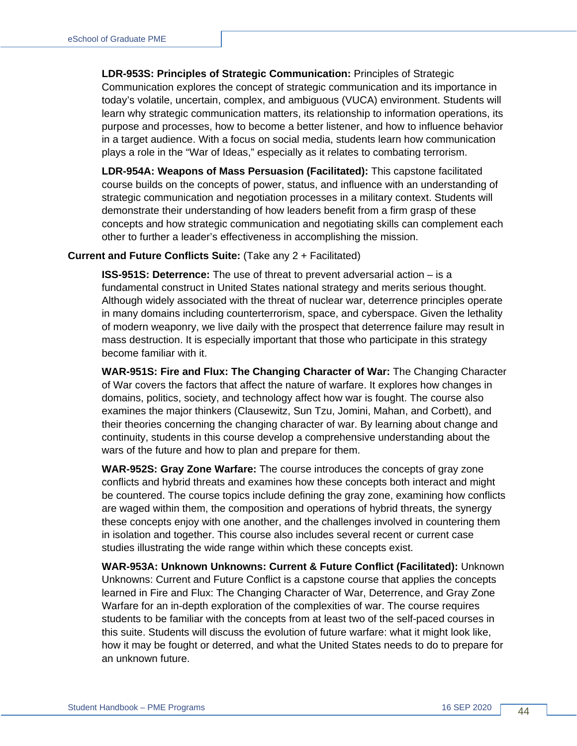**LDR-953S: Principles of Strategic Communication:** Principles of Strategic Communication explores the concept of strategic communication and its importance in today's volatile, uncertain, complex, and ambiguous (VUCA) environment. Students will learn why strategic communication matters, its relationship to information operations, its purpose and processes, how to become a better listener, and how to influence behavior in a target audience. With a focus on social media, students learn how communication plays a role in the "War of Ideas," especially as it relates to combating terrorism.

**LDR-954A: Weapons of Mass Persuasion (Facilitated):** This capstone facilitated course builds on the concepts of power, status, and influence with an understanding of strategic communication and negotiation processes in a military context. Students will demonstrate their understanding of how leaders benefit from a firm grasp of these concepts and how strategic communication and negotiating skills can complement each other to further a leader's effectiveness in accomplishing the mission.

**Current and Future Conflicts Suite:** (Take any 2 + Facilitated)

**ISS-951S: Deterrence:** The use of threat to prevent adversarial action – is a fundamental construct in United States national strategy and merits serious thought. Although widely associated with the threat of nuclear war, deterrence principles operate in many domains including counterterrorism, space, and cyberspace. Given the lethality of modern weaponry, we live daily with the prospect that deterrence failure may result in mass destruction. It is especially important that those who participate in this strategy become familiar with it.

**WAR-951S: Fire and Flux: The Changing Character of War:** The Changing Character of War covers the factors that affect the nature of warfare. It explores how changes in domains, politics, society, and technology affect how war is fought. The course also examines the major thinkers (Clausewitz, Sun Tzu, Jomini, Mahan, and Corbett), and their theories concerning the changing character of war. By learning about change and continuity, students in this course develop a comprehensive understanding about the wars of the future and how to plan and prepare for them.

**WAR-952S: Gray Zone Warfare:** The course introduces the concepts of gray zone conflicts and hybrid threats and examines how these concepts both interact and might be countered. The course topics include defining the gray zone, examining how conflicts are waged within them, the composition and operations of hybrid threats, the synergy these concepts enjoy with one another, and the challenges involved in countering them in isolation and together. This course also includes several recent or current case studies illustrating the wide range within which these concepts exist.

**WAR-953A: Unknown Unknowns: Current & Future Conflict (Facilitated):** Unknown Unknowns: Current and Future Conflict is a capstone course that applies the concepts learned in Fire and Flux: The Changing Character of War, Deterrence, and Gray Zone Warfare for an in-depth exploration of the complexities of war. The course requires students to be familiar with the concepts from at least two of the self-paced courses in this suite. Students will discuss the evolution of future warfare: what it might look like, how it may be fought or deterred, and what the United States needs to do to prepare for an unknown future.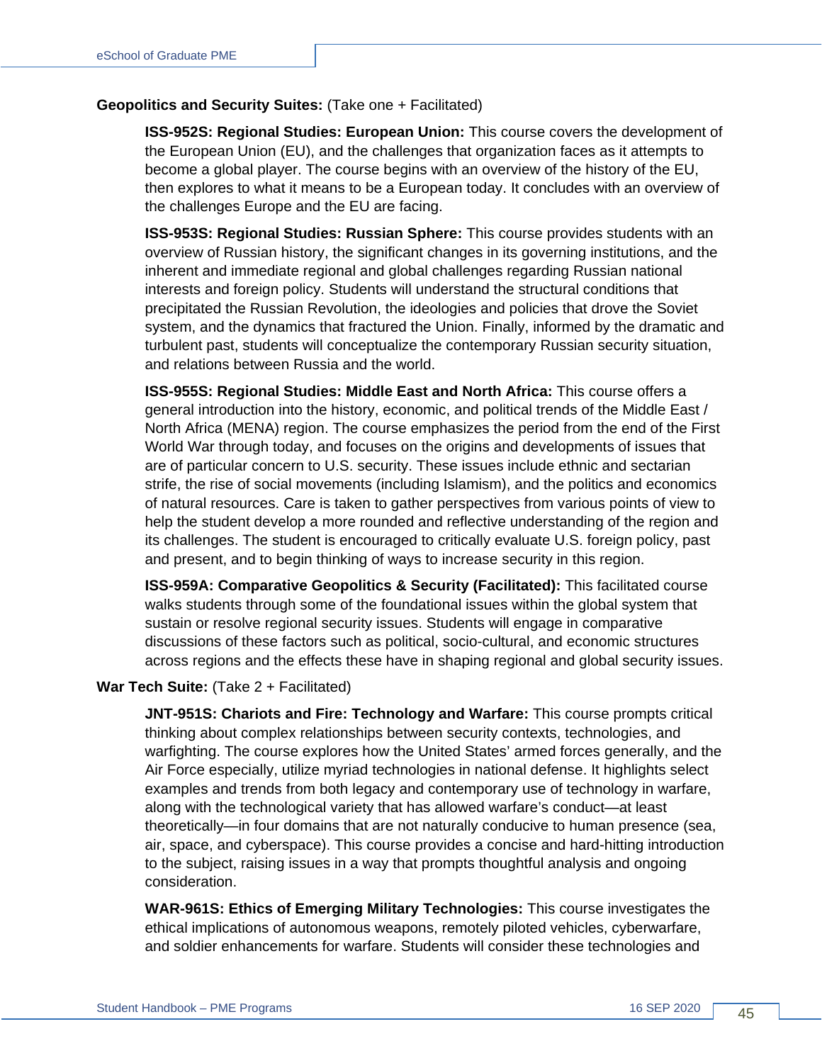**Geopolitics and Security Suites:** (Take one + Facilitated)

**ISS-952S: Regional Studies: European Union:** This course covers the development of the European Union (EU), and the challenges that organization faces as it attempts to become a global player. The course begins with an overview of the history of the EU, then explores to what it means to be a European today. It concludes with an overview of the challenges Europe and the EU are facing.

**ISS-953S: Regional Studies: Russian Sphere:** This course provides students with an overview of Russian history, the significant changes in its governing institutions, and the inherent and immediate regional and global challenges regarding Russian national interests and foreign policy. Students will understand the structural conditions that precipitated the Russian Revolution, the ideologies and policies that drove the Soviet system, and the dynamics that fractured the Union. Finally, informed by the dramatic and turbulent past, students will conceptualize the contemporary Russian security situation, and relations between Russia and the world.

**ISS-955S: Regional Studies: Middle East and North Africa:** This course offers a general introduction into the history, economic, and political trends of the Middle East / North Africa (MENA) region. The course emphasizes the period from the end of the First World War through today, and focuses on the origins and developments of issues that are of particular concern to U.S. security. These issues include ethnic and sectarian strife, the rise of social movements (including Islamism), and the politics and economics of natural resources. Care is taken to gather perspectives from various points of view to help the student develop a more rounded and reflective understanding of the region and its challenges. The student is encouraged to critically evaluate U.S. foreign policy, past and present, and to begin thinking of ways to increase security in this region.

**ISS-959A: Comparative Geopolitics & Security (Facilitated):** This facilitated course walks students through some of the foundational issues within the global system that sustain or resolve regional security issues. Students will engage in comparative discussions of these factors such as political, socio-cultural, and economic structures across regions and the effects these have in shaping regional and global security issues.

**War Tech Suite:** (Take 2 + Facilitated)

**JNT-951S: Chariots and Fire: Technology and Warfare:** This course prompts critical thinking about complex relationships between security contexts, technologies, and warfighting. The course explores how the United States' armed forces generally, and the Air Force especially, utilize myriad technologies in national defense. It highlights select examples and trends from both legacy and contemporary use of technology in warfare, along with the technological variety that has allowed warfare's conduct—at least theoretically—in four domains that are not naturally conducive to human presence (sea, air, space, and cyberspace). This course provides a concise and hard-hitting introduction to the subject, raising issues in a way that prompts thoughtful analysis and ongoing consideration.

**WAR-961S: Ethics of Emerging Military Technologies:** This course investigates the ethical implications of autonomous weapons, remotely piloted vehicles, cyberwarfare, and soldier enhancements for warfare. Students will consider these technologies and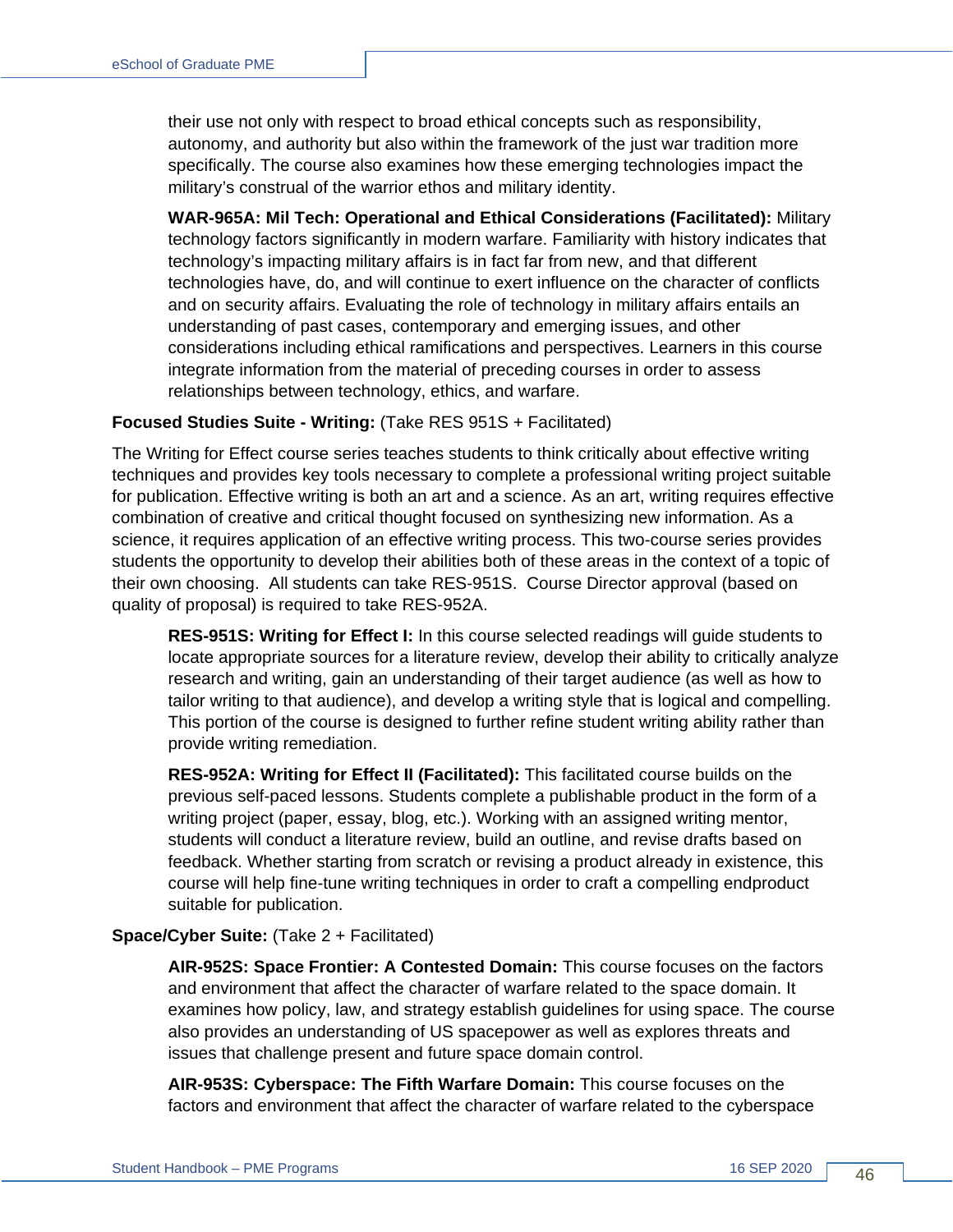their use not only with respect to broad ethical concepts such as responsibility, autonomy, and authority but also within the framework of the just war tradition more specifically. The course also examines how these emerging technologies impact the military's construal of the warrior ethos and military identity.

**WAR-965A: Mil Tech: Operational and Ethical Considerations (Facilitated):** Military technology factors significantly in modern warfare. Familiarity with history indicates that technology's impacting military affairs is in fact far from new, and that different technologies have, do, and will continue to exert influence on the character of conflicts and on security affairs. Evaluating the role of technology in military affairs entails an understanding of past cases, contemporary and emerging issues, and other considerations including ethical ramifications and perspectives. Learners in this course integrate information from the material of preceding courses in order to assess relationships between technology, ethics, and warfare.

**Focused Studies Suite - Writing:** (Take RES 951S + Facilitated)

The Writing for Effect course series teaches students to think critically about effective writing techniques and provides key tools necessary to complete a professional writing project suitable for publication. Effective writing is both an art and a science. As an art, writing requires effective combination of creative and critical thought focused on synthesizing new information. As a science, it requires application of an effective writing process. This two-course series provides students the opportunity to develop their abilities both of these areas in the context of a topic of their own choosing. All students can take RES-951S. Course Director approval (based on quality of proposal) is required to take RES-952A.

**RES-951S: Writing for Effect I:** In this course selected readings will guide students to locate appropriate sources for a literature review, develop their ability to critically analyze research and writing, gain an understanding of their target audience (as well as how to tailor writing to that audience), and develop a writing style that is logical and compelling. This portion of the course is designed to further refine student writing ability rather than provide writing remediation.

**RES-952A: Writing for Effect II (Facilitated):** This facilitated course builds on the previous self-paced lessons. Students complete a publishable product in the form of a writing project (paper, essay, blog, etc.). Working with an assigned writing mentor, students will conduct a literature review, build an outline, and revise drafts based on feedback. Whether starting from scratch or revising a product already in existence, this course will help fine-tune writing techniques in order to craft a compelling endproduct suitable for publication.

**Space/Cyber Suite:** (Take 2 + Facilitated)

**AIR-952S: Space Frontier: A Contested Domain:** This course focuses on the factors and environment that affect the character of warfare related to the space domain. It examines how policy, law, and strategy establish guidelines for using space. The course also provides an understanding of US spacepower as well as explores threats and issues that challenge present and future space domain control.

**AIR-953S: Cyberspace: The Fifth Warfare Domain:** This course focuses on the factors and environment that affect the character of warfare related to the cyberspace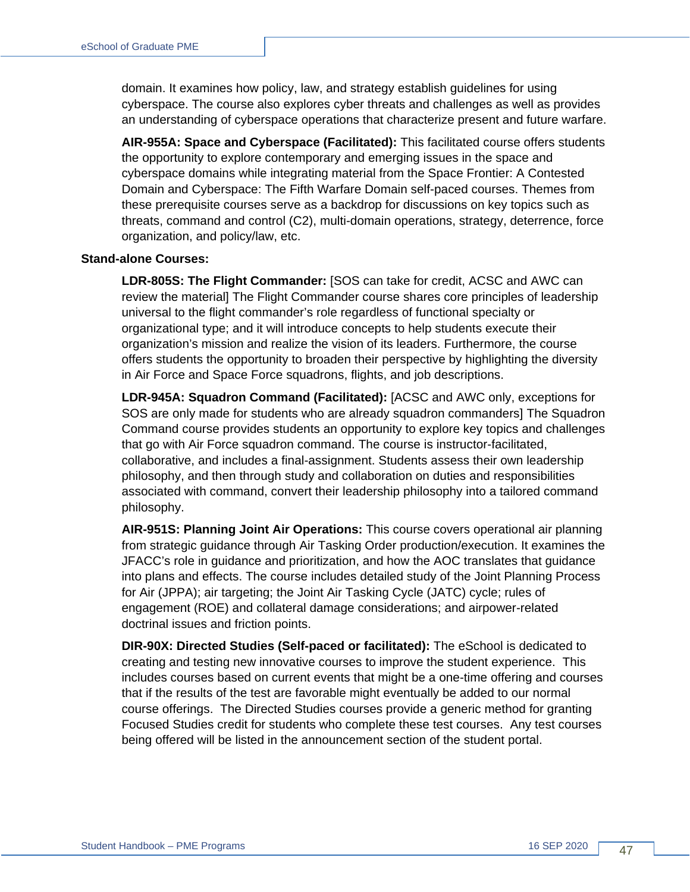domain. It examines how policy, law, and strategy establish guidelines for using cyberspace. The course also explores cyber threats and challenges as well as provides an understanding of cyberspace operations that characterize present and future warfare.

**AIR-955A: Space and Cyberspace (Facilitated):** This facilitated course offers students the opportunity to explore contemporary and emerging issues in the space and cyberspace domains while integrating material from the Space Frontier: A Contested Domain and Cyberspace: The Fifth Warfare Domain self-paced courses. Themes from these prerequisite courses serve as a backdrop for discussions on key topics such as threats, command and control (C2), multi-domain operations, strategy, deterrence, force organization, and policy/law, etc.

**Stand-alone Courses:**

**LDR-805S: The Flight Commander:** [SOS can take for credit, ACSC and AWC can review the material] The Flight Commander course shares core principles of leadership universal to the flight commander's role regardless of functional specialty or organizational type; and it will introduce concepts to help students execute their organization's mission and realize the vision of its leaders. Furthermore, the course offers students the opportunity to broaden their perspective by highlighting the diversity in Air Force and Space Force squadrons, flights, and job descriptions.

**LDR-945A: Squadron Command (Facilitated):** [ACSC and AWC only, exceptions for SOS are only made for students who are already squadron commanders] The Squadron Command course provides students an opportunity to explore key topics and challenges that go with Air Force squadron command. The course is instructor-facilitated, collaborative, and includes a final-assignment. Students assess their own leadership philosophy, and then through study and collaboration on duties and responsibilities associated with command, convert their leadership philosophy into a tailored command philosophy.

**AIR-951S: Planning Joint Air Operations:** This course covers operational air planning from strategic guidance through Air Tasking Order production/execution. It examines the JFACC's role in guidance and prioritization, and how the AOC translates that guidance into plans and effects. The course includes detailed study of the Joint Planning Process for Air (JPPA); air targeting; the Joint Air Tasking Cycle (JATC) cycle; rules of engagement (ROE) and collateral damage considerations; and airpower-related doctrinal issues and friction points.

**DIR-90X: Directed Studies (Self-paced or facilitated):** The eSchool is dedicated to creating and testing new innovative courses to improve the student experience. This includes courses based on current events that might be a one-time offering and courses that if the results of the test are favorable might eventually be added to our normal course offerings. The Directed Studies courses provide a generic method for granting Focused Studies credit for students who complete these test courses. Any test courses being offered will be listed in the announcement section of the student portal.